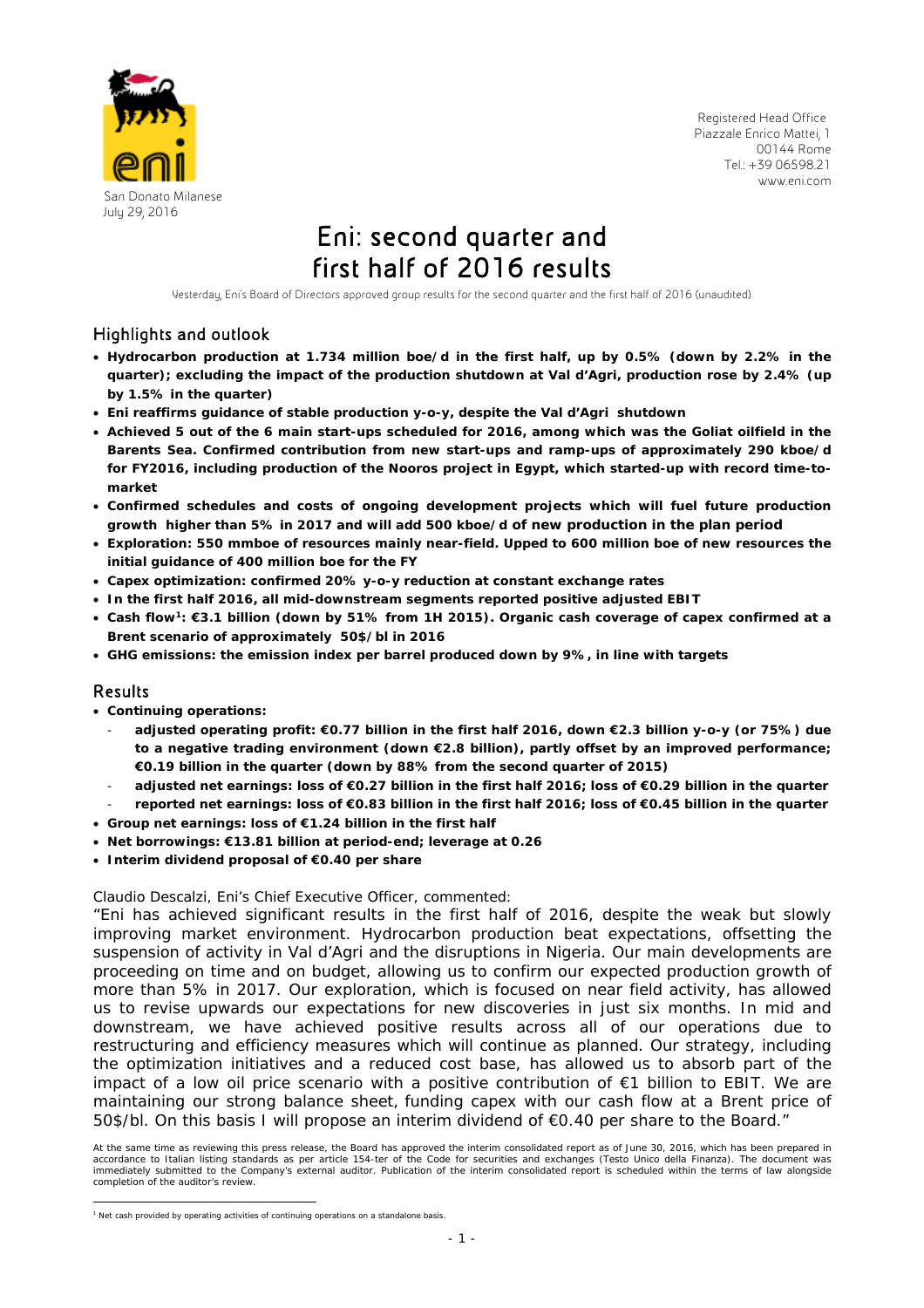Registered Head Office
Piazzale Enrico Mattei, 1
00144 Rome
Tel.: +39 06598.21
www.eni.com

San Donato Milanese
July 29, 2016

# Eni: second quarter and first half of 2016 results

Yesterday, Eni's Board of Directors approved group results for the second quarter and the first half of 2016 (unaudited).

## Highlights and outlook

- **Hydrocarbon production at 1.734 million boe/d in the first half, up by 0.5% (down by 2.2% in the quarter); excluding the impact of the production shutdown at Val d'Agri, production rose by 2.4% (up by 1.5% in the quarter)**
- **Eni reaffirms guidance of stable production y-o-y, despite the Val d'Agri shutdown**
- **Achieved 5 out of the 6 main start-ups scheduled for 2016, among which was the Goliat oilfield in the Barents Sea. Confirmed contribution from new start-ups and ramp-ups of approximately 290 kboe/d for FY2016, including production of the Nooros project in Egypt, which started-up with record time-to-market**
- **Confirmed schedules and costs of ongoing development projects which will fuel future production growth higher than 5% in 2017 and will add 500 kboe/d of new production in the plan period**
- **Exploration: 550 mmboe of resources mainly near-field. Upped to 600 million boe of new resources the initial guidance of 400 million boe for the FY**
- **Capex optimization: confirmed 20% y-o-y reduction at constant exchange rates**
- **In the first half 2016, all mid-downstream segments reported positive adjusted EBIT**
- **Cash flow[1]: €3.1 billion (down by 51% from 1H 2015). Organic cash coverage of capex confirmed at a Brent scenario of approximately 50$/bl in 2016**
- **GHG emissions: the emission index per barrel produced down by 9%, in line with targets**

## Results

- **Continuing operations:**
  - **adjusted operating profit: €0.77 billion in the first half 2016, down €2.3 billion y-o-y (or 75%) due to a negative trading environment (down €2.8 billion), partly offset by an improved performance; €0.19 billion in the quarter (down by 88% from the second quarter of 2015)**
  - **adjusted net earnings: loss of €0.27 billion in the first half 2016; loss of €0.29 billion in the quarter**
  - **reported net earnings: loss of €0.83 billion in the first half 2016; loss of €0.45 billion in the quarter**
- **Group net earnings: loss of €1.24 billion in the first half**
- **Net borrowings: €13.81 billion at period-end; leverage at 0.26**
- **Interim dividend proposal of €0.40 per share**

*Claudio Descalzi, Eni's Chief Executive Officer, commented:*

*"Eni has achieved significant results in the first half of 2016, despite the weak but slowly improving market environment. Hydrocarbon production beat expectations, offsetting the suspension of activity in Val d'Agri and the disruptions in Nigeria. Our main developments are proceeding on time and on budget, allowing us to confirm our expected production growth of more than 5% in 2017. Our exploration, which is focused on near field activity, has allowed us to revise upwards our expectations for new discoveries in just six months. In mid and downstream, we have achieved positive results across all of our operations due to restructuring and efficiency measures which will continue as planned. Our strategy, including the optimization initiatives and a reduced cost base, has allowed us to absorb part of the impact of a low oil price scenario with a positive contribution of €1 billion to EBIT. We are maintaining our strong balance sheet, funding capex with our cash flow at a Brent price of 50$/bl. On this basis I will propose an interim dividend of €0.40 per share to the Board."*

At the same time as reviewing this press release, the Board has approved the interim consolidated report as of June 30, 2016, which has been prepared in accordance to Italian listing standards as per article 154-ter of the Code for securities and exchanges (Testo Unico della Finanza). The document was immediately submitted to the Company's external auditor. Publication of the interim consolidated report is scheduled within the terms of law alongside completion of the auditor's review.

[1] Net cash provided by operating activities of continuing operations on a standalone basis.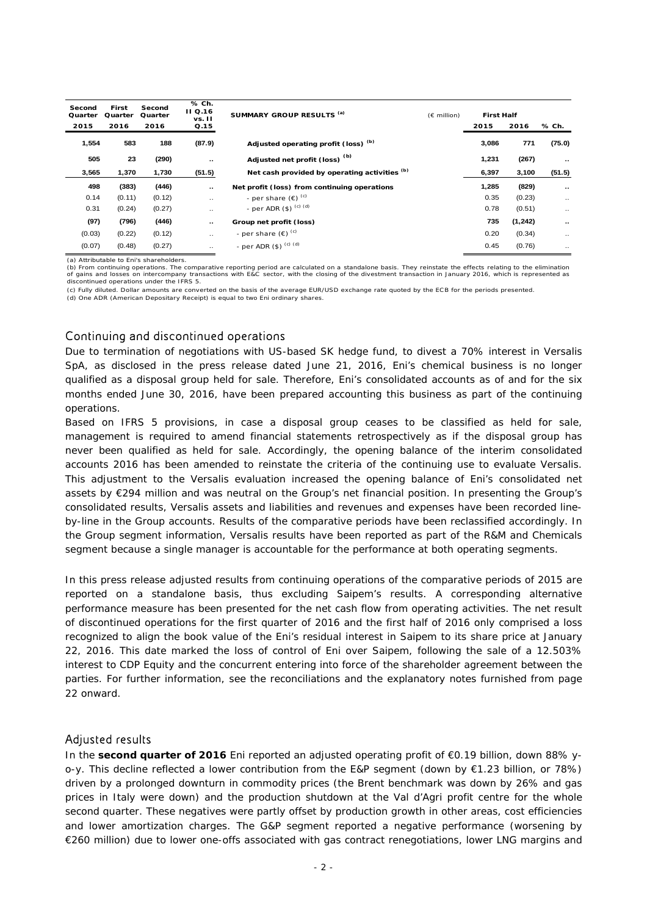| Second Quarter 2015 | First Quarter 2016 | Second Quarter 2016 | % Ch. II Q.16 vs. II Q.15 | SUMMARY GROUP RESULTS (a) | (€ million) | First Half 2015 | First Half 2016 | % Ch. |
|---|---|---|---|---|---|---|---|---|
| **1,554** | **583** | **188** | **(87.9)** | **Adjusted operating profit (loss) (b)** | | **3,086** | **771** | **(75.0)** |
| **505** | **23** | **(290)** | **..** | **Adjusted net profit (loss) (b)** | | **1,231** | **(267)** | **..** |
| **3,565** | **1,370** | **1,730** | **(51.5)** | **Net cash provided by operating activities (b)** | | **6,397** | **3,100** | **(51.5)** |
| **498** | **(383)** | **(446)** | **..** | **Net profit (loss) from continuing operations** | | **1,285** | **(829)** | **..** |
| 0.14 | (0.11) | (0.12) | .. | - per share (€) (c) | | 0.35 | (0.23) | .. |
| 0.31 | (0.24) | (0.27) | .. | - per ADR ($) (c) (d) | | 0.78 | (0.51) | .. |
| **(97)** | **(796)** | **(446)** | **..** | **Group net profit (loss)** | | **735** | **(1,242)** | **..** |
| (0.03) | (0.22) | (0.12) | .. | - per share (€) (c) | | 0.20 | (0.34) | .. |
| (0.07) | (0.48) | (0.27) | .. | - per ADR ($) (c) (d) | | 0.45 | (0.76) | .. |

(a) Attributable to Eni's shareholders.
(b) From continuing operations. The comparative reporting period are calculated on a standalone basis. They reinstate the effects relating to the elimination of gains and losses on intercompany transactions with E&C sector, with the closing of the divestment transaction in January 2016, which is represented as discontinued operations under the IFRS 5.
(c) Fully diluted. Dollar amounts are converted on the basis of the average EUR/USD exchange rate quoted by the ECB for the periods presented.
(d) One ADR (American Depositary Receipt) is equal to two Eni ordinary shares.

## Continuing and discontinued operations

Due to termination of negotiations with US-based SK hedge fund, to divest a 70% interest in Versalis SpA, as disclosed in the press release dated June 21, 2016, Eni's chemical business is no longer qualified as a disposal group held for sale. Therefore, Eni's consolidated accounts as of and for the six months ended June 30, 2016, have been prepared accounting this business as part of the continuing operations.

Based on IFRS 5 provisions, in case a disposal group ceases to be classified as held for sale, management is required to amend financial statements retrospectively as if the disposal group has never been qualified as held for sale. Accordingly, the opening balance of the interim consolidated accounts 2016 has been amended to reinstate the criteria of the continuing use to evaluate Versalis. This adjustment to the Versalis evaluation increased the opening balance of Eni's consolidated net assets by €294 million and was neutral on the Group's net financial position. In presenting the Group's consolidated results, Versalis assets and liabilities and revenues and expenses have been recorded line-by-line in the Group accounts. Results of the comparative periods have been reclassified accordingly. In the Group segment information, Versalis results have been reported as part of the R&M and Chemicals segment because a single manager is accountable for the performance at both operating segments.

In this press release adjusted results from continuing operations of the comparative periods of 2015 are reported on a standalone basis, thus excluding Saipem's results. A corresponding alternative performance measure has been presented for the net cash flow from operating activities. The net result of discontinued operations for the first quarter of 2016 and the first half of 2016 only comprised a loss recognized to align the book value of the Eni's residual interest in Saipem to its share price at January 22, 2016. This date marked the loss of control of Eni over Saipem, following the sale of a 12.503% interest to CDP Equity and the concurrent entering into force of the shareholder agreement between the parties. For further information, see the reconciliations and the explanatory notes furnished from page 22 onward.

## Adjusted results

In the **second quarter of 2016** Eni reported an adjusted operating profit of €0.19 billion, down 88% y-o-y. This decline reflected a lower contribution from the E&P segment (down by €1.23 billion, or 78%) driven by a prolonged downturn in commodity prices (the Brent benchmark was down by 26% and gas prices in Italy were down) and the production shutdown at the Val d'Agri profit centre for the whole second quarter. These negatives were partly offset by production growth in other areas, cost efficiencies and lower amortization charges. The G&P segment reported a negative performance (worsening by €260 million) due to lower one-offs associated with gas contract renegotiations, lower LNG margins and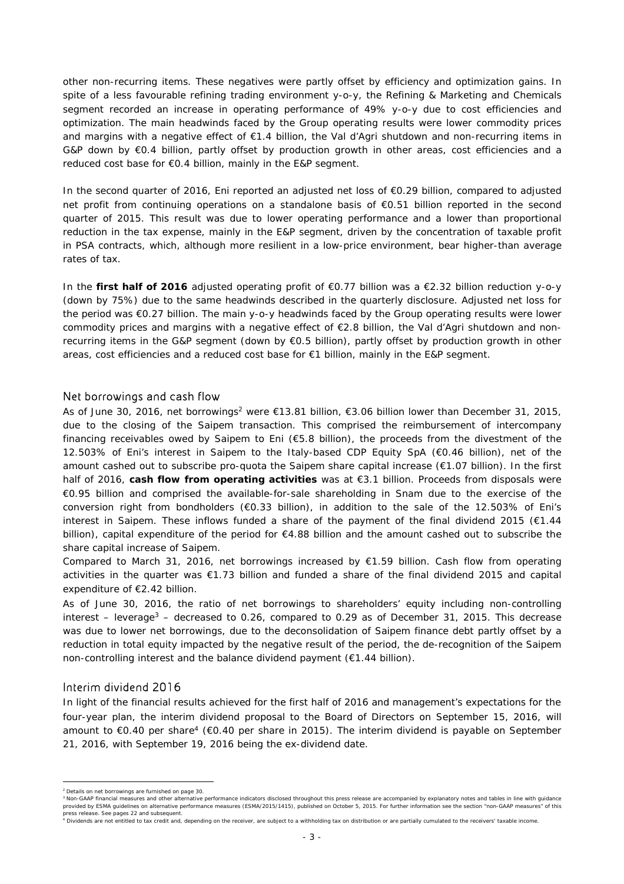other non-recurring items. These negatives were partly offset by efficiency and optimization gains. In spite of a less favourable refining trading environment y-o-y, the Refining & Marketing and Chemicals segment recorded an increase in operating performance of 49% y-o-y due to cost efficiencies and optimization. The main headwinds faced by the Group operating results were lower commodity prices and margins with a negative effect of €1.4 billion, the Val d'Agri shutdown and non-recurring items in G&P down by €0.4 billion, partly offset by production growth in other areas, cost efficiencies and a reduced cost base for €0.4 billion, mainly in the E&P segment.

In the second quarter of 2016, Eni reported an adjusted net loss of €0.29 billion, compared to adjusted net profit from continuing operations on a standalone basis of €0.51 billion reported in the second quarter of 2015. This result was due to lower operating performance and a lower than proportional reduction in the tax expense, mainly in the E&P segment, driven by the concentration of taxable profit in PSA contracts, which, although more resilient in a low-price environment, bear higher-than average rates of tax.

In the **first half of 2016** adjusted operating profit of €0.77 billion was a €2.32 billion reduction y-o-y (down by 75%) due to the same headwinds described in the quarterly disclosure. Adjusted net loss for the period was €0.27 billion. The main y-o-y headwinds faced by the Group operating results were lower commodity prices and margins with a negative effect of €2.8 billion, the Val d'Agri shutdown and non-recurring items in the G&P segment (down by €0.5 billion), partly offset by production growth in other areas, cost efficiencies and a reduced cost base for €1 billion, mainly in the E&P segment.

## Net borrowings and cash flow

As of June 30, 2016, net borrowings[2] were €13.81 billion, €3.06 billion lower than December 31, 2015, due to the closing of the Saipem transaction. This comprised the reimbursement of intercompany financing receivables owed by Saipem to Eni (€5.8 billion), the proceeds from the divestment of the 12.503% of Eni's interest in Saipem to the Italy-based CDP Equity SpA (€0.46 billion), net of the amount cashed out to subscribe pro-quota the Saipem share capital increase (€1.07 billion). In the first half of 2016, **cash flow from operating activities** was at €3.1 billion. Proceeds from disposals were €0.95 billion and comprised the available-for-sale shareholding in Snam due to the exercise of the conversion right from bondholders (€0.33 billion), in addition to the sale of the 12.503% of Eni's interest in Saipem. These inflows funded a share of the payment of the final dividend 2015 (€1.44 billion), capital expenditure of the period for €4.88 billion and the amount cashed out to subscribe the share capital increase of Saipem.

Compared to March 31, 2016, net borrowings increased by €1.59 billion. Cash flow from operating activities in the quarter was €1.73 billion and funded a share of the final dividend 2015 and capital expenditure of €2.42 billion.

As of June 30, 2016, the ratio of net borrowings to shareholders' equity including non-controlling interest – leverage[3] – decreased to 0.26, compared to 0.29 as of December 31, 2015. This decrease was due to lower net borrowings, due to the deconsolidation of Saipem finance debt partly offset by a reduction in total equity impacted by the negative result of the period, the de-recognition of the Saipem non-controlling interest and the balance dividend payment (€1.44 billion).

## Interim dividend 2016

In light of the financial results achieved for the first half of 2016 and management's expectations for the four-year plan, the interim dividend proposal to the Board of Directors on September 15, 2016, will amount to €0.40 per share[4] (€0.40 per share in 2015). The interim dividend is payable on September 21, 2016, with September 19, 2016 being the ex-dividend date.

---

[2] Details on net borrowings are furnished on page 30.

[3] Non-GAAP financial measures and other alternative performance indicators disclosed throughout this press release are accompanied by explanatory notes and tables in line with guidance provided by ESMA guidelines on alternative performance measures (ESMA/2015/1415), published on October 5, 2015. For further information see the section "non-GAAP measures" of this press release. See pages 22 and subsequent.

[4] Dividends are not entitled to tax credit and, depending on the receiver, are subject to a withholding tax on distribution or are partially cumulated to the receivers' taxable income.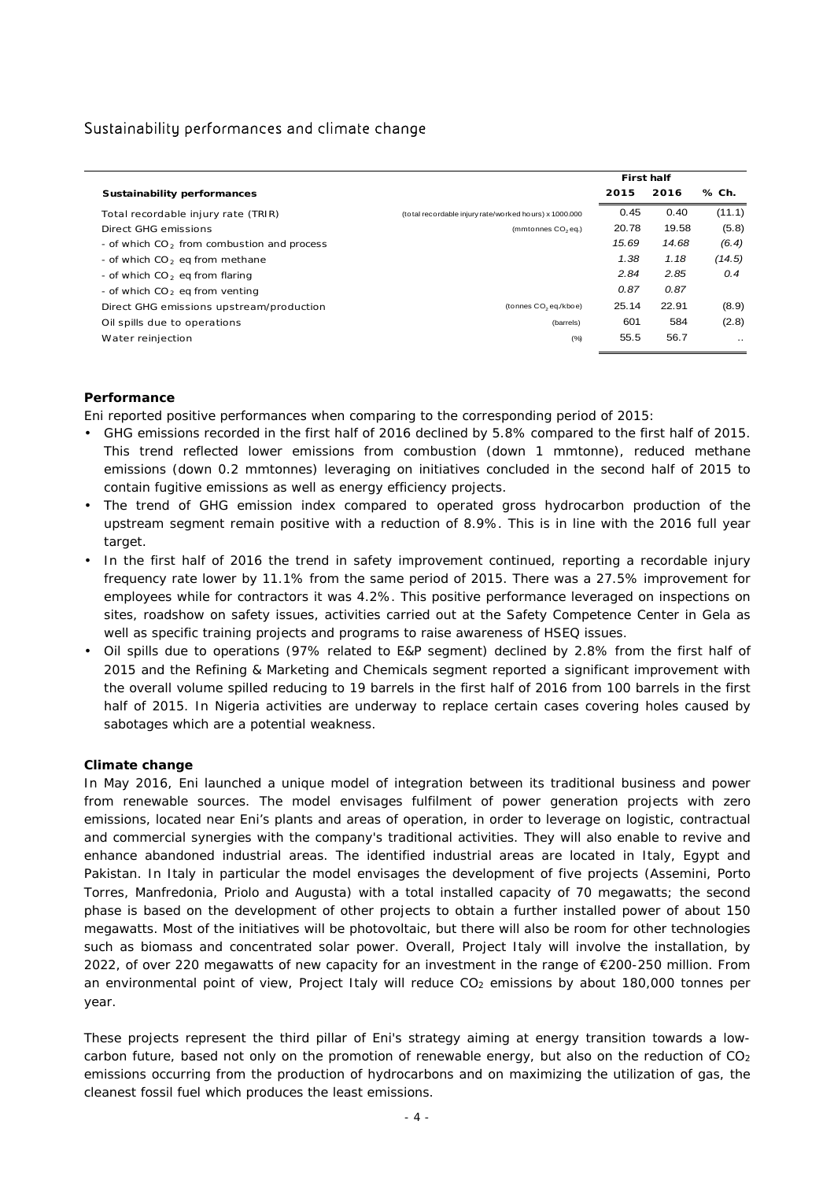## Sustainability performances and climate change

| Sustainability performances | | First half 2015 | 2016 | % Ch. |
|---|---|---|---|---|
| Total recordable injury rate (TRIR) | (total recordable injury rate/worked hours) x 1000.000 | 0.45 | 0.40 | (11.1) |
| Direct GHG emissions | (mmtonnes $CO_2$ eq.) | 20.78 | 19.58 | (5.8) |
| - of which $CO_2$ from combustion and process | | *15.69* | *14.68* | *(6.4)* |
| - of which $CO_2$ eq from methane | | *1.38* | *1.18* | *(14.5)* |
| - of which $CO_2$ eq from flaring | | *2.84* | *2.85* | *0.4* |
| - of which $CO_2$ eq from venting | | *0.87* | *0.87* | |
| Direct GHG emissions upstream/production | (tonnes $CO_2$ eq./kboe) | 25.14 | 22.91 | (8.9) |
| Oil spills due to operations | (barrels) | 601 | 584 | (2.8) |
| Water reinjection | (%) | 55.5 | 56.7 | .. |

**Performance**

Eni reported positive performances when comparing to the corresponding period of 2015:

- GHG emissions recorded in the first half of 2016 declined by 5.8% compared to the first half of 2015. This trend reflected lower emissions from combustion (down 1 mmtonne), reduced methane emissions (down 0.2 mmtonnes) leveraging on initiatives concluded in the second half of 2015 to contain fugitive emissions as well as energy efficiency projects.
- The trend of GHG emission index compared to operated gross hydrocarbon production of the upstream segment remain positive with a reduction of 8.9%. This is in line with the 2016 full year target.
- In the first half of 2016 the trend in safety improvement continued, reporting a recordable injury frequency rate lower by 11.1% from the same period of 2015. There was a 27.5% improvement for employees while for contractors it was 4.2%. This positive performance leveraged on inspections on sites, roadshow on safety issues, activities carried out at the Safety Competence Center in Gela as well as specific training projects and programs to raise awareness of HSEQ issues.
- Oil spills due to operations (97% related to E&P segment) declined by 2.8% from the first half of 2015 and the Refining & Marketing and Chemicals segment reported a significant improvement with the overall volume spilled reducing to 19 barrels in the first half of 2016 from 100 barrels in the first half of 2015. In Nigeria activities are underway to replace certain cases covering holes caused by sabotages which are a potential weakness.

**Climate change**

In May 2016, Eni launched a unique model of integration between its traditional business and power from renewable sources. The model envisages fulfilment of power generation projects with zero emissions, located near Eni's plants and areas of operation, in order to leverage on logistic, contractual and commercial synergies with the company's traditional activities. They will also enable to revive and enhance abandoned industrial areas. The identified industrial areas are located in Italy, Egypt and Pakistan. In Italy in particular the model envisages the development of five projects (Assemini, Porto Torres, Manfredonia, Priolo and Augusta) with a total installed capacity of 70 megawatts; the second phase is based on the development of other projects to obtain a further installed power of about 150 megawatts. Most of the initiatives will be photovoltaic, but there will also be room for other technologies such as biomass and concentrated solar power. Overall, Project Italy will involve the installation, by 2022, of over 220 megawatts of new capacity for an investment in the range of €200-250 million. From an environmental point of view, Project Italy will reduce $CO_2$ emissions by about 180,000 tonnes per year.

These projects represent the third pillar of Eni's strategy aiming at energy transition towards a low-carbon future, based not only on the promotion of renewable energy, but also on the reduction of $CO_2$ emissions occurring from the production of hydrocarbons and on maximizing the utilization of gas, the cleanest fossil fuel which produces the least emissions.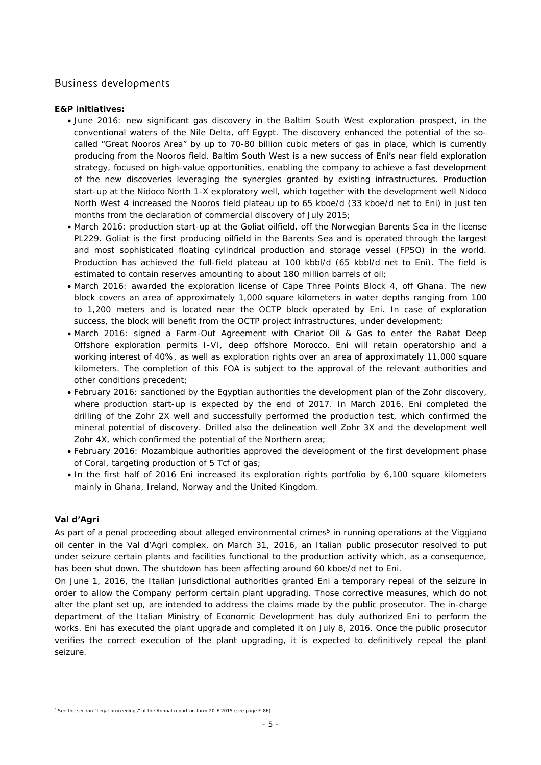## Business developments

**E&P initiatives:**

- June 2016: new significant gas discovery in the Baltim South West exploration prospect, in the conventional waters of the Nile Delta, off Egypt. The discovery enhanced the potential of the so-called "Great Nooros Area" by up to 70-80 billion cubic meters of gas in place, which is currently producing from the Nooros field. Baltim South West is a new success of Eni's near field exploration strategy, focused on high-value opportunities, enabling the company to achieve a fast development of the new discoveries leveraging the synergies granted by existing infrastructures. Production start-up at the Nidoco North 1-X exploratory well, which together with the development well Nidoco North West 4 increased the Nooros field plateau up to 65 kboe/d (33 kboe/d net to Eni) in just ten months from the declaration of commercial discovery of July 2015;
- March 2016: production start-up at the Goliat oilfield, off the Norwegian Barents Sea in the license PL229. Goliat is the first producing oilfield in the Barents Sea and is operated through the largest and most sophisticated floating cylindrical production and storage vessel (FPSO) in the world. Production has achieved the full-field plateau at 100 kbbl/d (65 kbbl/d net to Eni). The field is estimated to contain reserves amounting to about 180 million barrels of oil;
- March 2016: awarded the exploration license of Cape Three Points Block 4, off Ghana. The new block covers an area of approximately 1,000 square kilometers in water depths ranging from 100 to 1,200 meters and is located near the OCTP block operated by Eni. In case of exploration success, the block will benefit from the OCTP project infrastructures, under development;
- March 2016: signed a Farm-Out Agreement with Chariot Oil & Gas to enter the Rabat Deep Offshore exploration permits I-VI, deep offshore Morocco. Eni will retain operatorship and a working interest of 40%, as well as exploration rights over an area of approximately 11,000 square kilometers. The completion of this FOA is subject to the approval of the relevant authorities and other conditions precedent;
- February 2016: sanctioned by the Egyptian authorities the development plan of the Zohr discovery, where production start-up is expected by the end of 2017. In March 2016, Eni completed the drilling of the Zohr 2X well and successfully performed the production test, which confirmed the mineral potential of discovery. Drilled also the delineation well Zohr 3X and the development well Zohr 4X, which confirmed the potential of the Northern area;
- February 2016: Mozambique authorities approved the development of the first development phase of Coral, targeting production of 5 Tcf of gas;
- In the first half of 2016 Eni increased its exploration rights portfolio by 6,100 square kilometers mainly in Ghana, Ireland, Norway and the United Kingdom.

**Val d'Agri**

As part of a penal proceeding about alleged environmental crimes[5] in running operations at the Viggiano oil center in the Val d'Agri complex, on March 31, 2016, an Italian public prosecutor resolved to put under seizure certain plants and facilities functional to the production activity which, as a consequence, has been shut down. The shutdown has been affecting around 60 kboe/d net to Eni.

On June 1, 2016, the Italian jurisdictional authorities granted Eni a temporary repeal of the seizure in order to allow the Company perform certain plant upgrading. Those corrective measures, which do not alter the plant set up, are intended to address the claims made by the public prosecutor. The in-charge department of the Italian Ministry of Economic Development has duly authorized Eni to perform the works. Eni has executed the plant upgrade and completed it on July 8, 2016. Once the public prosecutor verifies the correct execution of the plant upgrading, it is expected to definitively repeal the plant seizure.

[5] See the section "Legal proceedings" of the Annual report on form 20-F 2015 (see page F-86).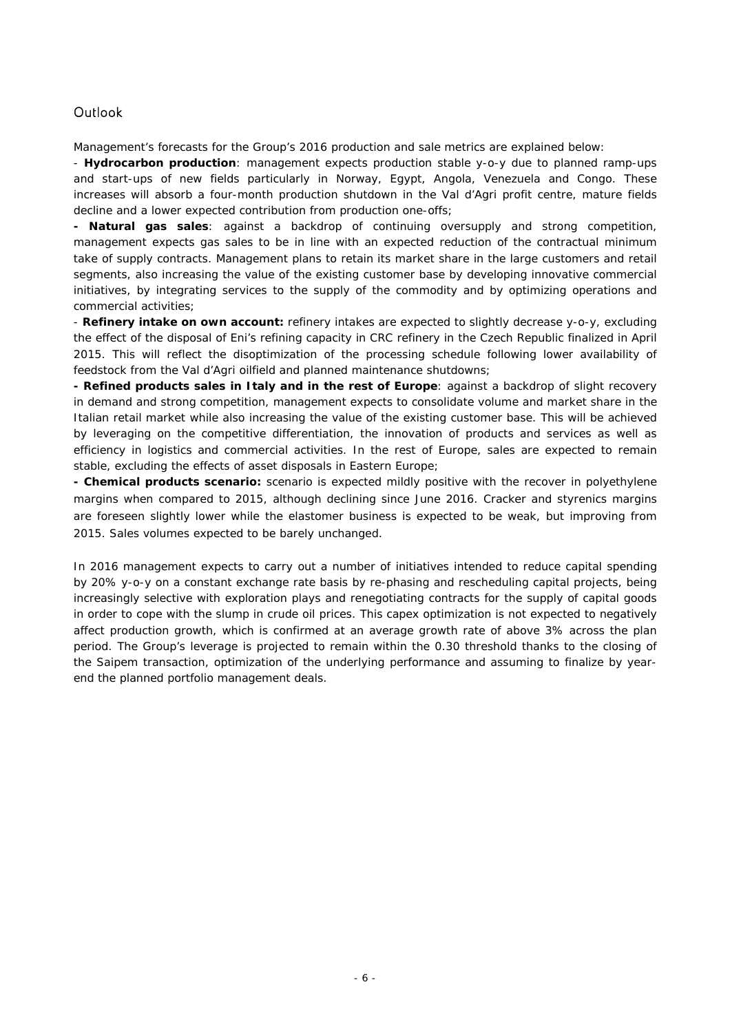## Outlook

Management's forecasts for the Group's 2016 production and sale metrics are explained below:

- **Hydrocarbon production**: management expects production stable y-o-y due to planned ramp-ups and start-ups of new fields particularly in Norway, Egypt, Angola, Venezuela and Congo. These increases will absorb a four-month production shutdown in the Val d'Agri profit centre, mature fields decline and a lower expected contribution from production one-offs;
- **Natural gas sales**: against a backdrop of continuing oversupply and strong competition, management expects gas sales to be in line with an expected reduction of the contractual minimum take of supply contracts. Management plans to retain its market share in the large customers and retail segments, also increasing the value of the existing customer base by developing innovative commercial initiatives, by integrating services to the supply of the commodity and by optimizing operations and commercial activities;
- **Refinery intake on own account:** refinery intakes are expected to slightly decrease y-o-y, excluding the effect of the disposal of Eni's refining capacity in CRC refinery in the Czech Republic finalized in April 2015. This will reflect the disoptimization of the processing schedule following lower availability of feedstock from the Val d'Agri oilfield and planned maintenance shutdowns;
- **Refined products sales in Italy and in the rest of Europe**: against a backdrop of slight recovery in demand and strong competition, management expects to consolidate volume and market share in the Italian retail market while also increasing the value of the existing customer base. This will be achieved by leveraging on the competitive differentiation, the innovation of products and services as well as efficiency in logistics and commercial activities. In the rest of Europe, sales are expected to remain stable, excluding the effects of asset disposals in Eastern Europe;
- **Chemical products scenario:** scenario is expected mildly positive with the recover in polyethylene margins when compared to 2015, although declining since June 2016. Cracker and styrenics margins are foreseen slightly lower while the elastomer business is expected to be weak, but improving from 2015. Sales volumes expected to be barely unchanged.

In 2016 management expects to carry out a number of initiatives intended to reduce capital spending by 20% y-o-y on a constant exchange rate basis by re-phasing and rescheduling capital projects, being increasingly selective with exploration plays and renegotiating contracts for the supply of capital goods in order to cope with the slump in crude oil prices. This capex optimization is not expected to negatively affect production growth, which is confirmed at an average growth rate of above 3% across the plan period. The Group's leverage is projected to remain within the 0.30 threshold thanks to the closing of the Saipem transaction, optimization of the underlying performance and assuming to finalize by year-end the planned portfolio management deals.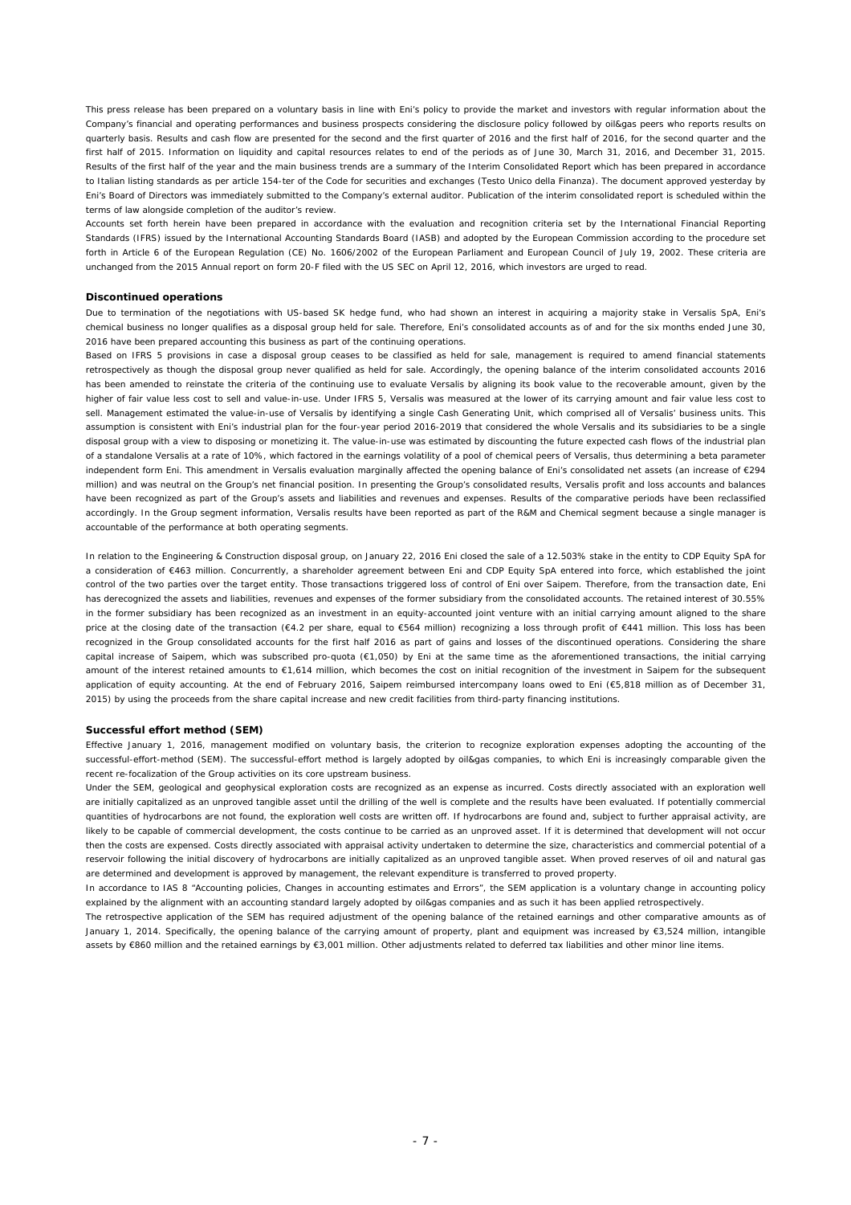This press release has been prepared on a voluntary basis in line with Eni's policy to provide the market and investors with regular information about the Company's financial and operating performances and business prospects considering the disclosure policy followed by oil&gas peers who reports results on quarterly basis. Results and cash flow are presented for the second and the first quarter of 2016 and the first half of 2016, for the second quarter and the first half of 2015. Information on liquidity and capital resources relates to end of the periods as of June 30, March 31, 2016, and December 31, 2015. Results of the first half of the year and the main business trends are a summary of the Interim Consolidated Report which has been prepared in accordance to Italian listing standards as per article 154-ter of the Code for securities and exchanges (Testo Unico della Finanza). The document approved yesterday by Eni's Board of Directors was immediately submitted to the Company's external auditor. Publication of the interim consolidated report is scheduled within the terms of law alongside completion of the auditor's review.

Accounts set forth herein have been prepared in accordance with the evaluation and recognition criteria set by the International Financial Reporting Standards (IFRS) issued by the International Accounting Standards Board (IASB) and adopted by the European Commission according to the procedure set forth in Article 6 of the European Regulation (CE) No. 1606/2002 of the European Parliament and European Council of July 19, 2002. These criteria are unchanged from the 2015 Annual report on form 20-F filed with the US SEC on April 12, 2016, which investors are urged to read.

**Discontinued operations**

Due to termination of the negotiations with US-based SK hedge fund, who had shown an interest in acquiring a majority stake in Versalis SpA, Eni's chemical business no longer qualifies as a disposal group held for sale. Therefore, Eni's consolidated accounts as of and for the six months ended June 30, 2016 have been prepared accounting this business as part of the continuing operations.

Based on IFRS 5 provisions in case a disposal group ceases to be classified as held for sale, management is required to amend financial statements retrospectively as though the disposal group never qualified as held for sale. Accordingly, the opening balance of the interim consolidated accounts 2016 has been amended to reinstate the criteria of the continuing use to evaluate Versalis by aligning its book value to the recoverable amount, given by the higher of fair value less cost to sell and value-in-use. Under IFRS 5, Versalis was measured at the lower of its carrying amount and fair value less cost to sell. Management estimated the value-in-use of Versalis by identifying a single Cash Generating Unit, which comprised all of Versalis' business units. This assumption is consistent with Eni's industrial plan for the four-year period 2016-2019 that considered the whole Versalis and its subsidiaries to be a single disposal group with a view to disposing or monetizing it. The value-in-use was estimated by discounting the future expected cash flows of the industrial plan of a standalone Versalis at a rate of 10%, which factored in the earnings volatility of a pool of chemical peers of Versalis, thus determining a beta parameter independent form Eni. This amendment in Versalis evaluation marginally affected the opening balance of Eni's consolidated net assets (an increase of €294 million) and was neutral on the Group's net financial position. In presenting the Group's consolidated results, Versalis profit and loss accounts and balances have been recognized as part of the Group's assets and liabilities and revenues and expenses. Results of the comparative periods have been reclassified accordingly. In the Group segment information, Versalis results have been reported as part of the R&M and Chemical segment because a single manager is accountable of the performance at both operating segments.

In relation to the Engineering & Construction disposal group, on January 22, 2016 Eni closed the sale of a 12.503% stake in the entity to CDP Equity SpA for a consideration of €463 million. Concurrently, a shareholder agreement between Eni and CDP Equity SpA entered into force, which established the joint control of the two parties over the target entity. Those transactions triggered loss of control of Eni over Saipem. Therefore, from the transaction date, Eni has derecognized the assets and liabilities, revenues and expenses of the former subsidiary from the consolidated accounts. The retained interest of 30.55% in the former subsidiary has been recognized as an investment in an equity-accounted joint venture with an initial carrying amount aligned to the share price at the closing date of the transaction (€4.2 per share, equal to €564 million) recognizing a loss through profit of €441 million. This loss has been recognized in the Group consolidated accounts for the first half 2016 as part of gains and losses of the discontinued operations. Considering the share capital increase of Saipem, which was subscribed pro-quota (€1,050) by Eni at the same time as the aforementioned transactions, the initial carrying amount of the interest retained amounts to €1,614 million, which becomes the cost on initial recognition of the investment in Saipem for the subsequent application of equity accounting. At the end of February 2016, Saipem reimbursed intercompany loans owed to Eni (€5,818 million as of December 31, 2015) by using the proceeds from the share capital increase and new credit facilities from third-party financing institutions.

**Successful effort method (SEM)**

Effective January 1, 2016, management modified on voluntary basis, the criterion to recognize exploration expenses adopting the accounting of the successful-effort-method (SEM). The successful-effort method is largely adopted by oil&gas companies, to which Eni is increasingly comparable given the recent re-focalization of the Group activities on its core upstream business.

Under the SEM, geological and geophysical exploration costs are recognized as an expense as incurred. Costs directly associated with an exploration well are initially capitalized as an unproved tangible asset until the drilling of the well is complete and the results have been evaluated. If potentially commercial quantities of hydrocarbons are not found, the exploration well costs are written off. If hydrocarbons are found and, subject to further appraisal activity, are likely to be capable of commercial development, the costs continue to be carried as an unproved asset. If it is determined that development will not occur then the costs are expensed. Costs directly associated with appraisal activity undertaken to determine the size, characteristics and commercial potential of a reservoir following the initial discovery of hydrocarbons are initially capitalized as an unproved tangible asset. When proved reserves of oil and natural gas are determined and development is approved by management, the relevant expenditure is transferred to proved property.

In accordance to IAS 8 "Accounting policies, Changes in accounting estimates and Errors", the SEM application is a voluntary change in accounting policy explained by the alignment with an accounting standard largely adopted by oil&gas companies and as such it has been applied retrospectively.

The retrospective application of the SEM has required adjustment of the opening balance of the retained earnings and other comparative amounts as of January 1, 2014. Specifically, the opening balance of the carrying amount of property, plant and equipment was increased by €3,524 million, intangible assets by €860 million and the retained earnings by €3,001 million. Other adjustments related to deferred tax liabilities and other minor line items.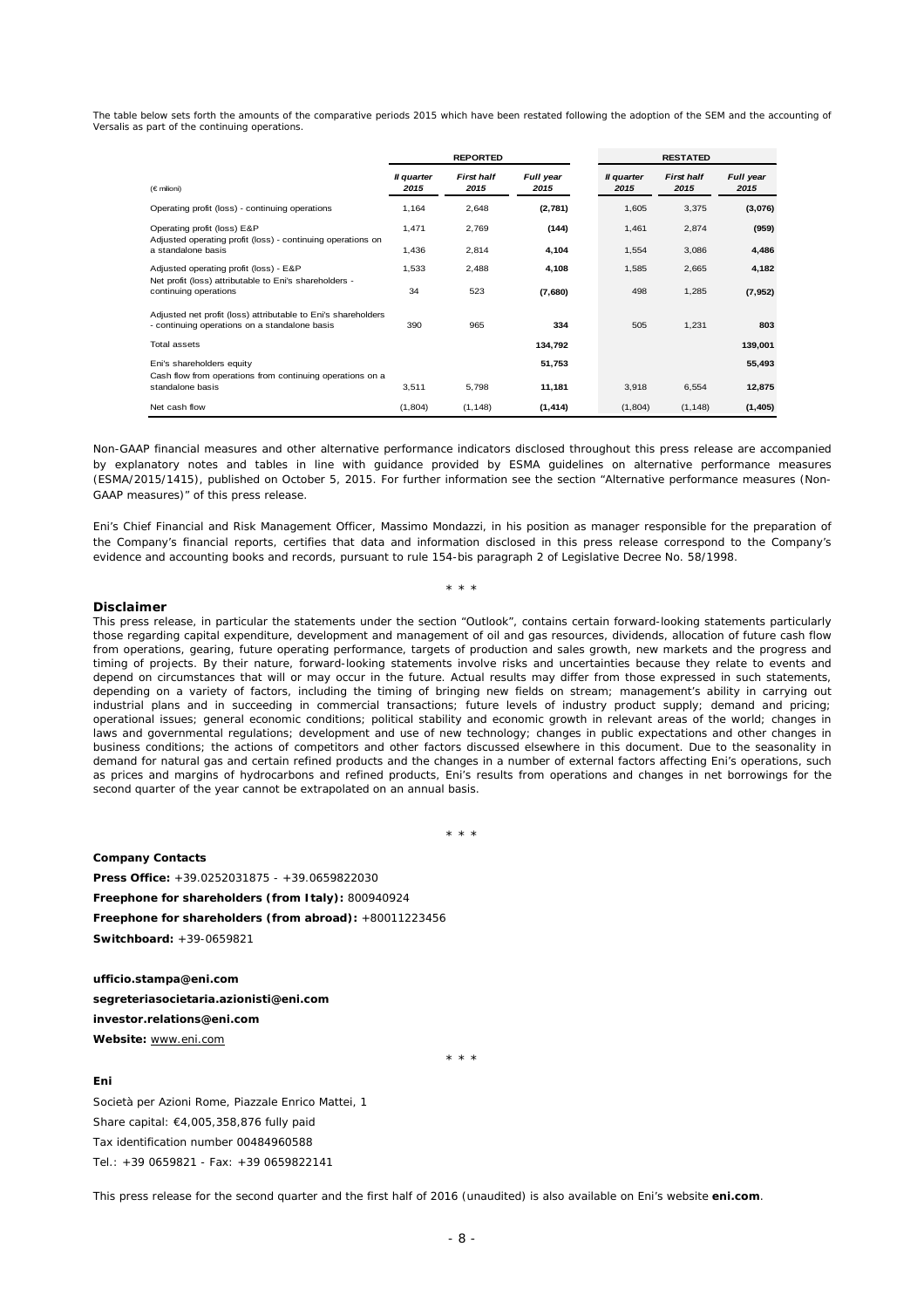The table below sets forth the amounts of the comparative periods 2015 which have been restated following the adoption of the SEM and the accounting of Versalis as part of the continuing operations.

| | REPORTED | | | RESTATED | | |
|---|---|---|---|---|---|---|
| (€ milioni) | II quarter 2015 | First half 2015 | Full year 2015 | II quarter 2015 | First half 2015 | Full year 2015 |
| Operating profit (loss) - continuing operations | 1,164 | 2,648 | **(2,781)** | 1,605 | 3,375 | **(3,076)** |
| Operating profit (loss) E&P | 1,471 | 2,769 | **(144)** | 1,461 | 2,874 | **(959)** |
| Adjusted operating profit (loss) - continuing operations on a standalone basis | 1,436 | 2,814 | **4,104** | 1,554 | 3,086 | **4,486** |
| Adjusted operating profit (loss) - E&P | 1,533 | 2,488 | **4,108** | 1,585 | 2,665 | **4,182** |
| Net profit (loss) attributable to Eni's shareholders - continuing operations | 34 | 523 | **(7,680)** | 498 | 1,285 | **(7,952)** |
| Adjusted net profit (loss) attributable to Eni's shareholders - continuing operations on a standalone basis | 390 | 965 | **334** | 505 | 1,231 | **803** |
| Total assets | | | **134,792** | | | **139,001** |
| Eni's shareholders equity | | | **51,753** | | | **55,493** |
| Cash flow from operations from continuing operations on a standalone basis | 3,511 | 5,798 | **11,181** | 3,918 | 6,554 | **12,875** |
| Net cash flow | (1,804) | (1,148) | **(1,414)** | (1,804) | (1,148) | **(1,405)** |

Non-GAAP financial measures and other alternative performance indicators disclosed throughout this press release are accompanied by explanatory notes and tables in line with guidance provided by ESMA guidelines on alternative performance measures (ESMA/2015/1415), published on October 5, 2015. For further information see the section "Alternative performance measures (Non-GAAP measures)" of this press release.

Eni's Chief Financial and Risk Management Officer, Massimo Mondazzi, in his position as manager responsible for the preparation of the Company's financial reports, certifies that data and information disclosed in this press release correspond to the Company's evidence and accounting books and records, pursuant to rule 154-bis paragraph 2 of Legislative Decree No. 58/1998.

\* \* \*

**Disclaimer**

This press release, in particular the statements under the section "Outlook", contains certain forward-looking statements particularly those regarding capital expenditure, development and management of oil and gas resources, dividends, allocation of future cash flow from operations, gearing, future operating performance, targets of production and sales growth, new markets and the progress and timing of projects. By their nature, forward-looking statements involve risks and uncertainties because they relate to events and depend on circumstances that will or may occur in the future. Actual results may differ from those expressed in such statements, depending on a variety of factors, including the timing of bringing new fields on stream; management's ability in carrying out industrial plans and in succeeding in commercial transactions; future levels of industry product supply; demand and pricing; operational issues; general economic conditions; political stability and economic growth in relevant areas of the world; changes in laws and governmental regulations; development and use of new technology; changes in public expectations and other changes in business conditions; the actions of competitors and other factors discussed elsewhere in this document. Due to the seasonality in demand for natural gas and certain refined products and the changes in a number of external factors affecting Eni's operations, such as prices and margins of hydrocarbons and refined products, Eni's results from operations and changes in net borrowings for the second quarter of the year cannot be extrapolated on an annual basis.

\* \* \*

**Company Contacts**

**Press Office:** +39.0252031875 - +39.0659822030

**Freephone for shareholders (from Italy):** 800940924

**Freephone for shareholders (from abroad):** +80011223456

**Switchboard:** +39-0659821

**ufficio.stampa@eni.com**

**segreteriasocietaria.azionisti@eni.com**

**investor.relations@eni.com**

**Website:** www.eni.com

\* \* \*

**Eni**

Società per Azioni Rome, Piazzale Enrico Mattei, 1

Share capital: €4,005,358,876 fully paid

Tax identification number 00484960588

Tel.: +39 0659821 - Fax: +39 0659822141

This press release for the second quarter and the first half of 2016 (unaudited) is also available on Eni's website **eni.com**.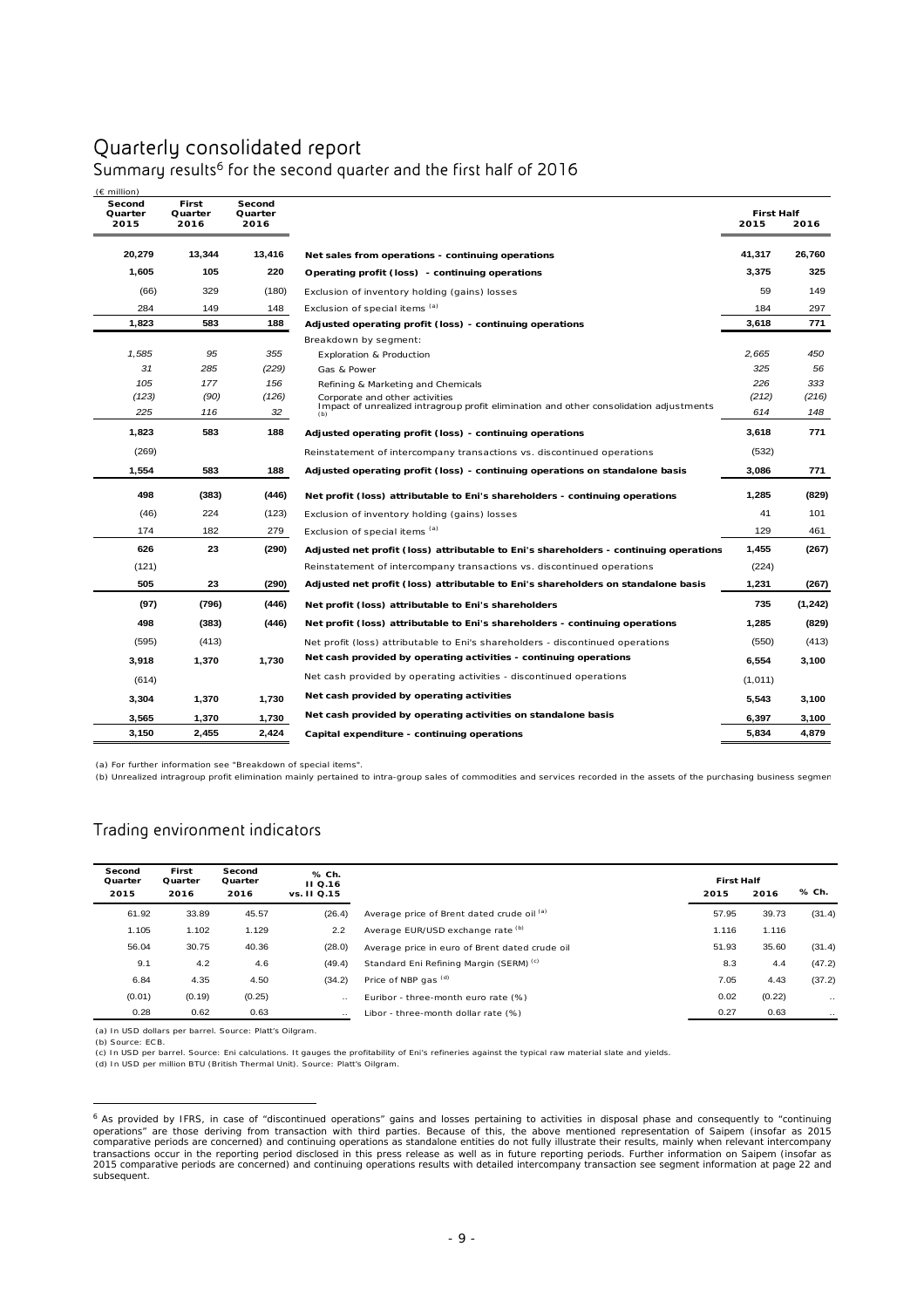# Quarterly consolidated report

## Summary results[6] for the second quarter and the first half of 2016

(€ million)

| Second Quarter 2015 | First Quarter 2016 | Second Quarter 2016 | | First Half 2015 | First Half 2016 |
|---|---|---|---|---|---|
| 20,279 | 13,344 | 13,416 | **Net sales from operations - continuing operations** | 41,317 | 26,760 |
| 1,605 | 105 | 220 | **Operating profit (loss) - continuing operations** | 3,375 | 325 |
| (66) | 329 | (180) | Exclusion of inventory holding (gains) losses | 59 | 149 |
| 284 | 149 | 148 | Exclusion of special items [(a)] | 184 | 297 |
| 1,823 | 583 | 188 | **Adjusted operating profit (loss) - continuing operations** | 3,618 | 771 |
| | | | Breakdown by segment: | | |
| *1,585* | *95* | *355* | Exploration & Production | *2,665* | *450* |
| *31* | *285* | *(229)* | Gas & Power | *325* | *56* |
| *105* | *177* | *156* | Refining & Marketing and Chemicals | *226* | *333* |
| *(123)* | *(90)* | *(126)* | Corporate and other activities | *(212)* | *(216)* |
| *225* | *116* | *32* | Impact of unrealized intragroup profit elimination and other consolidation adjustments [(b)] | *614* | *148* |
| 1,823 | 583 | 188 | **Adjusted operating profit (loss) - continuing operations** | 3,618 | 771 |
| (269) | | | Reinstatement of intercompany transactions vs. discontinued operations | (532) | |
| 1,554 | 583 | 188 | **Adjusted operating profit (loss) - continuing operations on standalone basis** | 3,086 | 771 |
| 498 | (383) | (446) | **Net profit (loss) attributable to Eni's shareholders - continuing operations** | 1,285 | (829) |
| (46) | 224 | (123) | Exclusion of inventory holding (gains) losses | 41 | 101 |
| 174 | 182 | 279 | Exclusion of special items [(a)] | 129 | 461 |
| 626 | 23 | (290) | **Adjusted net profit (loss) attributable to Eni's shareholders - continuing operations** | 1,455 | (267) |
| (121) | | | Reinstatement of intercompany transactions vs. discontinued operations | (224) | |
| 505 | 23 | (290) | **Adjusted net profit (loss) attributable to Eni's shareholders on standalone basis** | 1,231 | (267) |
| (97) | (796) | (446) | **Net profit (loss) attributable to Eni's shareholders** | 735 | (1,242) |
| 498 | (383) | (446) | **Net profit (loss) attributable to Eni's shareholders - continuing operations** | 1,285 | (829) |
| (595) | (413) | | Net profit (loss) attributable to Eni's shareholders - discontinued operations | (550) | (413) |
| 3,918 | 1,370 | 1,730 | **Net cash provided by operating activities - continuing operations** | 6,554 | 3,100 |
| (614) | | | Net cash provided by operating activities - discontinued operations | (1,011) | |
| 3,304 | 1,370 | 1,730 | **Net cash provided by operating activities** | 5,543 | 3,100 |
| 3,565 | 1,370 | 1,730 | **Net cash provided by operating activities on standalone basis** | 6,397 | 3,100 |
| 3,150 | 2,455 | 2,424 | **Capital expenditure - continuing operations** | 5,834 | 4,879 |

(a) For further information see "Breakdown of special items".

(b) Unrealized intragroup profit elimination mainly pertained to intra-group sales of commodities and services recorded in the assets of the purchasing business segmen

## Trading environment indicators

| Second Quarter 2015 | First Quarter 2016 | Second Quarter 2016 | % Ch. II Q.16 vs. II Q.15 | | First Half 2015 | First Half 2016 | % Ch. |
|---|---|---|---|---|---|---|---|
| 61.92 | 33.89 | 45.57 | (26.4) | Average price of Brent dated crude oil [(a)] | 57.95 | 39.73 | (31.4) |
| 1.105 | 1.102 | 1.129 | 2.2 | Average EUR/USD exchange rate [(b)] | 1.116 | 1.116 | |
| 56.04 | 30.75 | 40.36 | (28.0) | Average price in euro of Brent dated crude oil | 51.93 | 35.60 | (31.4) |
| 9.1 | 4.2 | 4.6 | (49.4) | Standard Eni Refining Margin (SERM) [(c)] | 8.3 | 4.4 | (47.2) |
| 6.84 | 4.35 | 4.50 | (34.2) | Price of NBP gas [(d)] | 7.05 | 4.43 | (37.2) |
| (0.01) | (0.19) | (0.25) | .. | Euribor - three-month euro rate (%) | 0.02 | (0.22) | .. |
| 0.28 | 0.62 | 0.63 | .. | Libor - three-month dollar rate (%) | 0.27 | 0.63 | .. |

(a) In USD dollars per barrel. Source: Platt's Oilgram.

(b) Source: ECB.

(c) In USD per barrel. Source: Eni calculations. It gauges the profitability of Eni's refineries against the typical raw material slate and yields.

(d) In USD per million BTU (British Thermal Unit). Source: Platt's Oilgram.

[6] As provided by IFRS, in case of "discontinued operations" gains and losses pertaining to activities in disposal phase and consequently to "continuing operations" are those deriving from transaction with third parties. Because of this, the above mentioned representation of Saipem (insofar as 2015 comparative periods are concerned) and continuing operations as standalone entities do not fully illustrate their results, mainly when relevant intercompany transactions occur in the reporting period disclosed in this press release as well as in future reporting periods. Further information on Saipem (insofar as 2015 comparative periods are concerned) and continuing operations results with detailed intercompany transaction see segment information at page 22 and subsequent.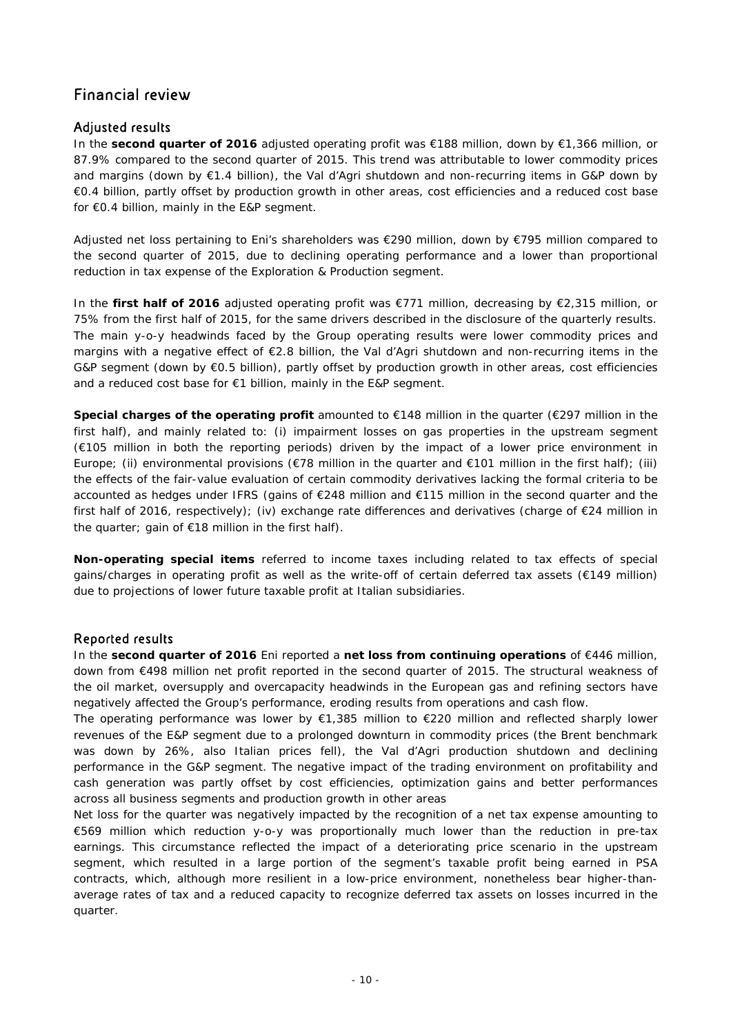# Financial review

## Adjusted results

In the **second quarter of 2016** adjusted operating profit was €188 million, down by €1,366 million, or 87.9% compared to the second quarter of 2015. This trend was attributable to lower commodity prices and margins (down by €1.4 billion), the Val d'Agri shutdown and non-recurring items in G&P down by €0.4 billion, partly offset by production growth in other areas, cost efficiencies and a reduced cost base for €0.4 billion, mainly in the E&P segment.

Adjusted net loss pertaining to Eni's shareholders was €290 million, down by €795 million compared to the second quarter of 2015, due to declining operating performance and a lower than proportional reduction in tax expense of the Exploration & Production segment.

In the **first half of 2016** adjusted operating profit was €771 million, decreasing by €2,315 million, or 75% from the first half of 2015, for the same drivers described in the disclosure of the quarterly results. The main y-o-y headwinds faced by the Group operating results were lower commodity prices and margins with a negative effect of €2.8 billion, the Val d'Agri shutdown and non-recurring items in the G&P segment (down by €0.5 billion), partly offset by production growth in other areas, cost efficiencies and a reduced cost base for €1 billion, mainly in the E&P segment.

**Special charges of the operating profit** amounted to €148 million in the quarter (€297 million in the first half), and mainly related to: (i) impairment losses on gas properties in the upstream segment (€105 million in both the reporting periods) driven by the impact of a lower price environment in Europe; (ii) environmental provisions (€78 million in the quarter and €101 million in the first half); (iii) the effects of the fair-value evaluation of certain commodity derivatives lacking the formal criteria to be accounted as hedges under IFRS (gains of €248 million and €115 million in the second quarter and the first half of 2016, respectively); (iv) exchange rate differences and derivatives (charge of €24 million in the quarter; gain of €18 million in the first half).

**Non-operating special items** referred to income taxes including related to tax effects of special gains/charges in operating profit as well as the write-off of certain deferred tax assets (€149 million) due to projections of lower future taxable profit at Italian subsidiaries.

## Reported results

In the **second quarter of 2016** Eni reported a **net loss from continuing operations** of €446 million, down from €498 million net profit reported in the second quarter of 2015. The structural weakness of the oil market, oversupply and overcapacity headwinds in the European gas and refining sectors have negatively affected the Group's performance, eroding results from operations and cash flow.

The operating performance was lower by €1,385 million to €220 million and reflected sharply lower revenues of the E&P segment due to a prolonged downturn in commodity prices (the Brent benchmark was down by 26%, also Italian prices fell), the Val d'Agri production shutdown and declining performance in the G&P segment. The negative impact of the trading environment on profitability and cash generation was partly offset by cost efficiencies, optimization gains and better performances across all business segments and production growth in other areas

Net loss for the quarter was negatively impacted by the recognition of a net tax expense amounting to €569 million which reduction y-o-y was proportionally much lower than the reduction in pre-tax earnings. This circumstance reflected the impact of a deteriorating price scenario in the upstream segment, which resulted in a large portion of the segment's taxable profit being earned in PSA contracts, which, although more resilient in a low-price environment, nonetheless bear higher-than-average rates of tax and a reduced capacity to recognize deferred tax assets on losses incurred in the quarter.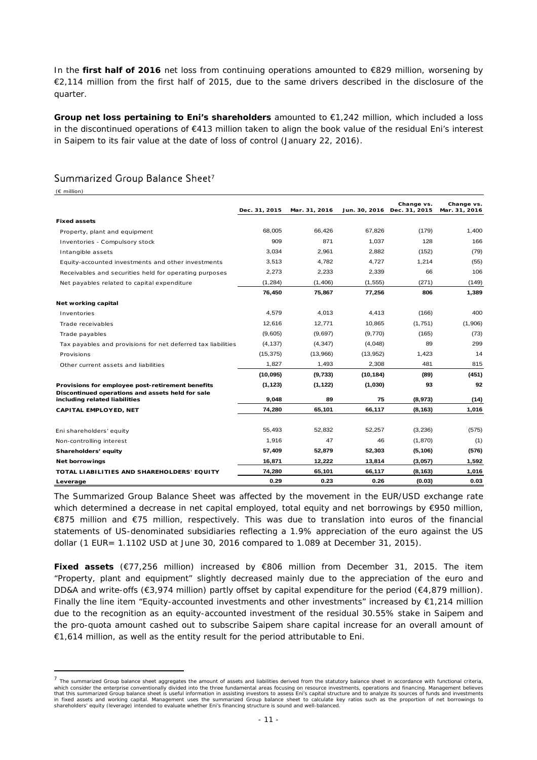In the **first half of 2016** net loss from continuing operations amounted to €829 million, worsening by €2,114 million from the first half of 2015, due to the same drivers described in the disclosure of the quarter.

**Group net loss pertaining to Eni's shareholders** amounted to €1,242 million, which included a loss in the discontinued operations of €413 million taken to align the book value of the residual Eni's interest in Saipem to its fair value at the date of loss of control (January 22, 2016).

## Summarized Group Balance Sheet[7]

(€ million)

| | Dec. 31, 2015 | Mar. 31, 2016 | Jun. 30, 2016 | Change vs. Dec. 31, 2015 | Change vs. Mar. 31, 2016 |
|---|---|---|---|---|---|
| **Fixed assets** | | | | | |
| Property, plant and equipment | 68,005 | 66,426 | 67,826 | (179) | 1,400 |
| Inventories - Compulsory stock | 909 | 871 | 1,037 | 128 | 166 |
| Intangible assets | 3,034 | 2,961 | 2,882 | (152) | (79) |
| Equity-accounted investments and other investments | 3,513 | 4,782 | 4,727 | 1,214 | (55) |
| Receivables and securities held for operating purposes | 2,273 | 2,233 | 2,339 | 66 | 106 |
| Net payables related to capital expenditure | (1,284) | (1,406) | (1,555) | (271) | (149) |
| | **76,450** | **75,867** | **77,256** | **806** | **1,389** |
| **Net working capital** | | | | | |
| Inventories | 4,579 | 4,013 | 4,413 | (166) | 400 |
| Trade receivables | 12,616 | 12,771 | 10,865 | (1,751) | (1,906) |
| Trade payables | (9,605) | (9,697) | (9,770) | (165) | (73) |
| Tax payables and provisions for net deferred tax liabilities | (4,137) | (4,347) | (4,048) | 89 | 299 |
| Provisions | (15,375) | (13,966) | (13,952) | 1,423 | 14 |
| Other current assets and liabilities | 1,827 | 1,493 | 2,308 | 481 | 815 |
| | **(10,095)** | **(9,733)** | **(10,184)** | **(89)** | **(451)** |
| **Provisions for employee post-retirement benefits** | **(1,123)** | **(1,122)** | **(1,030)** | **93** | **92** |
| **Discontinued operations and assets held for sale including related liabilities** | **9,048** | **89** | **75** | **(8,973)** | **(14)** |
| **CAPITAL EMPLOYED, NET** | **74,280** | **65,101** | **66,117** | **(8,163)** | **1,016** |
| Eni shareholders' equity | 55,493 | 52,832 | 52,257 | (3,236) | (575) |
| Non-controlling interest | 1,916 | 47 | 46 | (1,870) | (1) |
| **Shareholders' equity** | **57,409** | **52,879** | **52,303** | **(5,106)** | **(576)** |
| **Net borrowings** | **16,871** | **12,222** | **13,814** | **(3,057)** | **1,592** |
| **TOTAL LIABILITIES AND SHAREHOLDERS' EQUITY** | **74,280** | **65,101** | **66,117** | **(8,163)** | **1,016** |
| **Leverage** | **0.29** | **0.23** | **0.26** | **(0.03)** | **0.03** |

The Summarized Group Balance Sheet was affected by the movement in the EUR/USD exchange rate which determined a decrease in net capital employed, total equity and net borrowings by €950 million, €875 million and €75 million, respectively. This was due to translation into euros of the financial statements of US-denominated subsidiaries reflecting a 1.9% appreciation of the euro against the US dollar (1 EUR= 1.1102 USD at June 30, 2016 compared to 1.089 at December 31, 2015).

**Fixed assets** (€77,256 million) increased by €806 million from December 31, 2015. The item "Property, plant and equipment" slightly decreased mainly due to the appreciation of the euro and DD&A and write-offs (€3,974 million) partly offset by capital expenditure for the period (€4,879 million). Finally the line item "Equity-accounted investments and other investments" increased by €1,214 million due to the recognition as an equity-accounted investment of the residual 30.55% stake in Saipem and the pro-quota amount cashed out to subscribe Saipem share capital increase for an overall amount of €1,614 million, as well as the entity result for the period attributable to Eni.

[7] The summarized Group balance sheet aggregates the amount of assets and liabilities derived from the statutory balance sheet in accordance with functional criteria, which consider the enterprise conventionally divided into the three fundamental areas focusing on resource investments, operations and financing. Management believes that this summarized Group balance sheet is useful information in assisting investors to assess Eni's capital structure and to analyze its sources of funds and investments in fixed assets and working capital. Management uses the summarized Group balance sheet to calculate key ratios such as the proportion of net borrowings to shareholders' equity (leverage) intended to evaluate whether Eni's financing structure is sound and well-balanced.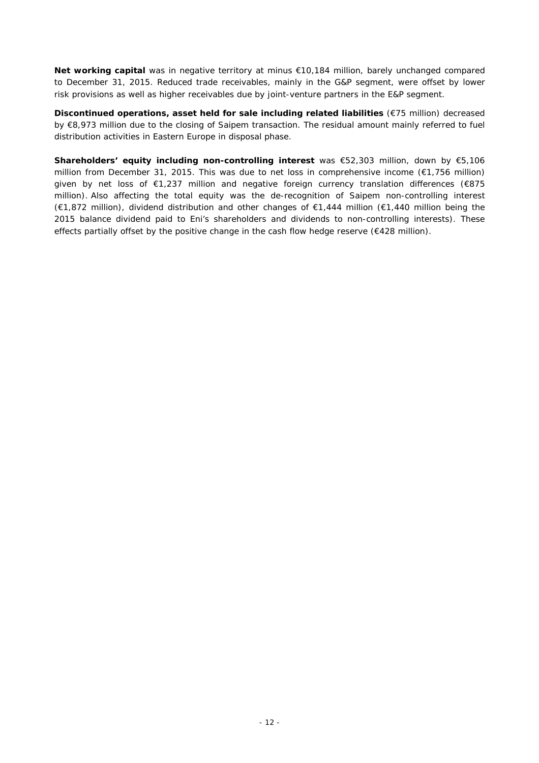**Net working capital** was in negative territory at minus €10,184 million, barely unchanged compared to December 31, 2015. Reduced trade receivables, mainly in the G&P segment, were offset by lower risk provisions as well as higher receivables due by joint-venture partners in the E&P segment.

**Discontinued operations, asset held for sale including related liabilities** (€75 million) decreased by €8,973 million due to the closing of Saipem transaction. The residual amount mainly referred to fuel distribution activities in Eastern Europe in disposal phase.

**Shareholders' equity including non-controlling interest** was €52,303 million, down by €5,106 million from December 31, 2015. This was due to net loss in comprehensive income (€1,756 million) given by net loss of €1,237 million and negative foreign currency translation differences (€875 million). Also affecting the total equity was the de-recognition of Saipem non-controlling interest (€1,872 million), dividend distribution and other changes of €1,444 million (€1,440 million being the 2015 balance dividend paid to Eni's shareholders and dividends to non-controlling interests). These effects partially offset by the positive change in the cash flow hedge reserve (€428 million).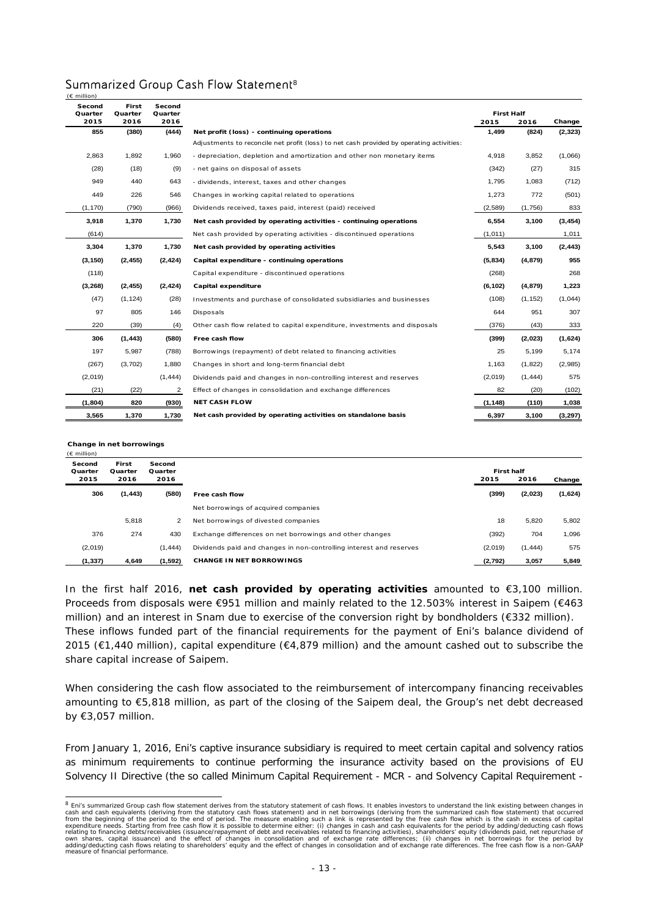## Summarized Group Cash Flow Statement[8]

(€ million)

| Second Quarter 2015 | First Quarter 2016 | Second Quarter 2016 | | First Half 2015 | First Half 2016 | Change |
|---|---|---|---|---|---|---|
| 855 | (380) | (444) | **Net profit (loss) - continuing operations** | 1,499 | (824) | (2,323) |
| | | | Adjustments to reconcile net profit (loss) to net cash provided by operating activities: | | | |
| 2,863 | 1,892 | 1,960 | - depreciation, depletion and amortization and other non monetary items | 4,918 | 3,852 | (1,066) |
| (28) | (18) | (9) | - net gains on disposal of assets | (342) | (27) | 315 |
| 949 | 440 | 643 | - dividends, interest, taxes and other changes | 1,795 | 1,083 | (712) |
| 449 | 226 | 546 | Changes in working capital related to operations | 1,273 | 772 | (501) |
| (1,170) | (790) | (966) | Dividends received, taxes paid, interest (paid) received | (2,589) | (1,756) | 833 |
| **3,918** | **1,370** | **1,730** | **Net cash provided by operating activities - continuing operations** | **6,554** | **3,100** | **(3,454)** |
| (614) | | | Net cash provided by operating activities - discontinued operations | (1,011) | | 1,011 |
| **3,304** | **1,370** | **1,730** | **Net cash provided by operating activities** | **5,543** | **3,100** | **(2,443)** |
| **(3,150)** | **(2,455)** | **(2,424)** | **Capital expenditure - continuing operations** | **(5,834)** | **(4,879)** | **955** |
| (118) | | | Capital expenditure - discontinued operations | (268) | | 268 |
| **(3,268)** | **(2,455)** | **(2,424)** | **Capital expenditure** | **(6,102)** | **(4,879)** | **1,223** |
| (47) | (1,124) | (28) | Investments and purchase of consolidated subsidiaries and businesses | (108) | (1,152) | (1,044) |
| 97 | 805 | 146 | Disposals | 644 | 951 | 307 |
| 220 | (39) | (4) | Other cash flow related to capital expenditure, investments and disposals | (376) | (43) | 333 |
| **306** | **(1,443)** | **(580)** | **Free cash flow** | **(399)** | **(2,023)** | **(1,624)** |
| 197 | 5,987 | (788) | Borrowings (repayment) of debt related to financing activities | 25 | 5,199 | 5,174 |
| (267) | (3,702) | 1,880 | Changes in short and long-term financial debt | 1,163 | (1,822) | (2,985) |
| (2,019) | | (1,444) | Dividends paid and changes in non-controlling interest and reserves | (2,019) | (1,444) | 575 |
| (21) | (22) | 2 | Effect of changes in consolidation and exchange differences | 82 | (20) | (102) |
| **(1,804)** | **820** | **(930)** | **NET CASH FLOW** | **(1,148)** | **(110)** | **1,038** |
| **3,565** | **1,370** | **1,730** | **Net cash provided by operating activities on standalone basis** | **6,397** | **3,100** | **(3,297)** |

**Change in net borrowings**

(€ million)

| Second Quarter 2015 | First Quarter 2016 | Second Quarter 2016 | | First Half 2015 | First Half 2016 | Change |
|---|---|---|---|---|---|---|
| **306** | **(1,443)** | **(580)** | **Free cash flow** | **(399)** | **(2,023)** | **(1,624)** |
| | | | Net borrowings of acquired companies | | | |
| | 5,818 | 2 | Net borrowings of divested companies | 18 | 5,820 | 5,802 |
| 376 | 274 | 430 | Exchange differences on net borrowings and other changes | (392) | 704 | 1,096 |
| (2,019) | | (1,444) | Dividends paid and changes in non-controlling interest and reserves | (2,019) | (1,444) | 575 |
| **(1,337)** | **4,649** | **(1,592)** | **CHANGE IN NET BORROWINGS** | **(2,792)** | **3,057** | **5,849** |

In the first half 2016, **net cash provided by operating activities** amounted to €3,100 million. Proceeds from disposals were €951 million and mainly related to the 12.503% interest in Saipem (€463 million) and an interest in Snam due to exercise of the conversion right by bondholders (€332 million). These inflows funded part of the financial requirements for the payment of Eni's balance dividend of 2015 (€1,440 million), capital expenditure (€4,879 million) and the amount cashed out to subscribe the share capital increase of Saipem.

When considering the cash flow associated to the reimbursement of intercompany financing receivables amounting to €5,818 million, as part of the closing of the Saipem deal, the Group's net debt decreased by €3,057 million.

From January 1, 2016, Eni's captive insurance subsidiary is required to meet certain capital and solvency ratios as minimum requirements to continue performing the insurance activity based on the provisions of EU Solvency II Directive (the so called Minimum Capital Requirement - MCR - and Solvency Capital Requirement -

[8] Eni's summarized Group cash flow statement derives from the statutory statement of cash flows. It enables investors to understand the link existing between changes in cash and cash equivalents (deriving from the statutory cash flows statement) and in net borrowings (deriving from the summarized cash flow statement) that occurred from the beginning of the period to the end of period. The measure enabling such a link is represented by the free cash flow which is the cash in excess of capital expenditure needs. Starting from free cash flow it is possible to determine either: (i) changes in cash and cash equivalents for the period by adding/deducting cash flows relating to financing debts/receivables (issuance/repayment of debt and receivables related to financing activities), shareholders' equity (dividends paid, net repurchase of own shares, capital issuance) and the effect of changes in consolidation and of exchange rate differences; (ii) changes in net borrowings for the period by adding/deducting cash flows relating to shareholders' equity and the effect of changes in consolidation and of exchange rate differences. The free cash flow is a non-GAAP measure of financial performance.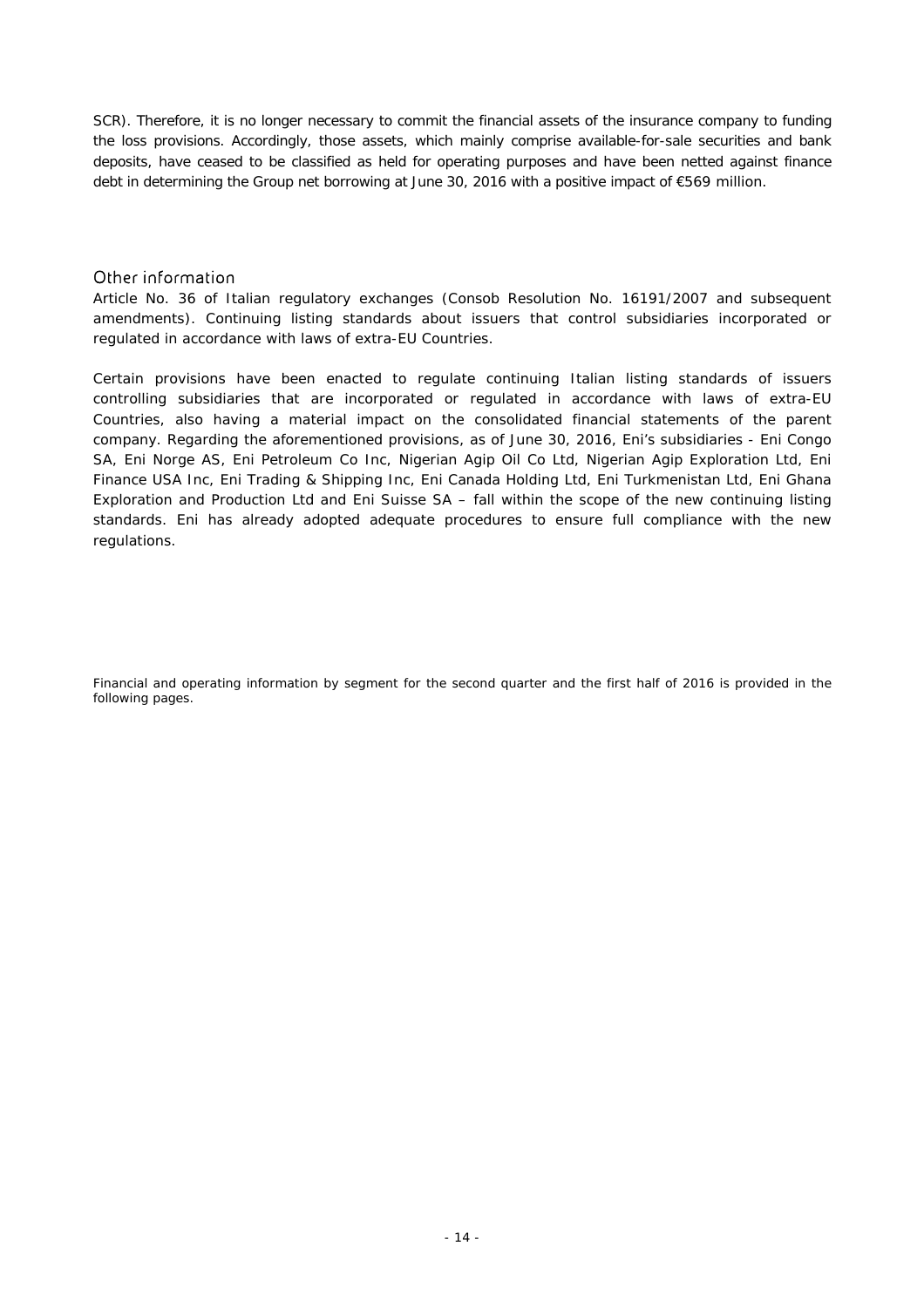SCR). Therefore, it is no longer necessary to commit the financial assets of the insurance company to funding the loss provisions. Accordingly, those assets, which mainly comprise available-for-sale securities and bank deposits, have ceased to be classified as held for operating purposes and have been netted against finance debt in determining the Group net borrowing at June 30, 2016 with a positive impact of €569 million.

## Other information

Article No. 36 of Italian regulatory exchanges (Consob Resolution No. 16191/2007 and subsequent amendments). Continuing listing standards about issuers that control subsidiaries incorporated or regulated in accordance with laws of extra-EU Countries.

Certain provisions have been enacted to regulate continuing Italian listing standards of issuers controlling subsidiaries that are incorporated or regulated in accordance with laws of extra-EU Countries, also having a material impact on the consolidated financial statements of the parent company. Regarding the aforementioned provisions, as of June 30, 2016, Eni's subsidiaries - Eni Congo SA, Eni Norge AS, Eni Petroleum Co Inc, Nigerian Agip Oil Co Ltd, Nigerian Agip Exploration Ltd, Eni Finance USA Inc, Eni Trading & Shipping Inc, Eni Canada Holding Ltd, Eni Turkmenistan Ltd, Eni Ghana Exploration and Production Ltd and Eni Suisse SA – fall within the scope of the new continuing listing standards. Eni has already adopted adequate procedures to ensure full compliance with the new regulations.

*Financial and operating information by segment for the second quarter and the first half of 2016 is provided in the following pages.*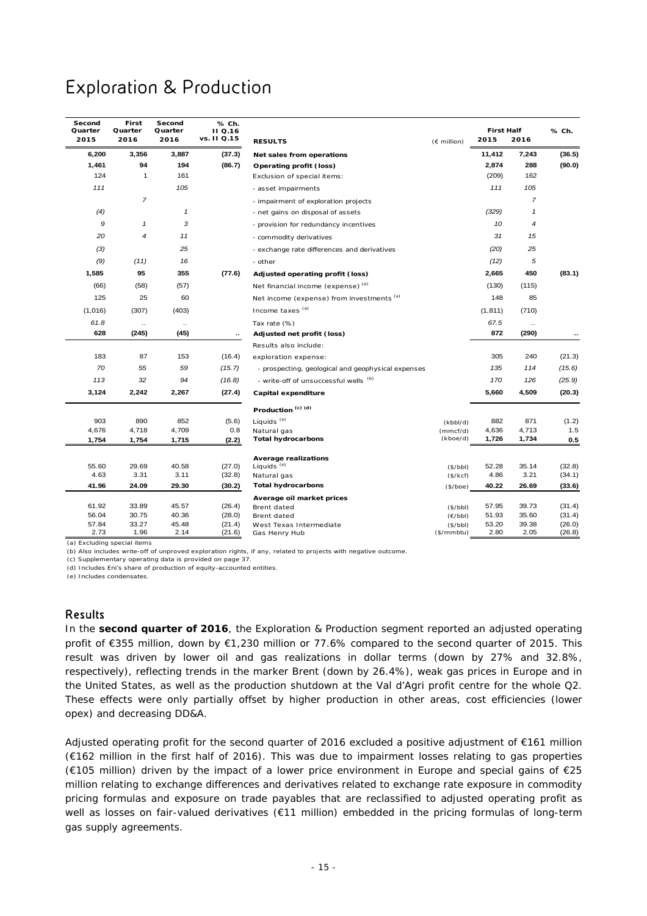# Exploration & Production

| Second Quarter 2015 | First Quarter 2016 | Second Quarter 2016 | % Ch. II Q.16 vs. II Q.15 | RESULTS | (€ million) | First Half 2015 | First Half 2016 | % Ch. |
|---|---|---|---|---|---|---|---|---|
| **6,200** | **3,356** | **3,887** | **(37.3)** | **Net sales from operations** | | **11,412** | **7,243** | **(36.5)** |
| **1,461** | **94** | **194** | **(86.7)** | **Operating profit (loss)** | | **2,874** | **288** | **(90.0)** |
| 124 | 1 | 161 | | Exclusion of special items: | | (209) | 162 | |
| *111* | | *105* | | - asset impairments | | *111* | *105* | |
| | *7* | | | - impairment of exploration projects | | | *7* | |
| *(4)* | | *1* | | - net gains on disposal of assets | | *(329)* | *1* | |
| *9* | *1* | *3* | | - provision for redundancy incentives | | *10* | *4* | |
| *20* | *4* | *11* | | - commodity derivatives | | *31* | *15* | |
| *(3)* | | *25* | | - exchange rate differences and derivatives | | *(20)* | *25* | |
| *(9)* | *(11)* | *16* | | - other | | *(12)* | *5* | |
| **1,585** | **95** | **355** | **(77.6)** | **Adjusted operating profit (loss)** | | **2,665** | **450** | **(83.1)** |
| (66) | (58) | (57) | | Net financial income (expense) [(a)] | | (130) | (115) | |
| 125 | 25 | 60 | | Net income (expense) from investments [(a)] | | 148 | 85 | |
| (1,016) | (307) | (403) | | Income taxes [(a)] | | (1,811) | (710) | |
| *61.8* | .. | .. | | Tax rate (%) | | *67.5* | .. | |
| **628** | **(245)** | **(45)** | **..** | **Adjusted net profit (loss)** | | **872** | **(290)** | **..** |
| | | | | Results also include: | | | | |
| 183 | 87 | 153 | (16.4) | exploration expense: | | 305 | 240 | (21.3) |
| *70* | *55* | *59* | *(15.7)* | - prospecting, geological and geophysical expenses | | *135* | *114* | *(15.6)* |
| *113* | *32* | *94* | *(16.8)* | - write-off of unsuccessful wells [(b)] | | *170* | *126* | *(25.9)* |
| **3,124** | **2,242** | **2,267** | **(27.4)** | **Capital expenditure** | | **5,660** | **4,509** | **(20.3)** |
| | | | | **Production [(c) (d)]** | | | | |
| 903 | 890 | 852 | (5.6) | Liquids [(e)] | (kbbl/d) | 882 | 871 | (1.2) |
| 4,676 | 4,718 | 4,709 | 0.8 | Natural gas | (mmcf/d) | 4,636 | 4,713 | 1.5 |
| **1,754** | **1,754** | **1,715** | **(2.2)** | **Total hydrocarbons** | (kboe/d) | **1,726** | **1,734** | **0.5** |
| | | | | **Average realizations** | | | | |
| 55.60 | 29.69 | 40.58 | (27.0) | Liquids [(e)] | ($/bbl) | 52.28 | 35.14 | (32.8) |
| 4.63 | 3.31 | 3.11 | (32.8) | Natural gas | ($/kcf) | 4.86 | 3.21 | (34.1) |
| **41.96** | **24.09** | **29.30** | **(30.2)** | **Total hydrocarbons** | ($/boe) | **40.22** | **26.69** | **(33.6)** |
| | | | | **Average oil market prices** | | | | |
| 61.92 | 33.89 | 45.57 | (26.4) | Brent dated | ($/bbl) | 57.95 | 39.73 | (31.4) |
| 56.04 | 30.75 | 40.36 | (28.0) | Brent dated | (€/bbl) | 51.93 | 35.60 | (31.4) |
| 57.84 | 33.27 | 45.48 | (21.4) | West Texas Intermediate | ($/bbl) | 53.20 | 39.38 | (26.0) |
| 2.73 | 1.96 | 2.14 | (21.6) | Gas Henry Hub | ($/mmbtu) | 2.80 | 2.05 | (26.8) |

(a) Excluding special items
(b) Also includes write-off of unproved exploration rights, if any, related to projects with negative outcome.
(c) Supplementary operating data is provided on page 37.
(d) Includes Eni's share of production of equity-accounted entities.
(e) Includes condensates.

## Results

In the **second quarter of 2016**, the Exploration & Production segment reported an adjusted operating profit of €355 million, down by €1,230 million or 77.6% compared to the second quarter of 2015. This result was driven by lower oil and gas realizations in dollar terms (down by 27% and 32.8%, respectively), reflecting trends in the marker Brent (down by 26.4%), weak gas prices in Europe and in the United States, as well as the production shutdown at the Val d'Agri profit centre for the whole Q2. These effects were only partially offset by higher production in other areas, cost efficiencies (lower opex) and decreasing DD&A.

Adjusted operating profit for the second quarter of 2016 excluded a positive adjustment of €161 million (€162 million in the first half of 2016). This was due to impairment losses relating to gas properties (€105 million) driven by the impact of a lower price environment in Europe and special gains of €25 million relating to exchange differences and derivatives related to exchange rate exposure in commodity pricing formulas and exposure on trade payables that are reclassified to adjusted operating profit as well as losses on fair-valued derivatives (€11 million) embedded in the pricing formulas of long-term gas supply agreements.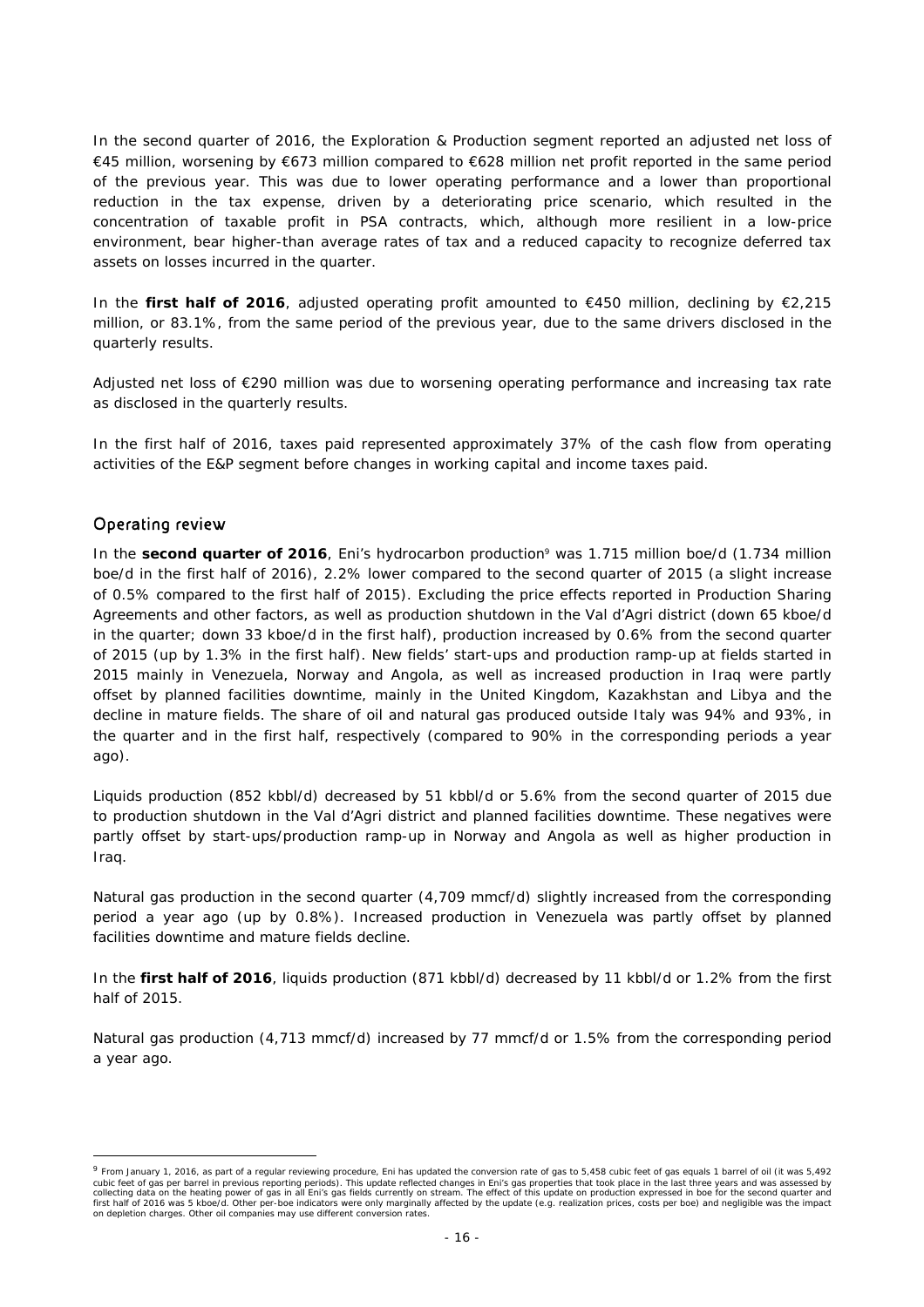In the second quarter of 2016, the Exploration & Production segment reported an adjusted net loss of €45 million, worsening by €673 million compared to €628 million net profit reported in the same period of the previous year. This was due to lower operating performance and a lower than proportional reduction in the tax expense, driven by a deteriorating price scenario, which resulted in the concentration of taxable profit in PSA contracts, which, although more resilient in a low-price environment, bear higher-than average rates of tax and a reduced capacity to recognize deferred tax assets on losses incurred in the quarter.

In the **first half of 2016**, adjusted operating profit amounted to €450 million, declining by €2,215 million, or 83.1%, from the same period of the previous year, due to the same drivers disclosed in the quarterly results.

Adjusted net loss of €290 million was due to worsening operating performance and increasing tax rate as disclosed in the quarterly results.

In the first half of 2016, taxes paid represented approximately 37% of the cash flow from operating activities of the E&P segment before changes in working capital and income taxes paid.

## Operating review

In the **second quarter of 2016**, Eni's hydrocarbon production[9] was 1.715 million boe/d (1.734 million boe/d in the first half of 2016), 2.2% lower compared to the second quarter of 2015 (a slight increase of 0.5% compared to the first half of 2015). Excluding the price effects reported in Production Sharing Agreements and other factors, as well as production shutdown in the Val d'Agri district (down 65 kboe/d in the quarter; down 33 kboe/d in the first half), production increased by 0.6% from the second quarter of 2015 (up by 1.3% in the first half). New fields' start-ups and production ramp-up at fields started in 2015 mainly in Venezuela, Norway and Angola, as well as increased production in Iraq were partly offset by planned facilities downtime, mainly in the United Kingdom, Kazakhstan and Libya and the decline in mature fields. The share of oil and natural gas produced outside Italy was 94% and 93%, in the quarter and in the first half, respectively (compared to 90% in the corresponding periods a year ago).

Liquids production (852 kbbl/d) decreased by 51 kbbl/d or 5.6% from the second quarter of 2015 due to production shutdown in the Val d'Agri district and planned facilities downtime. These negatives were partly offset by start-ups/production ramp-up in Norway and Angola as well as higher production in Iraq.

Natural gas production in the second quarter (4,709 mmcf/d) slightly increased from the corresponding period a year ago (up by 0.8%). Increased production in Venezuela was partly offset by planned facilities downtime and mature fields decline.

In the **first half of 2016**, liquids production (871 kbbl/d) decreased by 11 kbbl/d or 1.2% from the first half of 2015.

Natural gas production (4,713 mmcf/d) increased by 77 mmcf/d or 1.5% from the corresponding period a year ago.

---

[9] From January 1, 2016, as part of a regular reviewing procedure, Eni has updated the conversion rate of gas to 5,458 cubic feet of gas equals 1 barrel of oil (it was 5,492 cubic feet of gas per barrel in previous reporting periods). This update reflected changes in Eni's gas properties that took place in the last three years and was assessed by collecting data on the heating power of gas in all Eni's gas fields currently on stream. The effect of this update on production expressed in boe for the second quarter and first half of 2016 was 5 kboe/d. Other per-boe indicators were only marginally affected by the update (e.g. realization prices, costs per boe) and negligible was the impact on depletion charges. Other oil companies may use different conversion rates.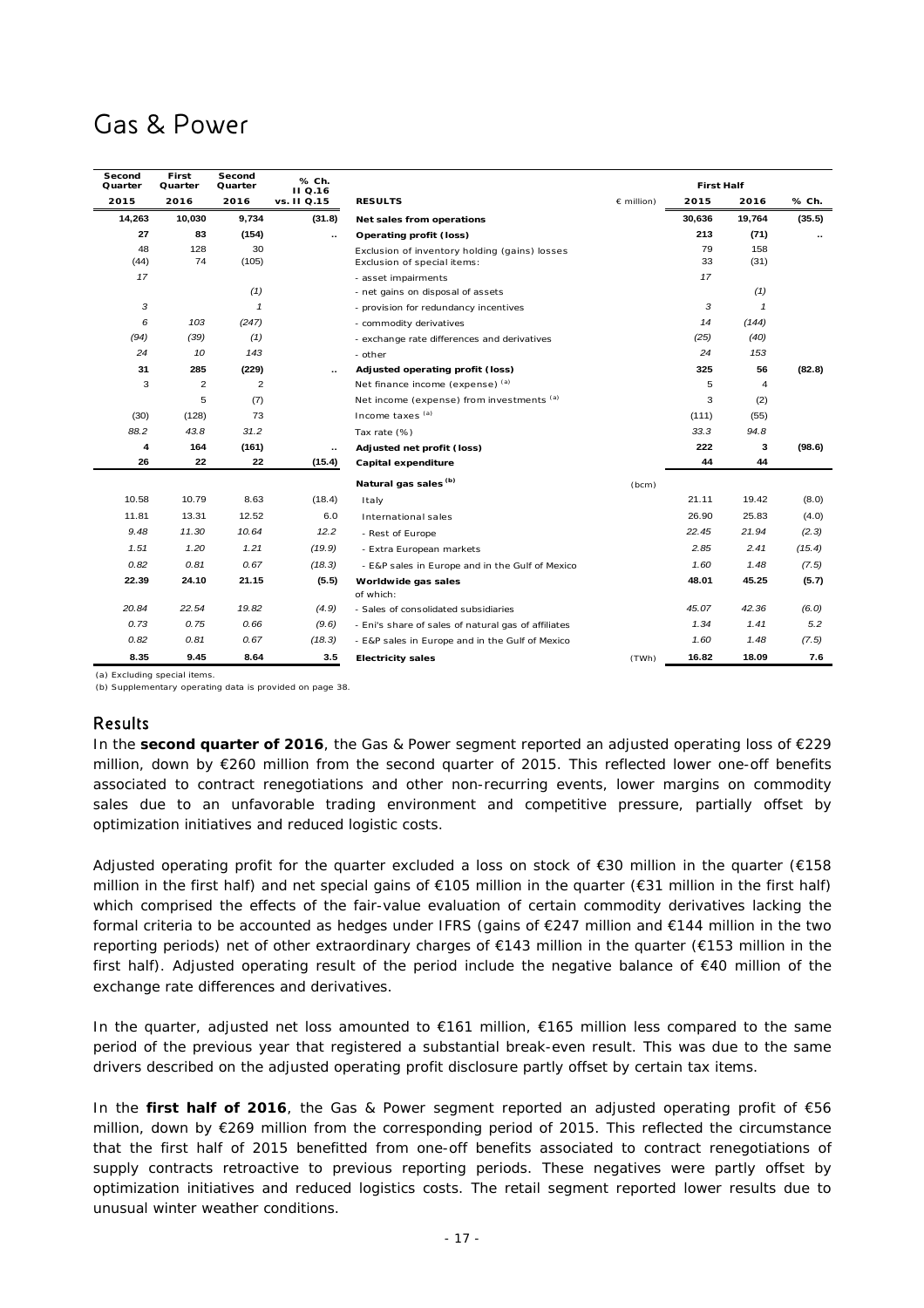# Gas & Power

| Second Quarter 2015 | First Quarter 2016 | Second Quarter 2016 | % Ch. II Q.16 vs. II Q.15 | RESULTS | | First Half 2015 | First Half 2016 | % Ch. |
|---|---|---|---|---|---|---|---|---|
| | | | | | (€ million) | | | |
| **14,263** | **10,030** | **9,734** | **(31.8)** | **Net sales from operations** | | **30,636** | **19,764** | **(35.5)** |
| **27** | **83** | **(154)** | **..** | **Operating profit (loss)** | | **213** | **(71)** | **..** |
| 48 | 128 | 30 | | Exclusion of inventory holding (gains) losses | | 79 | 158 | |
| (44) | 74 | (105) | | Exclusion of special items: | | 33 | (31) | |
| *17* | | | | - asset impairments | | *17* | | |
| | | *(1)* | | - net gains on disposal of assets | | | *(1)* | |
| *3* | | *1* | | - provision for redundancy incentives | | *3* | *1* | |
| *6* | *103* | *(247)* | | - commodity derivatives | | *14* | *(144)* | |
| *(94)* | *(39)* | *(1)* | | - exchange rate differences and derivatives | | *(25)* | *(40)* | |
| *24* | *10* | *143* | | - other | | *24* | *153* | |
| **31** | **285** | **(229)** | **..** | **Adjusted operating profit (loss)** | | **325** | **56** | **(82.8)** |
| 3 | 2 | 2 | | Net finance income (expense) [(a)] | | 5 | 4 | |
| | 5 | (7) | | Net income (expense) from investments [(a)] | | 3 | (2) | |
| (30) | (128) | 73 | | Income taxes [(a)] | | (111) | (55) | |
| *88.2* | *43.8* | *31.2* | | Tax rate (%) | | *33.3* | *94.8* | |
| **4** | **164** | **(161)** | **..** | **Adjusted net profit (loss)** | | **222** | **3** | **(98.6)** |
| **26** | **22** | **22** | **(15.4)** | **Capital expenditure** | | **44** | **44** | |
| | | | | **Natural gas sales [(b)]** | (bcm) | | | |
| 10.58 | 10.79 | 8.63 | (18.4) | Italy | | 21.11 | 19.42 | (8.0) |
| 11.81 | 13.31 | 12.52 | 6.0 | International sales | | 26.90 | 25.83 | (4.0) |
| *9.48* | *11.30* | *10.64* | *12.2* | - Rest of Europe | | *22.45* | *21.94* | *(2.3)* |
| *1.51* | *1.20* | *1.21* | *(19.9)* | - Extra European markets | | *2.85* | *2.41* | *(15.4)* |
| *0.82* | *0.81* | *0.67* | *(18.3)* | - E&P sales in Europe and in the Gulf of Mexico | | *1.60* | *1.48* | *(7.5)* |
| **22.39** | **24.10** | **21.15** | **(5.5)** | **Worldwide gas sales** | | **48.01** | **45.25** | **(5.7)** |
| | | | | of which: | | | | |
| *20.84* | *22.54* | *19.82* | *(4.9)* | - Sales of consolidated subsidiaries | | *45.07* | *42.36* | *(6.0)* |
| *0.73* | *0.75* | *0.66* | *(9.6)* | - Eni's share of sales of natural gas of affiliates | | *1.34* | *1.41* | *5.2* |
| *0.82* | *0.81* | *0.67* | *(18.3)* | - E&P sales in Europe and in the Gulf of Mexico | | *1.60* | *1.48* | *(7.5)* |
| **8.35** | **9.45** | **8.64** | **3.5** | **Electricity sales** | (TWh) | **16.82** | **18.09** | **7.6** |

(a) Excluding special items.
(b) Supplementary operating data is provided on page 38.

## Results

In the **second quarter of 2016**, the Gas & Power segment reported an adjusted operating loss of €229 million, down by €260 million from the second quarter of 2015. This reflected lower one-off benefits associated to contract renegotiations and other non-recurring events, lower margins on commodity sales due to an unfavorable trading environment and competitive pressure, partially offset by optimization initiatives and reduced logistic costs.

Adjusted operating profit for the quarter excluded a loss on stock of €30 million in the quarter (€158 million in the first half) and net special gains of €105 million in the quarter (€31 million in the first half) which comprised the effects of the fair-value evaluation of certain commodity derivatives lacking the formal criteria to be accounted as hedges under IFRS (gains of €247 million and €144 million in the two reporting periods) net of other extraordinary charges of €143 million in the quarter (€153 million in the first half). Adjusted operating result of the period include the negative balance of €40 million of the exchange rate differences and derivatives.

In the quarter, adjusted net loss amounted to €161 million, €165 million less compared to the same period of the previous year that registered a substantial break-even result. This was due to the same drivers described on the adjusted operating profit disclosure partly offset by certain tax items.

In the **first half of 2016**, the Gas & Power segment reported an adjusted operating profit of €56 million, down by €269 million from the corresponding period of 2015. This reflected the circumstance that the first half of 2015 benefitted from one-off benefits associated to contract renegotiations of supply contracts retroactive to previous reporting periods. These negatives were partly offset by optimization initiatives and reduced logistics costs. The retail segment reported lower results due to unusual winter weather conditions.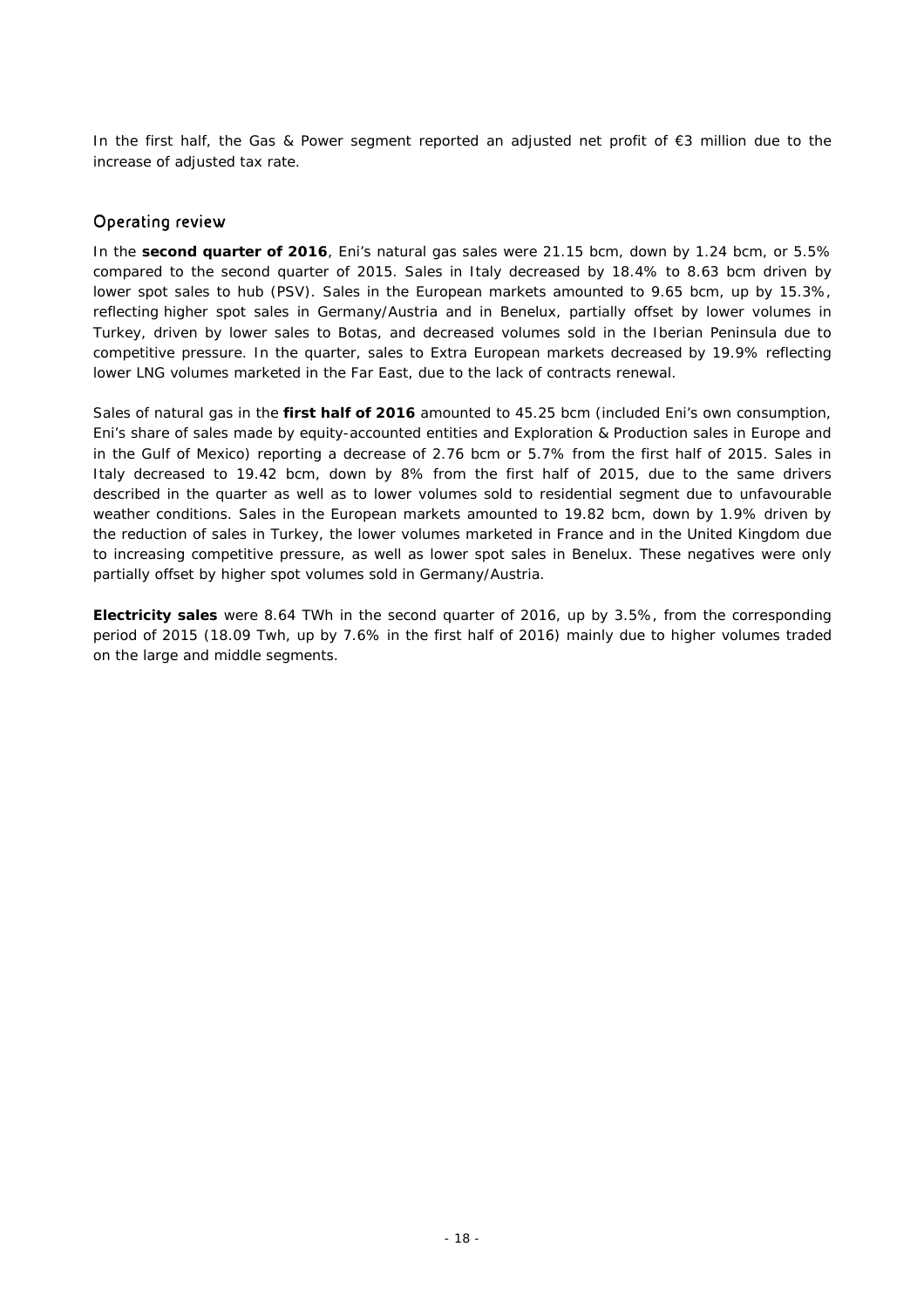In the first half, the Gas & Power segment reported an adjusted net profit of €3 million due to the increase of adjusted tax rate.

## Operating review

In the **second quarter of 2016**, Eni's natural gas sales were 21.15 bcm, down by 1.24 bcm, or 5.5% compared to the second quarter of 2015. Sales in Italy decreased by 18.4% to 8.63 bcm driven by lower spot sales to hub (PSV). Sales in the European markets amounted to 9.65 bcm, up by 15.3%, reflecting higher spot sales in Germany/Austria and in Benelux, partially offset by lower volumes in Turkey, driven by lower sales to Botas, and decreased volumes sold in the Iberian Peninsula due to competitive pressure. In the quarter, sales to Extra European markets decreased by 19.9% reflecting lower LNG volumes marketed in the Far East, due to the lack of contracts renewal.

Sales of natural gas in the **first half of 2016** amounted to 45.25 bcm (included Eni's own consumption, Eni's share of sales made by equity-accounted entities and Exploration & Production sales in Europe and in the Gulf of Mexico) reporting a decrease of 2.76 bcm or 5.7% from the first half of 2015. Sales in Italy decreased to 19.42 bcm, down by 8% from the first half of 2015, due to the same drivers described in the quarter as well as to lower volumes sold to residential segment due to unfavourable weather conditions. Sales in the European markets amounted to 19.82 bcm, down by 1.9% driven by the reduction of sales in Turkey, the lower volumes marketed in France and in the United Kingdom due to increasing competitive pressure, as well as lower spot sales in Benelux. These negatives were only partially offset by higher spot volumes sold in Germany/Austria.

**Electricity sales** were 8.64 TWh in the second quarter of 2016, up by 3.5%, from the corresponding period of 2015 (18.09 Twh, up by 7.6% in the first half of 2016) mainly due to higher volumes traded on the large and middle segments.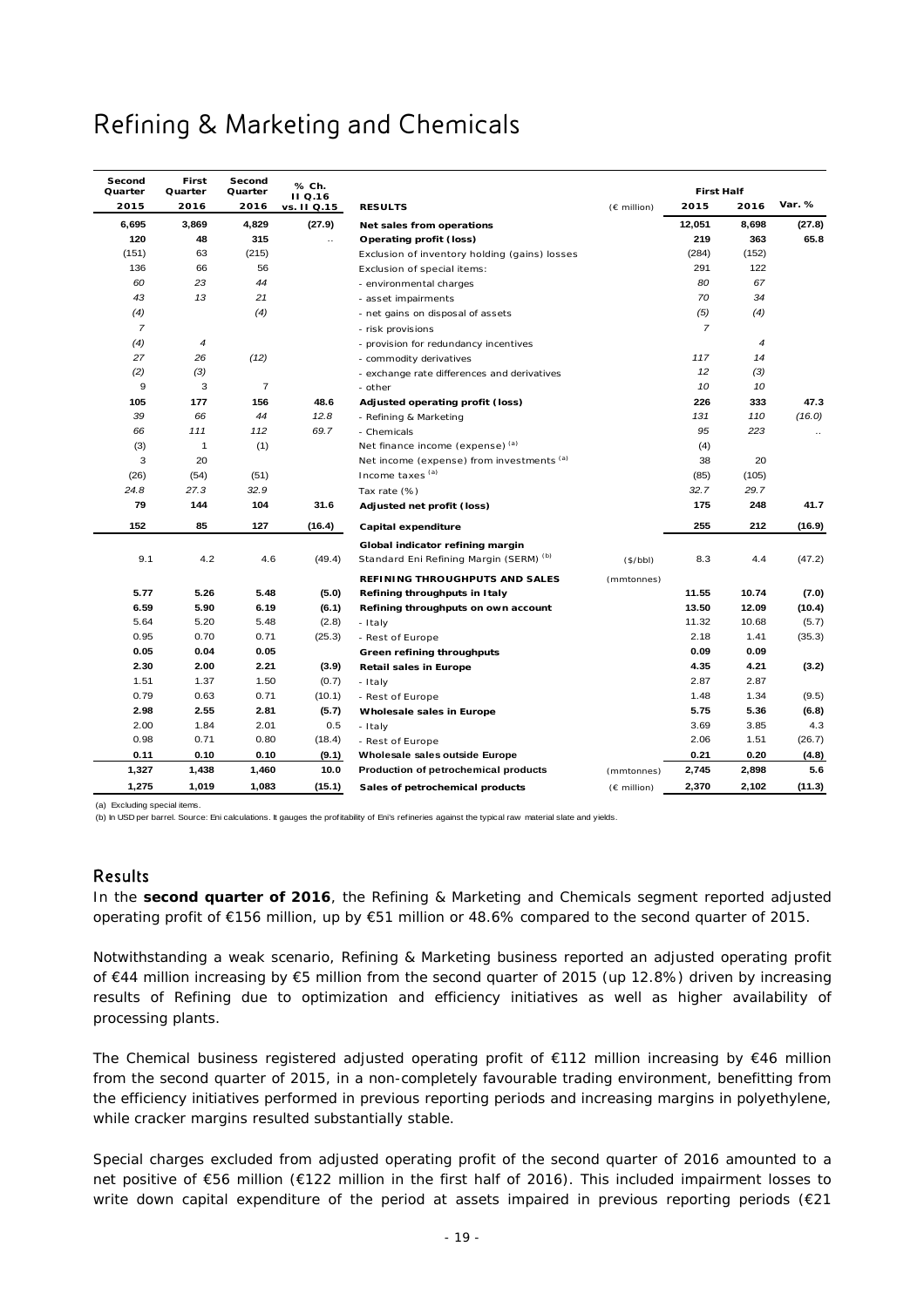# Refining & Marketing and Chemicals

| Second Quarter 2015 | First Quarter 2016 | Second Quarter 2016 | % Ch. II Q.16 vs. II Q.15 | RESULTS | | First Half 2015 | First Half 2016 | Var. % |
|---|---|---|---|---|---|---|---|---|
| **6,695** | **3,869** | **4,829** | **(27.9)** | **Net sales from operations** | (€ million) | **12,051** | **8,698** | **(27.8)** |
| **120** | **48** | **315** | .. | **Operating profit (loss)** | | **219** | **363** | **65.8** |
| (151) | 63 | (215) | | Exclusion of inventory holding (gains) losses | | (284) | (152) | |
| 136 | 66 | 56 | | Exclusion of special items: | | 291 | 122 | |
| *60* | *23* | *44* | | - environmental charges | | *80* | *67* | |
| *43* | *13* | *21* | | - asset impairments | | *70* | *34* | |
| *(4)* | | *(4)* | | - net gains on disposal of assets | | *(5)* | *(4)* | |
| *7* | | | | - risk provisions | | *7* | | |
| *(4)* | *4* | | | - provision for redundancy incentives | | | *4* | |
| *27* | *26* | *(12)* | | - commodity derivatives | | *117* | *14* | |
| *(2)* | *(3)* | | | - exchange rate differences and derivatives | | *12* | *(3)* | |
| 9 | 3 | 7 | | - other | | *10* | *10* | |
| **105** | **177** | **156** | **48.6** | **Adjusted operating profit (loss)** | | **226** | **333** | **47.3** |
| *39* | *66* | *44* | *12.8* | - Refining & Marketing | | *131* | *110* | *(16.0)* |
| *66* | *111* | *112* | *69.7* | - Chemicals | | *95* | *223* | .. |
| (3) | 1 | (1) | | Net finance income (expense) [(a)] | | (4) | | |
| 3 | 20 | | | Net income (expense) from investments [(a)] | | 38 | 20 | |
| (26) | (54) | (51) | | Income taxes [(a)] | | (85) | (105) | |
| *24.8* | *27.3* | *32.9* | | Tax rate (%) | | *32.7* | *29.7* | |
| **79** | **144** | **104** | **31.6** | **Adjusted net profit (loss)** | | **175** | **248** | **41.7** |
| **152** | **85** | **127** | **(16.4)** | **Capital expenditure** | | **255** | **212** | **(16.9)** |
| | | | | **Global indicator refining margin** | | | | |
| 9.1 | 4.2 | 4.6 | (49.4) | Standard Eni Refining Margin (SERM) [(b)] | ($/bbl) | 8.3 | 4.4 | (47.2) |
| | | | | **REFINING THROUGHPUTS AND SALES** | (mmtonnes) | | | |
| **5.77** | **5.26** | **5.48** | **(5.0)** | **Refining throughputs in Italy** | | **11.55** | **10.74** | **(7.0)** |
| **6.59** | **5.90** | **6.19** | **(6.1)** | **Refining throughputs on own account** | | **13.50** | **12.09** | **(10.4)** |
| 5.64 | 5.20 | 5.48 | (2.8) | - Italy | | 11.32 | 10.68 | (5.7) |
| 0.95 | 0.70 | 0.71 | (25.3) | - Rest of Europe | | 2.18 | 1.41 | (35.3) |
| **0.05** | **0.04** | **0.05** | | **Green refining throughputs** | | **0.09** | **0.09** | |
| **2.30** | **2.00** | **2.21** | **(3.9)** | **Retail sales in Europe** | | **4.35** | **4.21** | **(3.2)** |
| 1.51 | 1.37 | 1.50 | (0.7) | - Italy | | 2.87 | 2.87 | |
| 0.79 | 0.63 | 0.71 | (10.1) | - Rest of Europe | | 1.48 | 1.34 | (9.5) |
| **2.98** | **2.55** | **2.81** | **(5.7)** | **Wholesale sales in Europe** | | **5.75** | **5.36** | **(6.8)** |
| 2.00 | 1.84 | 2.01 | 0.5 | - Italy | | 3.69 | 3.85 | 4.3 |
| 0.98 | 0.71 | 0.80 | (18.4) | - Rest of Europe | | 2.06 | 1.51 | (26.7) |
| **0.11** | **0.10** | **0.10** | **(9.1)** | **Wholesale sales outside Europe** | | **0.21** | **0.20** | **(4.8)** |
| **1,327** | **1,438** | **1,460** | **10.0** | **Production of petrochemical products** | (mmtonnes) | **2,745** | **2,898** | **5.6** |
| **1,275** | **1,019** | **1,083** | **(15.1)** | **Sales of petrochemical products** | (€ million) | **2,370** | **2,102** | **(11.3)** |

(a) Excluding special items.

(b) In USD per barrel. Source: Eni calculations. It gauges the profitability of Eni's refineries against the typical raw material slate and yields.

## Results

In the **second quarter of 2016**, the Refining & Marketing and Chemicals segment reported adjusted operating profit of €156 million, up by €51 million or 48.6% compared to the second quarter of 2015.

Notwithstanding a weak scenario, Refining & Marketing business reported an adjusted operating profit of €44 million increasing by €5 million from the second quarter of 2015 (up 12.8%) driven by increasing results of Refining due to optimization and efficiency initiatives as well as higher availability of processing plants.

The Chemical business registered adjusted operating profit of €112 million increasing by €46 million from the second quarter of 2015, in a non-completely favourable trading environment, benefitting from the efficiency initiatives performed in previous reporting periods and increasing margins in polyethylene, while cracker margins resulted substantially stable.

Special charges excluded from adjusted operating profit of the second quarter of 2016 amounted to a net positive of €56 million (€122 million in the first half of 2016). This included impairment losses to write down capital expenditure of the period at assets impaired in previous reporting periods (€21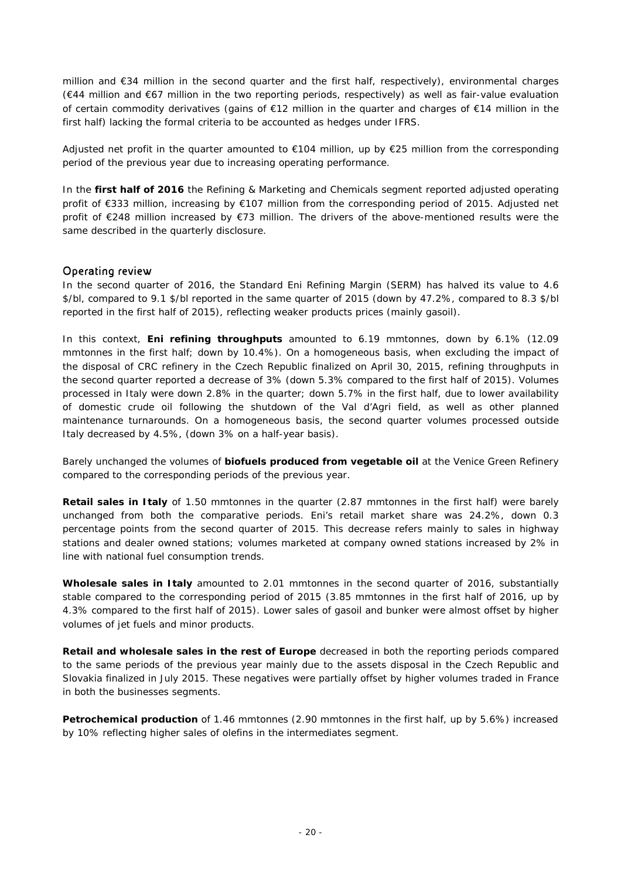million and €34 million in the second quarter and the first half, respectively), environmental charges (€44 million and €67 million in the two reporting periods, respectively) as well as fair-value evaluation of certain commodity derivatives (gains of €12 million in the quarter and charges of €14 million in the first half) lacking the formal criteria to be accounted as hedges under IFRS.

Adjusted net profit in the quarter amounted to €104 million, up by €25 million from the corresponding period of the previous year due to increasing operating performance.

In the **first half of 2016** the Refining & Marketing and Chemicals segment reported adjusted operating profit of €333 million, increasing by €107 million from the corresponding period of 2015. Adjusted net profit of €248 million increased by €73 million. The drivers of the above-mentioned results were the same described in the quarterly disclosure.

## Operating review

In the second quarter of 2016, the Standard Eni Refining Margin (SERM) has halved its value to 4.6 $/bl, compared to 9.1 $/bl reported in the same quarter of 2015 (down by 47.2%, compared to 8.3 $/bl reported in the first half of 2015), reflecting weaker products prices (mainly gasoil).

In this context, **Eni refining throughputs** amounted to 6.19 mmtonnes, down by 6.1% (12.09 mmtonnes in the first half; down by 10.4%). On a homogeneous basis, when excluding the impact of the disposal of CRC refinery in the Czech Republic finalized on April 30, 2015, refining throughputs in the second quarter reported a decrease of 3% (down 5.3% compared to the first half of 2015). Volumes processed in Italy were down 2.8% in the quarter; down 5.7% in the first half, due to lower availability of domestic crude oil following the shutdown of the Val d'Agri field, as well as other planned maintenance turnarounds. On a homogeneous basis, the second quarter volumes processed outside Italy decreased by 4.5%, (down 3% on a half-year basis).

Barely unchanged the volumes of **biofuels produced from vegetable oil** at the Venice Green Refinery compared to the corresponding periods of the previous year.

**Retail sales in Italy** of 1.50 mmtonnes in the quarter (2.87 mmtonnes in the first half) were barely unchanged from both the comparative periods. Eni's retail market share was 24.2%, down 0.3 percentage points from the second quarter of 2015. This decrease refers mainly to sales in highway stations and dealer owned stations; volumes marketed at company owned stations increased by 2% in line with national fuel consumption trends.

**Wholesale sales in Italy** amounted to 2.01 mmtonnes in the second quarter of 2016, substantially stable compared to the corresponding period of 2015 (3.85 mmtonnes in the first half of 2016, up by 4.3% compared to the first half of 2015). Lower sales of gasoil and bunker were almost offset by higher volumes of jet fuels and minor products.

**Retail and wholesale sales in the rest of Europe** decreased in both the reporting periods compared to the same periods of the previous year mainly due to the assets disposal in the Czech Republic and Slovakia finalized in July 2015. These negatives were partially offset by higher volumes traded in France in both the businesses segments.

**Petrochemical production** of 1.46 mmtonnes (2.90 mmtonnes in the first half, up by 5.6%) increased by 10% reflecting higher sales of olefins in the intermediates segment.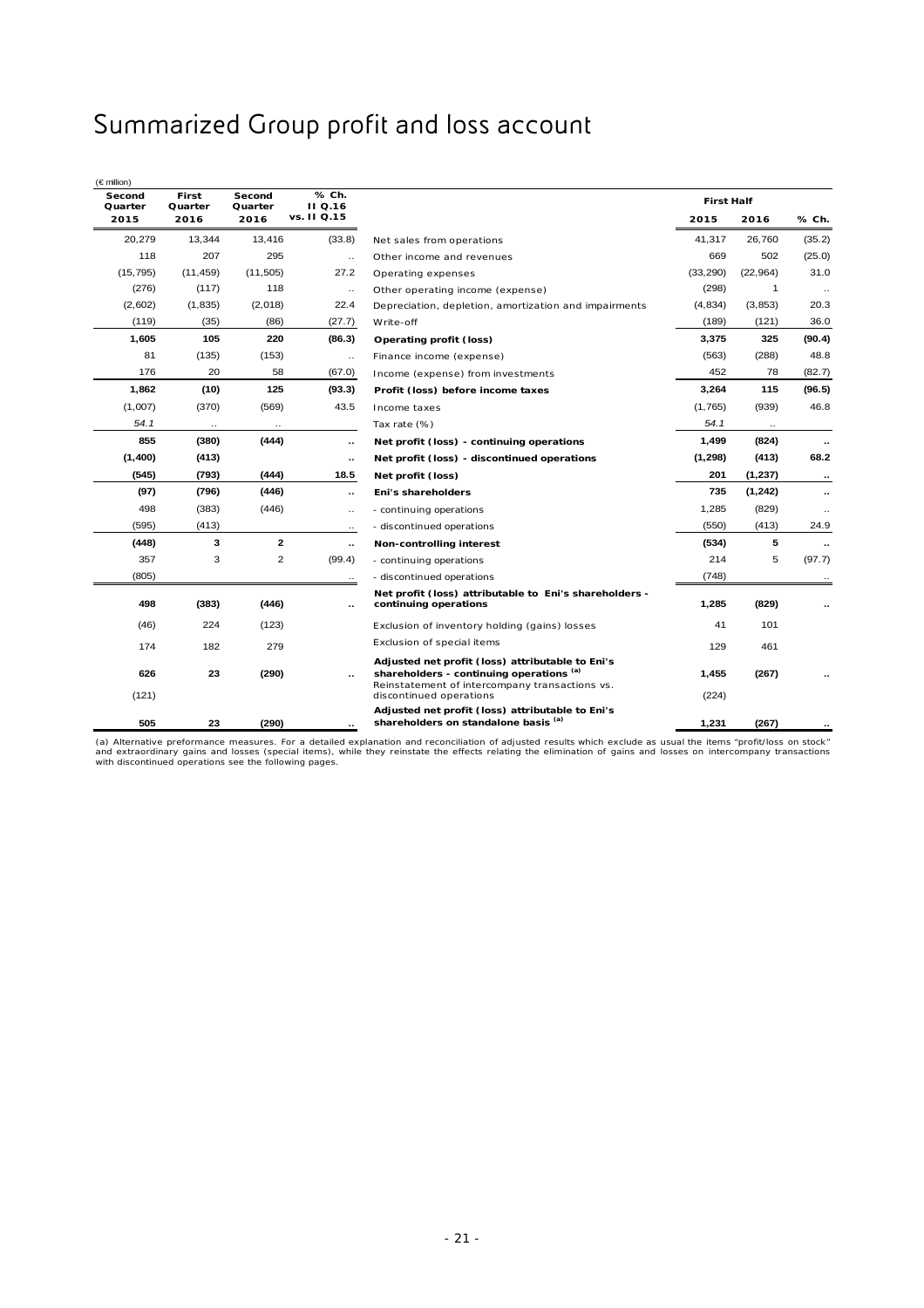# Summarized Group profit and loss account

(€ million)

| Second Quarter 2015 | First Quarter 2016 | Second Quarter 2016 | % Ch. II Q.16 vs. II Q.15 | | First Half 2015 | First Half 2016 | % Ch. |
|---|---|---|---|---|---|---|---|
| 20,279 | 13,344 | 13,416 | (33.8) | Net sales from operations | 41,317 | 26,760 | (35.2) |
| 118 | 207 | 295 | .. | Other income and revenues | 669 | 502 | (25.0) |
| (15,795) | (11,459) | (11,505) | 27.2 | Operating expenses | (33,290) | (22,964) | 31.0 |
| (276) | (117) | 118 | .. | Other operating income (expense) | (298) | 1 | .. |
| (2,602) | (1,835) | (2,018) | 22.4 | Depreciation, depletion, amortization and impairments | (4,834) | (3,853) | 20.3 |
| (119) | (35) | (86) | (27.7) | Write-off | (189) | (121) | 36.0 |
| **1,605** | **105** | **220** | **(86.3)** | **Operating profit (loss)** | **3,375** | **325** | **(90.4)** |
| 81 | (135) | (153) | .. | Finance income (expense) | (563) | (288) | 48.8 |
| 176 | 20 | 58 | (67.0) | Income (expense) from investments | 452 | 78 | (82.7) |
| **1,862** | **(10)** | **125** | **(93.3)** | **Profit (loss) before income taxes** | **3,264** | **115** | **(96.5)** |
| (1,007) | (370) | (569) | 43.5 | Income taxes | (1,765) | (939) | 46.8 |
| *54.1* | .. | .. | | Tax rate (%) | *54.1* | .. | |
| **855** | **(380)** | **(444)** | **..** | **Net profit (loss) - continuing operations** | **1,499** | **(824)** | **..** |
| **(1,400)** | **(413)** | | **..** | **Net profit (loss) - discontinued operations** | **(1,298)** | **(413)** | **68.2** |
| **(545)** | **(793)** | **(444)** | **18.5** | **Net profit (loss)** | **201** | **(1,237)** | **..** |
| **(97)** | **(796)** | **(446)** | **..** | **Eni's shareholders** | **735** | **(1,242)** | **..** |
| 498 | (383) | (446) | .. | - continuing operations | 1,285 | (829) | .. |
| (595) | (413) | | .. | - discontinued operations | (550) | (413) | 24.9 |
| **(448)** | **3** | **2** | **..** | **Non-controlling interest** | **(534)** | **5** | **..** |
| 357 | 3 | 2 | (99.4) | - continuing operations | 214 | 5 | (97.7) |
| (805) | | | .. | - discontinued operations | (748) | | .. |
| **498** | **(383)** | **(446)** | **..** | **Net profit (loss) attributable to Eni's shareholders - continuing operations** | **1,285** | **(829)** | **..** |
| (46) | 224 | (123) | | Exclusion of inventory holding (gains) losses | 41 | 101 | |
| 174 | 182 | 279 | | Exclusion of special items | 129 | 461 | |
| **626** | **23** | **(290)** | **..** | **Adjusted net profit (loss) attributable to Eni's shareholders - continuing operations [(a)]** | **1,455** | **(267)** | **..** |
| (121) | | | | Reinstatement of intercompany transactions vs. discontinued operations | (224) | | |
| **505** | **23** | **(290)** | **..** | **Adjusted net profit (loss) attributable to Eni's shareholders on standalone basis [(a)]** | **1,231** | **(267)** | **..** |

(a) Alternative preformance measures. For a detailed explanation and reconciliation of adjusted results which exclude as usual the items "profit/loss on stock" and extraordinary gains and losses (special items), while they reinstate the effects relating the elimination of gains and losses on intercompany transactions with discontinued operations see the following pages.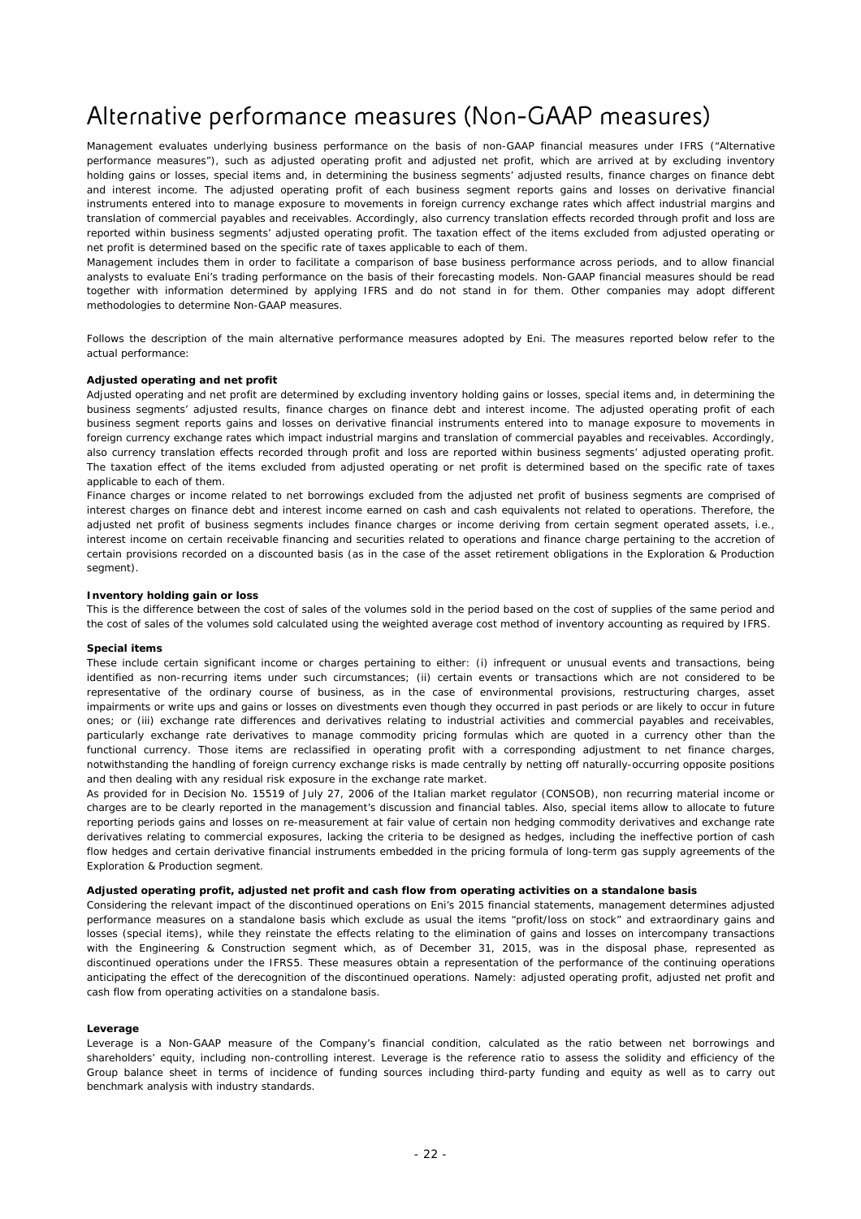# Alternative performance measures (Non-GAAP measures)

Management evaluates underlying business performance on the basis of non-GAAP financial measures under IFRS ("Alternative performance measures"), such as adjusted operating profit and adjusted net profit, which are arrived at by excluding inventory holding gains or losses, special items and, in determining the business segments' adjusted results, finance charges on finance debt and interest income. The adjusted operating profit of each business segment reports gains and losses on derivative financial instruments entered into to manage exposure to movements in foreign currency exchange rates which affect industrial margins and translation of commercial payables and receivables. Accordingly, also currency translation effects recorded through profit and loss are reported within business segments' adjusted operating profit. The taxation effect of the items excluded from adjusted operating or net profit is determined based on the specific rate of taxes applicable to each of them.

Management includes them in order to facilitate a comparison of base business performance across periods, and to allow financial analysts to evaluate Eni's trading performance on the basis of their forecasting models. Non-GAAP financial measures should be read together with information determined by applying IFRS and do not stand in for them. Other companies may adopt different methodologies to determine Non-GAAP measures.

Follows the description of the main alternative performance measures adopted by Eni. The measures reported below refer to the actual performance:

**Adjusted operating and net profit**

Adjusted operating and net profit are determined by excluding inventory holding gains or losses, special items and, in determining the business segments' adjusted results, finance charges on finance debt and interest income. The adjusted operating profit of each business segment reports gains and losses on derivative financial instruments entered into to manage exposure to movements in foreign currency exchange rates which impact industrial margins and translation of commercial payables and receivables. Accordingly, also currency translation effects recorded through profit and loss are reported within business segments' adjusted operating profit. The taxation effect of the items excluded from adjusted operating or net profit is determined based on the specific rate of taxes applicable to each of them.

Finance charges or income related to net borrowings excluded from the adjusted net profit of business segments are comprised of interest charges on finance debt and interest income earned on cash and cash equivalents not related to operations. Therefore, the adjusted net profit of business segments includes finance charges or income deriving from certain segment operated assets, i.e., interest income on certain receivable financing and securities related to operations and finance charge pertaining to the accretion of certain provisions recorded on a discounted basis (as in the case of the asset retirement obligations in the Exploration & Production segment).

**Inventory holding gain or loss**

This is the difference between the cost of sales of the volumes sold in the period based on the cost of supplies of the same period and the cost of sales of the volumes sold calculated using the weighted average cost method of inventory accounting as required by IFRS.

**Special items**

These include certain significant income or charges pertaining to either: (i) infrequent or unusual events and transactions, being identified as non-recurring items under such circumstances; (ii) certain events or transactions which are not considered to be representative of the ordinary course of business, as in the case of environmental provisions, restructuring charges, asset impairments or write ups and gains or losses on divestments even though they occurred in past periods or are likely to occur in future ones; or (iii) exchange rate differences and derivatives relating to industrial activities and commercial payables and receivables, particularly exchange rate derivatives to manage commodity pricing formulas which are quoted in a currency other than the functional currency. Those items are reclassified in operating profit with a corresponding adjustment to net finance charges, notwithstanding the handling of foreign currency exchange risks is made centrally by netting off naturally-occurring opposite positions and then dealing with any residual risk exposure in the exchange rate market.

As provided for in Decision No. 15519 of July 27, 2006 of the Italian market regulator (CONSOB), non recurring material income or charges are to be clearly reported in the management's discussion and financial tables. Also, special items allow to allocate to future reporting periods gains and losses on re-measurement at fair value of certain non hedging commodity derivatives and exchange rate derivatives relating to commercial exposures, lacking the criteria to be designed as hedges, including the ineffective portion of cash flow hedges and certain derivative financial instruments embedded in the pricing formula of long-term gas supply agreements of the Exploration & Production segment.

**Adjusted operating profit, adjusted net profit and cash flow from operating activities on a standalone basis**

Considering the relevant impact of the discontinued operations on Eni's 2015 financial statements, management determines adjusted performance measures on a standalone basis which exclude as usual the items "profit/loss on stock" and extraordinary gains and losses (special items), while they reinstate the effects relating to the elimination of gains and losses on intercompany transactions with the Engineering & Construction segment which, as of December 31, 2015, was in the disposal phase, represented as discontinued operations under the IFRS5. These measures obtain a representation of the performance of the continuing operations anticipating the effect of the derecognition of the discontinued operations. Namely: adjusted operating profit, adjusted net profit and cash flow from operating activities on a standalone basis.

**Leverage**

Leverage is a Non-GAAP measure of the Company's financial condition, calculated as the ratio between net borrowings and shareholders' equity, including non-controlling interest. Leverage is the reference ratio to assess the solidity and efficiency of the Group balance sheet in terms of incidence of funding sources including third-party funding and equity as well as to carry out benchmark analysis with industry standards.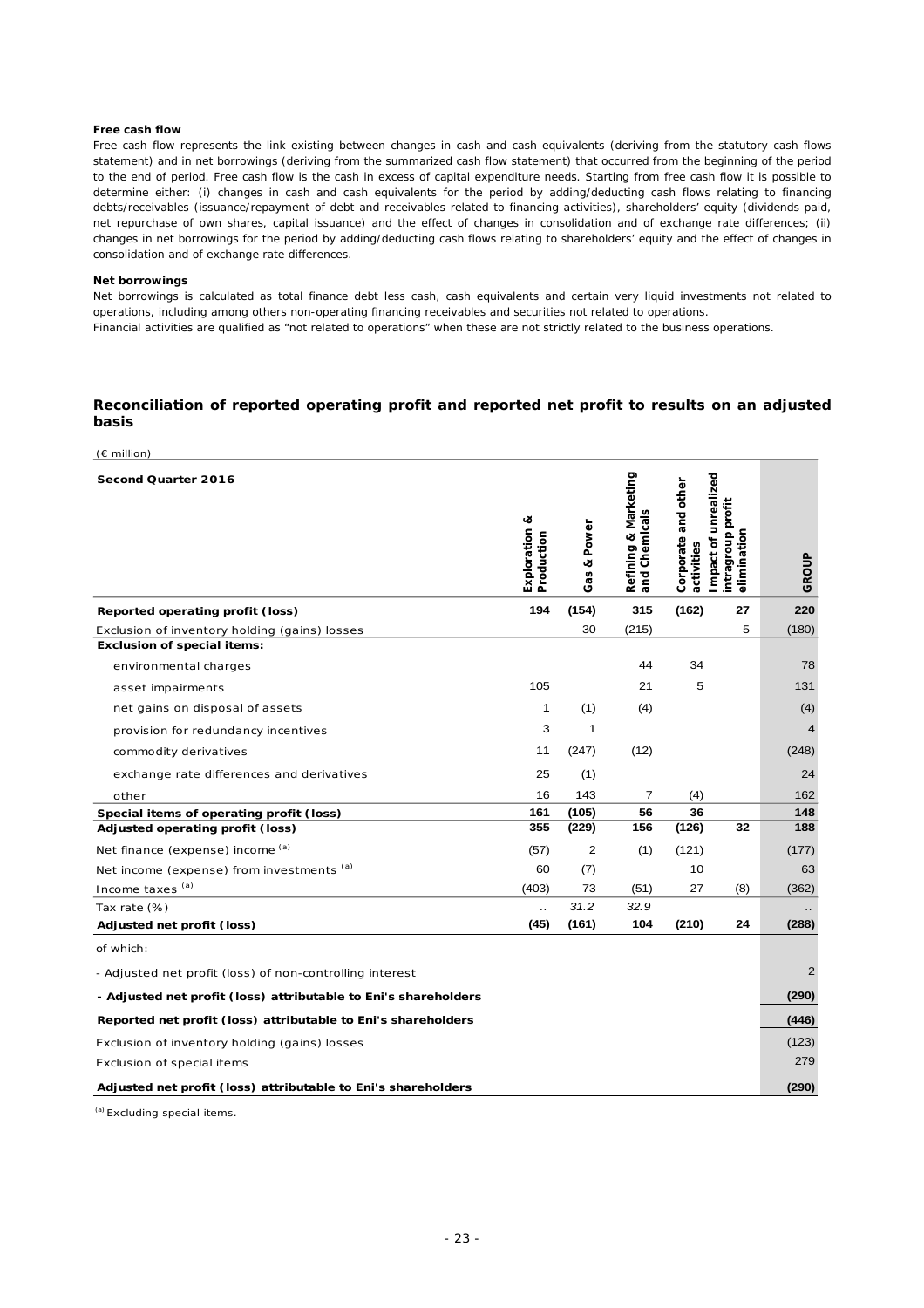**Free cash flow**

Free cash flow represents the link existing between changes in cash and cash equivalents (deriving from the statutory cash flows statement) and in net borrowings (deriving from the summarized cash flow statement) that occurred from the beginning of the period to the end of period. Free cash flow is the cash in excess of capital expenditure needs. Starting from free cash flow it is possible to determine either: (i) changes in cash and cash equivalents for the period by adding/deducting cash flows relating to financing debts/receivables (issuance/repayment of debt and receivables related to financing activities), shareholders' equity (dividends paid, net repurchase of own shares, capital issuance) and the effect of changes in consolidation and of exchange rate differences; (ii) changes in net borrowings for the period by adding/deducting cash flows relating to shareholders' equity and the effect of changes in consolidation and of exchange rate differences.

**Net borrowings**

Net borrowings is calculated as total finance debt less cash, cash equivalents and certain very liquid investments not related to operations, including among others non-operating financing receivables and securities not related to operations.

Financial activities are qualified as "not related to operations" when these are not strictly related to the business operations.

## Reconciliation of reported operating profit and reported net profit to results on an adjusted basis

(€ million)

| Second Quarter 2016 | Exploration & Production | Gas & Power | Refining & Marketing and Chemicals | Corporate and other activities | Impact of unrealized intragroup profit elimination | GROUP |
|---|---|---|---|---|---|---|
| **Reported operating profit (loss)** | **194** | **(154)** | **315** | **(162)** | **27** | **220** |
| Exclusion of inventory holding (gains) losses | | 30 | (215) | | 5 | (180) |
| **Exclusion of special items:** | | | | | | |
| environmental charges | | | 44 | 34 | | 78 |
| asset impairments | 105 | | 21 | 5 | | 131 |
| net gains on disposal of assets | 1 | (1) | (4) | | | (4) |
| provision for redundancy incentives | 3 | 1 | | | | 4 |
| commodity derivatives | 11 | (247) | (12) | | | (248) |
| exchange rate differences and derivatives | 25 | (1) | | | | 24 |
| other | 16 | 143 | 7 | (4) | | 162 |
| **Special items of operating profit (loss)** | **161** | **(105)** | **56** | **36** | | **148** |
| **Adjusted operating profit (loss)** | **355** | **(229)** | **156** | **(126)** | **32** | **188** |
| Net finance (expense) income [(a)] | (57) | 2 | (1) | (121) | | (177) |
| Net income (expense) from investments [(a)] | 60 | (7) | | 10 | | 63 |
| Income taxes [(a)] | (403) | 73 | (51) | 27 | (8) | (362) |
| Tax rate (%) | .. | *31.2* | *32.9* | | | .. |
| **Adjusted net profit (loss)** | **(45)** | **(161)** | **104** | **(210)** | **24** | **(288)** |
| of which: | | | | | | |
| - Adjusted net profit (loss) of non-controlling interest | | | | | | 2 |
| **- Adjusted net profit (loss) attributable to Eni's shareholders** | | | | | | **(290)** |
| **Reported net profit (loss) attributable to Eni's shareholders** | | | | | | **(446)** |
| Exclusion of inventory holding (gains) losses | | | | | | (123) |
| Exclusion of special items | | | | | | 279 |
| **Adjusted net profit (loss) attributable to Eni's shareholders** | | | | | | **(290)** |

(a) Excluding special items.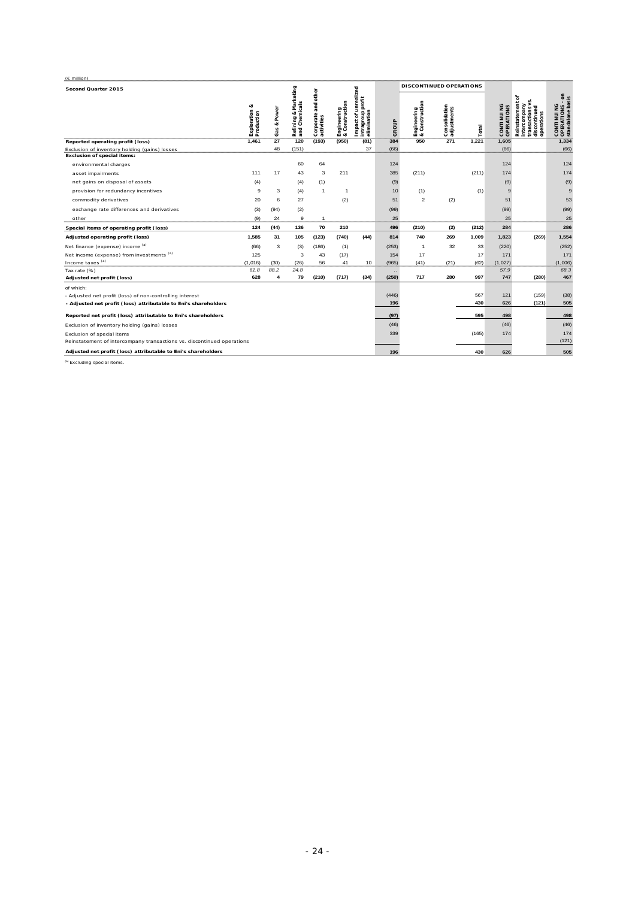(€ million)

| Second Quarter 2015 | Exploration & Production | Gas & Power | Refining & Marketing and Chemicals | Corporate and other activities | Engineering & Construction | Impact of unrealized intragroup profit elimination | GROUP | DISCONTINUED OPERATIONS | | | CONTINUING OPERATIONS | Reinstatement of intercompany transactions vs. discontinued operations | CONTINUING OPERATIONS - on standalone basis |
|---|---|---|---|---|---|---|---|---|---|---|---|---|---|
| | | | | | | | | Engineering & Construction | Consolidation adjustments | Total | | | |
| **Reported operating profit (loss)** | 1,461 | 27 | 120 | (193) | (950) | (81) | 384 | 950 | 271 | 1,221 | 1,605 | | 1,334 |
| Exclusion of inventory holding (gains) losses | | 48 | (151) | | | 37 | (66) | | | | (66) | | (66) |
| **Exclusion of special items:** | | | | | | | | | | | | | |
| environmental charges | | | 60 | 64 | | | 124 | | | | 124 | | 124 |
| asset impairments | 111 | 17 | 43 | 3 | 211 | | 385 | (211) | | (211) | 174 | | 174 |
| net gains on disposal of assets | (4) | | (4) | (1) | | | (9) | | | | (9) | | (9) |
| provision for redundancy incentives | 9 | 3 | (4) | 1 | 1 | | 10 | (1) | | (1) | 9 | | 9 |
| commodity derivatives | 20 | 6 | 27 | | (2) | | 51 | 2 | (2) | | 51 | | 53 |
| exchange rate differences and derivatives | (3) | (94) | (2) | | | | (99) | | | | (99) | | (99) |
| other | (9) | 24 | 9 | 1 | | | 25 | | | | 25 | | 25 |
| **Special items of operating profit (loss)** | 124 | (44) | 136 | 70 | 210 | | 496 | (210) | (2) | (212) | 284 | | 286 |
| **Adjusted operating profit (loss)** | 1,585 | 31 | 105 | (123) | (740) | (44) | 814 | 740 | 269 | 1,009 | 1,823 | (269) | 1,554 |
| Net finance (expense) income [(a)] | (66) | 3 | (3) | (186) | (1) | | (253) | 1 | 32 | 33 | (220) | | (252) |
| Net income (expense) from investments [(a)] | 125 | | 3 | 43 | (17) | | 154 | 17 | | 17 | 171 | | 171 |
| Income taxes [(a)] | (1,016) | (30) | (26) | 56 | 41 | 10 | (965) | (41) | (21) | (62) | (1,027) | | (1,006) |
| Tax rate (%) | 61.8 | 88.2 | 24.8 | | | | .. | | | | 57.9 | | 68.3 |
| **Adjusted net profit (loss)** | 628 | 4 | 79 | (210) | (717) | (34) | (250) | 717 | 280 | 997 | 747 | (280) | 467 |
| of which: | | | | | | | | | | | | | |
| - Adjusted net profit (loss) of non-controlling interest | | | | | | | (446) | | | 567 | 121 | (159) | (38) |
| **- Adjusted net profit (loss) attributable to Eni's shareholders** | | | | | | | 196 | | | 430 | 626 | (121) | 505 |
| **Reported net profit (loss) attributable to Eni's shareholders** | | | | | | | (97) | | | 595 | 498 | | 498 |
| Exclusion of inventory holding (gains) losses | | | | | | | (46) | | | | (46) | | (46) |
| Exclusion of special items | | | | | | | 339 | | | (165) | 174 | | 174 |
| Reinstatement of intercompany transactions vs. discontinued operations | | | | | | | | | | | | | (121) |
| **Adjusted net profit (loss) attributable to Eni's shareholders** | | | | | | | 196 | | | 430 | 626 | | 505 |

(a) Excluding special items.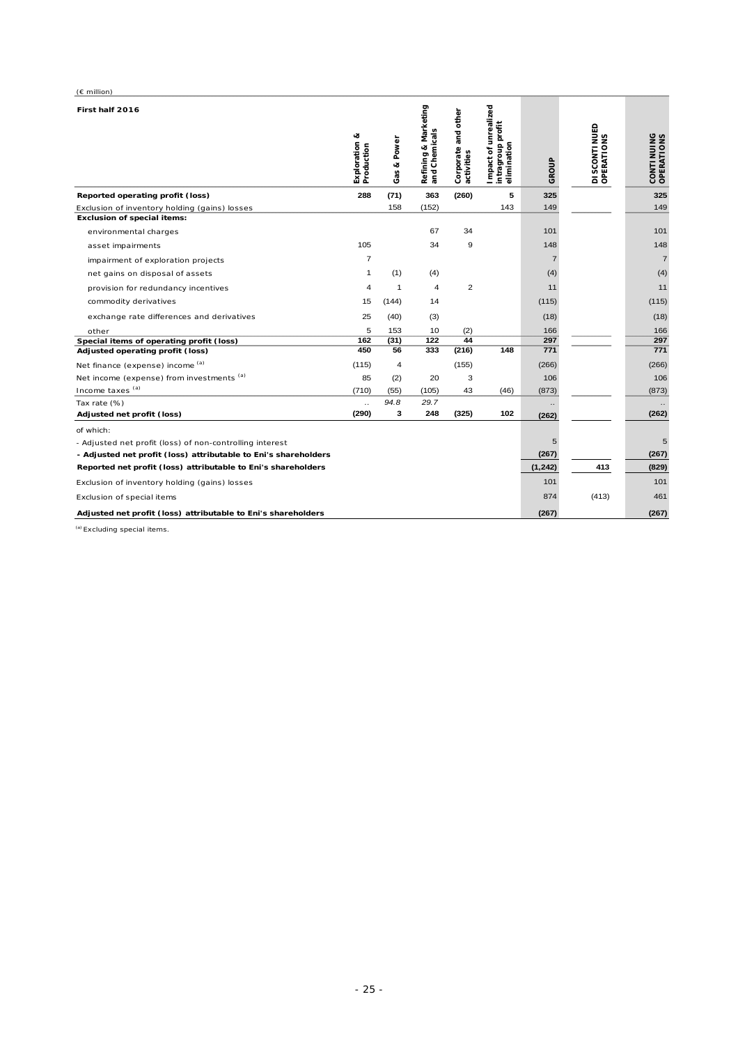(€ million)

| First half 2016 | Exploration & Production | Gas & Power | Refining & Marketing and Chemicals | Corporate and other activities | Impact of unrealized intragroup profit elimination | GROUP | DISCONTINUED OPERATIONS | CONTINUING OPERATIONS |
|---|---|---|---|---|---|---|---|---|
| **Reported operating profit (loss)** | **288** | **(71)** | **363** | **(260)** | **5** | **325** | | **325** |
| Exclusion of inventory holding (gains) losses | | 158 | (152) | | 143 | 149 | | 149 |
| **Exclusion of special items:** | | | | | | | | |
| environmental charges | | | 67 | 34 | | 101 | | 101 |
| asset impairments | 105 | | 34 | 9 | | 148 | | 148 |
| impairment of exploration projects | 7 | | | | | 7 | | 7 |
| net gains on disposal of assets | 1 | (1) | (4) | | | (4) | | (4) |
| provision for redundancy incentives | 4 | 1 | 4 | 2 | | 11 | | 11 |
| commodity derivatives | 15 | (144) | 14 | | | (115) | | (115) |
| exchange rate differences and derivatives | 25 | (40) | (3) | | | (18) | | (18) |
| other | 5 | 153 | 10 | (2) | | 166 | | 166 |
| **Special items of operating profit (loss)** | **162** | **(31)** | **122** | **44** | | **297** | | **297** |
| **Adjusted operating profit (loss)** | **450** | **56** | **333** | **(216)** | **148** | **771** | | **771** |
| Net finance (expense) income [(a)] | (115) | 4 | | (155) | | (266) | | (266) |
| Net income (expense) from investments [(a)] | 85 | (2) | 20 | 3 | | 106 | | 106 |
| Income taxes [(a)] | (710) | (55) | (105) | 43 | (46) | (873) | | (873) |
| Tax rate (%) | .. | *94.8* | *29.7* | | | .. | | .. |
| **Adjusted net profit (loss)** | **(290)** | **3** | **248** | **(325)** | **102** | **(262)** | | **(262)** |
| of which: | | | | | | | | |
| - Adjusted net profit (loss) of non-controlling interest | | | | | | 5 | | 5 |
| **- Adjusted net profit (loss) attributable to Eni's shareholders** | | | | | | **(267)** | | **(267)** |
| **Reported net profit (loss) attributable to Eni's shareholders** | | | | | | **(1,242)** | **413** | **(829)** |
| Exclusion of inventory holding (gains) losses | | | | | | 101 | | 101 |
| Exclusion of special items | | | | | | 874 | (413) | 461 |
| **Adjusted net profit (loss) attributable to Eni's shareholders** | | | | | | **(267)** | | **(267)** |

(a) Excluding special items.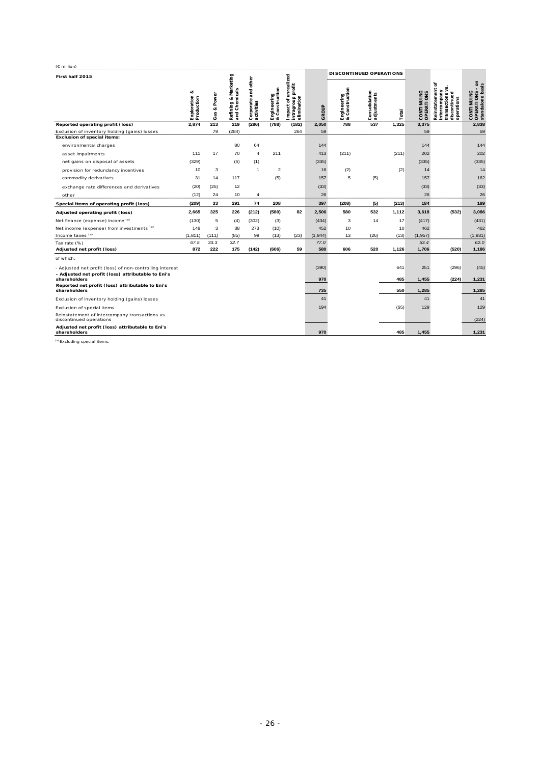(€ million)

| First half 2015 | Exploration & Production | Gas & Power | Refining & Marketing and Chemicals | Corporate and other activities | Engineering & Construction | Impact of unrealized intragroup profit elimination | GROUP | DISCONTINUED OPERATIONS Engineering & Construction | Consolidation adjustments | Total | CONTINUING OPERATIONS | Reinstatement of intercompany transactions vs. discontinued operations | CONTINUING OPERATIONS - on standalone basis |
|---|---|---|---|---|---|---|---|---|---|---|---|---|---|
| **Reported operating profit (loss)** | **2,874** | **213** | **219** | **(286)** | **(788)** | **(182)** | **2,050** | **788** | **537** | **1,325** | **3,375** | | **2,838** |
| Exclusion of inventory holding (gains) losses | | 79 | (284) | | | 264 | 59 | | | | 59 | | 59 |
| **Exclusion of special items:** | | | | | | | | | | | | | |
| environmental charges | | | 80 | 64 | | | 144 | | | | 144 | | 144 |
| asset impairments | 111 | 17 | 70 | 4 | 211 | | 413 | (211) | | (211) | 202 | | 202 |
| net gains on disposal of assets | (329) | | (5) | (1) | | | (335) | | | | (335) | | (335) |
| provision for redundancy incentives | 10 | 3 | | 1 | 2 | | 16 | (2) | | (2) | 14 | | 14 |
| commodity derivatives | 31 | 14 | 117 | | (5) | | 157 | 5 | (5) | | 157 | | 162 |
| exchange rate differences and derivatives | (20) | (25) | 12 | | | | (33) | | | | (33) | | (33) |
| other | (12) | 24 | 10 | 4 | | | 26 | | | | 26 | | 26 |
| **Special items of operating profit (loss)** | **(209)** | **33** | **291** | **74** | **208** | | **397** | **(208)** | **(5)** | **(213)** | **184** | | **189** |
| **Adjusted operating profit (loss)** | **2,665** | **325** | **226** | **(212)** | **(580)** | **82** | **2,506** | **580** | **532** | **1,112** | **3,618** | **(532)** | **3,086** |
| Net finance (expense) income [(a)] | (130) | 5 | (4) | (302) | (3) | | (434) | 3 | 14 | 17 | (417) | | (431) |
| Net income (expense) from investments [(a)] | 148 | 3 | 38 | 273 | (10) | | 452 | 10 | | 10 | 462 | | 462 |
| Income taxes [(a)] | (1,811) | (111) | (85) | 99 | (13) | (23) | (1,944) | 13 | (26) | (13) | (1,957) | | (1,931) |
| Tax rate (%) | *67.5* | *33.3* | *32.7* | | | | *77.0* | | | | *53.4* | | *62.0* |
| **Adjusted net profit (loss)** | **872** | **222** | **175** | **(142)** | **(606)** | **59** | **580** | **606** | **520** | **1,126** | **1,706** | **(520)** | **1,186** |
| of which: | | | | | | | | | | | | | |
| - Adjusted net profit (loss) of non-controlling interest | | | | | | | (390) | | | 641 | 251 | (296) | (45) |
| **- Adjusted net profit (loss) attributable to Eni's shareholders** | | | | | | | **970** | | | **485** | **1,455** | **(224)** | **1,231** |
| **Reported net profit (loss) attributable to Eni's shareholders** | | | | | | | **735** | | | **550** | **1,285** | | **1,285** |
| Exclusion of inventory holding (gains) losses | | | | | | | 41 | | | | 41 | | 41 |
| Exclusion of special items | | | | | | | 194 | | | (65) | 129 | | 129 |
| Reinstatement of intercompany transactions vs. discontinued operations | | | | | | | | | | | | | (224) |
| **Adjusted net profit (loss) attributable to Eni's shareholders** | | | | | | | **970** | | | **485** | **1,455** | | **1,231** |

(a) Excluding special items.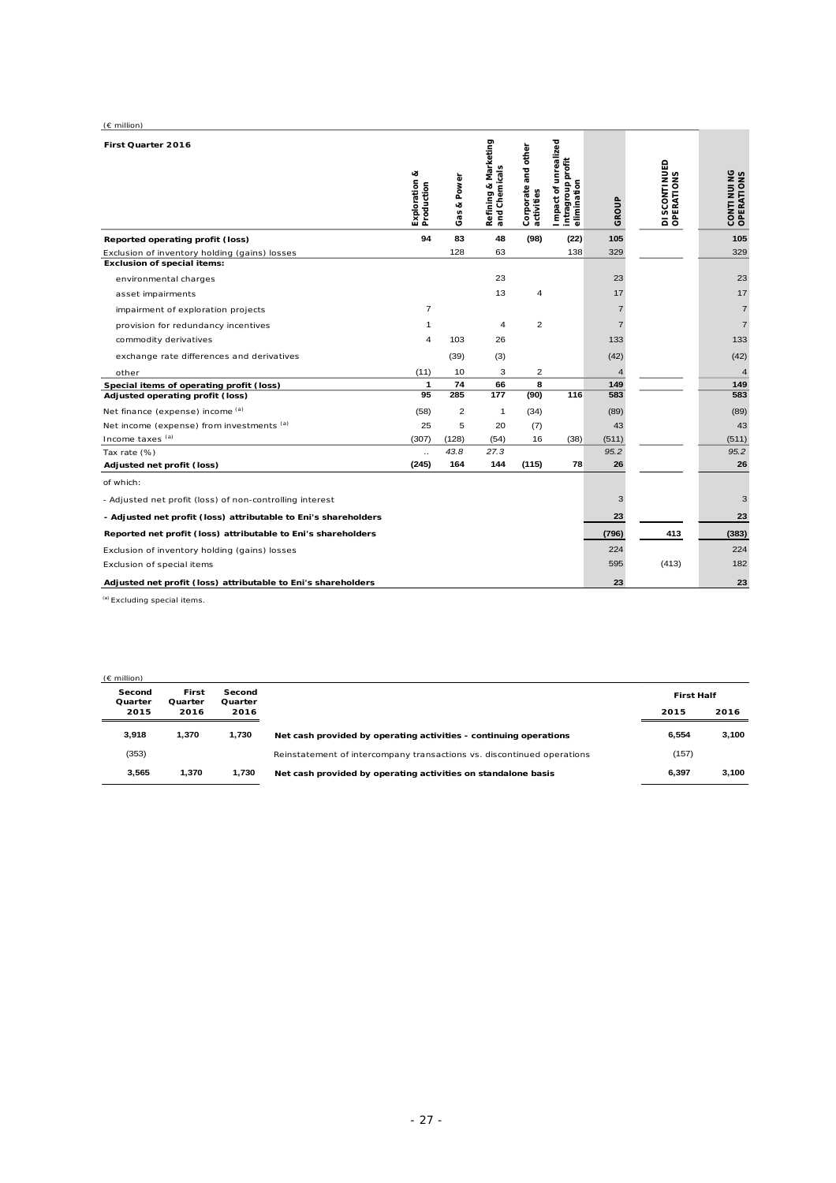(€ million)

| First Quarter 2016 | Exploration & Production | Gas & Power | Refining & Marketing and Chemicals | Corporate and other activities | Impact of unrealized intragroup profit elimination | GROUP | DISCONTINUED OPERATIONS | CONTINUING OPERATIONS |
|---|---|---|---|---|---|---|---|---|
| **Reported operating profit (loss)** | **94** | **83** | **48** | **(98)** | **(22)** | **105** | | **105** |
| Exclusion of inventory holding (gains) losses | | 128 | 63 | | 138 | 329 | | 329 |
| **Exclusion of special items:** | | | | | | | | |
| environmental charges | | | 23 | | | 23 | | 23 |
| asset impairments | | | 13 | 4 | | 17 | | 17 |
| impairment of exploration projects | 7 | | | | | 7 | | 7 |
| provision for redundancy incentives | 1 | | 4 | 2 | | 7 | | 7 |
| commodity derivatives | 4 | 103 | 26 | | | 133 | | 133 |
| exchange rate differences and derivatives | | (39) | (3) | | | (42) | | (42) |
| other | (11) | 10 | 3 | 2 | | 4 | | 4 |
| **Special items of operating profit (loss)** | **1** | **74** | **66** | **8** | | **149** | | **149** |
| **Adjusted operating profit (loss)** | **95** | **285** | **177** | **(90)** | **116** | **583** | | **583** |
| Net finance (expense) income [a] | (58) | 2 | 1 | (34) | | (89) | | (89) |
| Net income (expense) from investments [a] | 25 | 5 | 20 | (7) | | 43 | | 43 |
| Income taxes [a] | (307) | (128) | (54) | 16 | (38) | (511) | | (511) |
| *Tax rate (%)* | *..* | *43.8* | *27.3* | | | *95.2* | | *95.2* |
| **Adjusted net profit (loss)** | **(245)** | **164** | **144** | **(115)** | **78** | **26** | | **26** |
| of which: | | | | | | | | |
| - Adjusted net profit (loss) of non-controlling interest | | | | | | 3 | | 3 |
| **- Adjusted net profit (loss) attributable to Eni's shareholders** | | | | | | **23** | | **23** |
| **Reported net profit (loss) attributable to Eni's shareholders** | | | | | | **(796)** | **413** | **(383)** |
| Exclusion of inventory holding (gains) losses | | | | | | 224 | | 224 |
| Exclusion of special items | | | | | | 595 | (413) | 182 |
| **Adjusted net profit (loss) attributable to Eni's shareholders** | | | | | | **23** | | **23** |

[a] Excluding special items.

(€ million)

| Second Quarter 2015 | First Quarter 2016 | Second Quarter 2016 | | First Half 2015 | First Half 2016 |
|---|---|---|---|---|---|
| **3,918** | **1,370** | **1,730** | **Net cash provided by operating activities - continuing operations** | **6,554** | **3,100** |
| (353) | | | Reinstatement of intercompany transactions vs. discontinued operations | (157) | |
| **3,565** | **1,370** | **1,730** | **Net cash provided by operating activities on standalone basis** | **6,397** | **3,100** |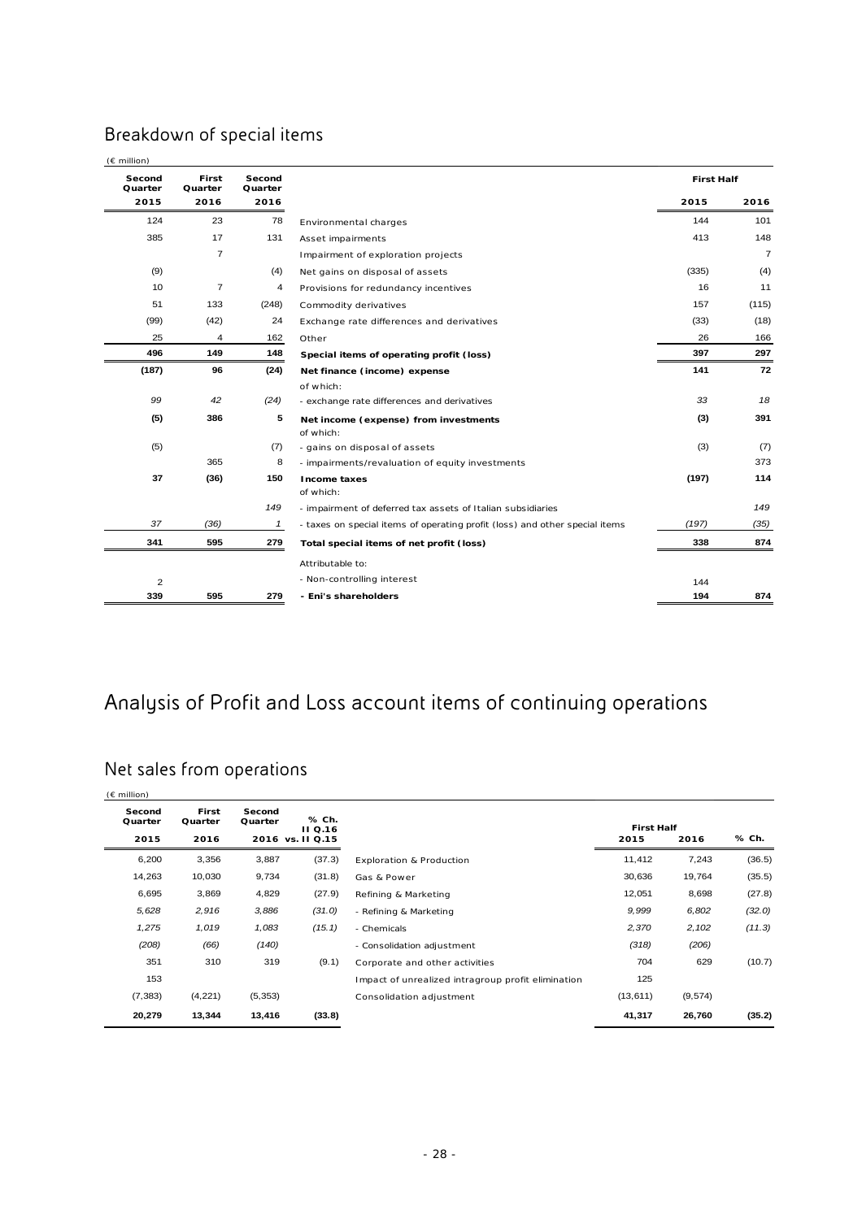## Breakdown of special items

(€ million)

| Second Quarter 2015 | First Quarter 2016 | Second Quarter 2016 | | First Half 2015 | First Half 2016 |
|---|---|---|---|---|---|
| 124 | 23 | 78 | Environmental charges | 144 | 101 |
| 385 | 17 | 131 | Asset impairments | 413 | 148 |
| | 7 | | Impairment of exploration projects | | 7 |
| (9) | | (4) | Net gains on disposal of assets | (335) | (4) |
| 10 | 7 | 4 | Provisions for redundancy incentives | 16 | 11 |
| 51 | 133 | (248) | Commodity derivatives | 157 | (115) |
| (99) | (42) | 24 | Exchange rate differences and derivatives | (33) | (18) |
| 25 | 4 | 162 | Other | 26 | 166 |
| **496** | **149** | **148** | **Special items of operating profit (loss)** | **397** | **297** |
| **(187)** | **96** | **(24)** | **Net finance (income) expense** | **141** | **72** |
| | | | of which: | | |
| *99* | *42* | *(24)* | - exchange rate differences and derivatives | *33* | *18* |
| **(5)** | **386** | **5** | **Net income (expense) from investments** | **(3)** | **391** |
| | | | of which: | | |
| (5) | | (7) | - gains on disposal of assets | (3) | (7) |
| | 365 | 8 | - impairments/revaluation of equity investments | | 373 |
| **37** | **(36)** | **150** | **Income taxes** | **(197)** | **114** |
| | | | of which: | | |
| | | *149* | - impairment of deferred tax assets of Italian subsidiaries | | *149* |
| *37* | *(36)* | *1* | - taxes on special items of operating profit (loss) and other special items | *(197)* | *(35)* |
| **341** | **595** | **279** | **Total special items of net profit (loss)** | **338** | **874** |
| | | | Attributable to: | | |
| 2 | | | - Non-controlling interest | 144 | |
| **339** | **595** | **279** | **- Eni's shareholders** | **194** | **874** |

# Analysis of Profit and Loss account items of continuing operations

## Net sales from operations

(€ million)

| Second Quarter 2015 | First Quarter 2016 | Second Quarter 2016 | % Ch. II Q.16 vs. II Q.15 | | First Half 2015 | First Half 2016 | % Ch. |
|---|---|---|---|---|---|---|---|
| 6,200 | 3,356 | 3,887 | (37.3) | Exploration & Production | 11,412 | 7,243 | (36.5) |
| 14,263 | 10,030 | 9,734 | (31.8) | Gas & Power | 30,636 | 19,764 | (35.5) |
| 6,695 | 3,869 | 4,829 | (27.9) | Refining & Marketing | 12,051 | 8,698 | (27.8) |
| *5,628* | *2,916* | *3,886* | *(31.0)* | *- Refining & Marketing* | *9,999* | *6,802* | *(32.0)* |
| *1,275* | *1,019* | *1,083* | *(15.1)* | *- Chemicals* | *2,370* | *2,102* | *(11.3)* |
| *(208)* | *(66)* | *(140)* | | *- Consolidation adjustment* | *(318)* | *(206)* | |
| 351 | 310 | 319 | (9.1) | Corporate and other activities | 704 | 629 | (10.7) |
| 153 | | | | Impact of unrealized intragroup profit elimination | 125 | | |
| (7,383) | (4,221) | (5,353) | | Consolidation adjustment | (13,611) | (9,574) | |
| **20,279** | **13,344** | **13,416** | **(33.8)** | | **41,317** | **26,760** | **(35.2)** |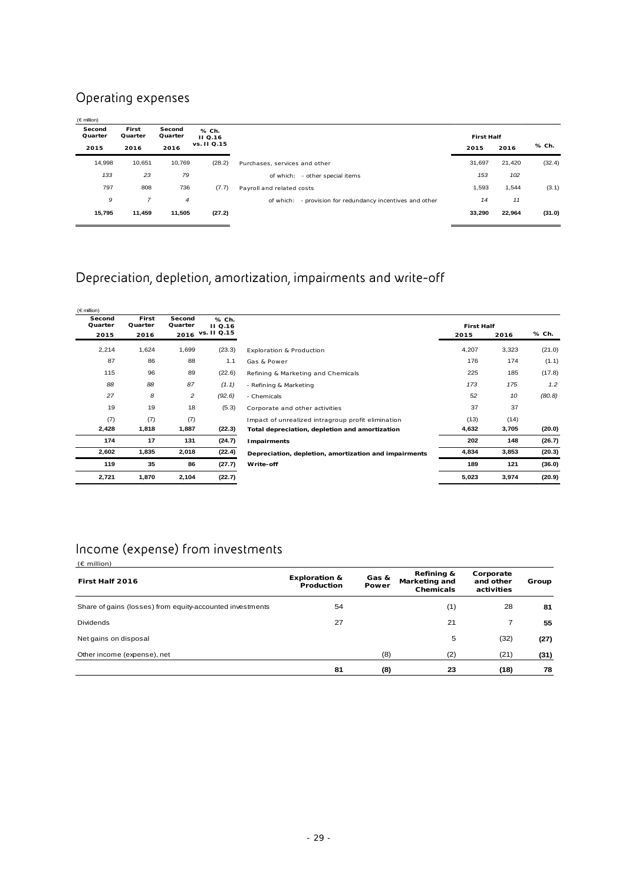## Operating expenses

(€ million)

| Second Quarter 2015 | First Quarter 2016 | Second Quarter 2016 | % Ch. II Q.16 vs. II Q.15 | | First Half 2015 | First Half 2016 | % Ch. |
|---|---|---|---|---|---|---|---|
| 14,998 | 10,651 | 10,769 | (28.2) | Purchases, services and other | 31,697 | 21,420 | (32.4) |
| *133* | *23* | *79* | | of which: - other special items | *153* | *102* | |
| 797 | 808 | 736 | (7.7) | Payroll and related costs | 1,593 | 1,544 | (3.1) |
| *9* | *7* | *4* | | of which: - provision for redundancy incentives and other | *14* | *11* | |
| **15,795** | **11,459** | **11,505** | **(27.2)** | | **33,290** | **22,964** | **(31.0)** |

## Depreciation, depletion, amortization, impairments and write-off

(€ million)

| Second Quarter 2015 | First Quarter 2016 | Second Quarter 2016 | % Ch. II Q.16 vs. II Q.15 | | First Half 2015 | First Half 2016 | % Ch. |
|---|---|---|---|---|---|---|---|
| 2,214 | 1,624 | 1,699 | (23.3) | Exploration & Production | 4,207 | 3,323 | (21.0) |
| 87 | 86 | 88 | 1.1 | Gas & Power | 176 | 174 | (1.1) |
| 115 | 96 | 89 | (22.6) | Refining & Marketing and Chemicals | 225 | 185 | (17.8) |
| *88* | *88* | *87* | *(1.1)* | - Refining & Marketing | *173* | *175* | *1.2* |
| *27* | *8* | *2* | *(92.6)* | - Chemicals | *52* | *10* | *(80.8)* |
| 19 | 19 | 18 | (5.3) | Corporate and other activities | 37 | 37 | |
| (7) | (7) | (7) | | Impact of unrealized intragroup profit elimination | (13) | (14) | |
| **2,428** | **1,818** | **1,887** | **(22.3)** | **Total depreciation, depletion and amortization** | **4,632** | **3,705** | **(20.0)** |
| **174** | **17** | **131** | **(24.7)** | **Impairments** | **202** | **148** | **(26.7)** |
| **2,602** | **1,835** | **2,018** | **(22.4)** | **Depreciation, depletion, amortization and impairments** | **4,834** | **3,853** | **(20.3)** |
| **119** | **35** | **86** | **(27.7)** | **Write-off** | **189** | **121** | **(36.0)** |
| **2,721** | **1,870** | **2,104** | **(22.7)** | | **5,023** | **3,974** | **(20.9)** |

## Income (expense) from investments

(€ million)

| First Half 2016 | Exploration & Production | Gas & Power | Refining & Marketing and Chemicals | Corporate and other activities | Group |
|---|---|---|---|---|---|
| Share of gains (losses) from equity-accounted investments | 54 | | (1) | 28 | **81** |
| Dividends | 27 | | 21 | 7 | **55** |
| Net gains on disposal | | | 5 | (32) | **(27)** |
| Other income (expense), net | | (8) | (2) | (21) | **(31)** |
| | **81** | **(8)** | **23** | **(18)** | **78** |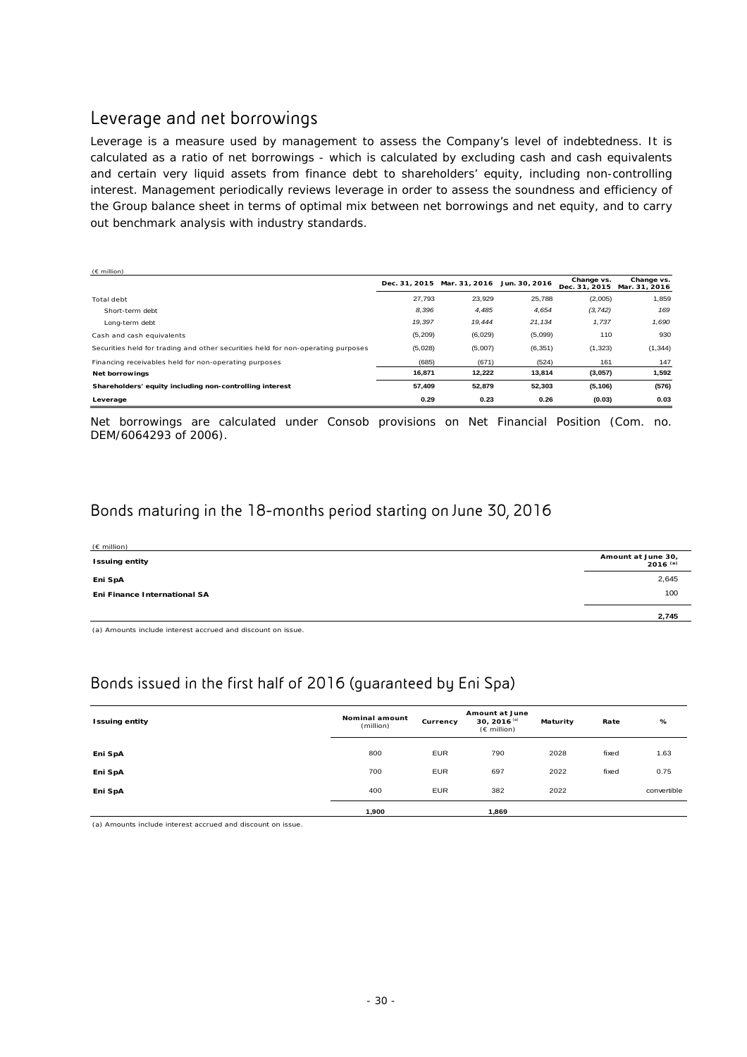## Leverage and net borrowings

Leverage is a measure used by management to assess the Company's level of indebtedness. It is calculated as a ratio of net borrowings - which is calculated by excluding cash and cash equivalents and certain very liquid assets from finance debt to shareholders' equity, including non-controlling interest. Management periodically reviews leverage in order to assess the soundness and efficiency of the Group balance sheet in terms of optimal mix between net borrowings and net equity, and to carry out benchmark analysis with industry standards.

(€ million)

| | Dec. 31, 2015 | Mar. 31, 2016 | Jun. 30, 2016 | Change vs. Dec. 31, 2015 | Change vs. Mar. 31, 2016 |
|---|---|---|---|---|---|
| Total debt | 27,793 | 23,929 | 25,788 | (2,005) | 1,859 |
| *Short-term debt* | *8,396* | *4,485* | *4,654* | *(3,742)* | *169* |
| *Long-term debt* | *19,397* | *19,444* | *21,134* | *1,737* | *1,690* |
| Cash and cash equivalents | (5,209) | (6,029) | (5,099) | 110 | 930 |
| Securities held for trading and other securities held for non-operating purposes | (5,028) | (5,007) | (6,351) | (1,323) | (1,344) |
| Financing receivables held for non-operating purposes | (685) | (671) | (524) | 161 | 147 |
| **Net borrowings** | **16,871** | **12,222** | **13,814** | **(3,057)** | **1,592** |
| **Shareholders' equity including non-controlling interest** | **57,409** | **52,879** | **52,303** | **(5,106)** | **(576)** |
| **Leverage** | **0.29** | **0.23** | **0.26** | **(0.03)** | **0.03** |

Net borrowings are calculated under Consob provisions on Net Financial Position (Com. no. DEM/6064293 of 2006).

## Bonds maturing in the 18-months period starting on June 30, 2016

(€ million)

| Issuing entity | Amount at June 30, 2016 [a] |
|---|---|
| **Eni SpA** | 2,645 |
| **Eni Finance International SA** | 100 |
| | **2,745** |

(a) Amounts include interest accrued and discount on issue.

## Bonds issued in the first half of 2016 (guaranteed by Eni Spa)

| Issuing entity | Nominal amount (million) | Currency | Amount at June 30, 2016 [a] (€ million) | Maturity | Rate | % |
|---|---|---|---|---|---|---|
| **Eni SpA** | 800 | EUR | 790 | 2028 | fixed | 1.63 |
| **Eni SpA** | 700 | EUR | 697 | 2022 | fixed | 0.75 |
| **Eni SpA** | 400 | EUR | 382 | 2022 | | convertible |
| | **1,900** | | **1,869** | | | |

(a) Amounts include interest accrued and discount on issue.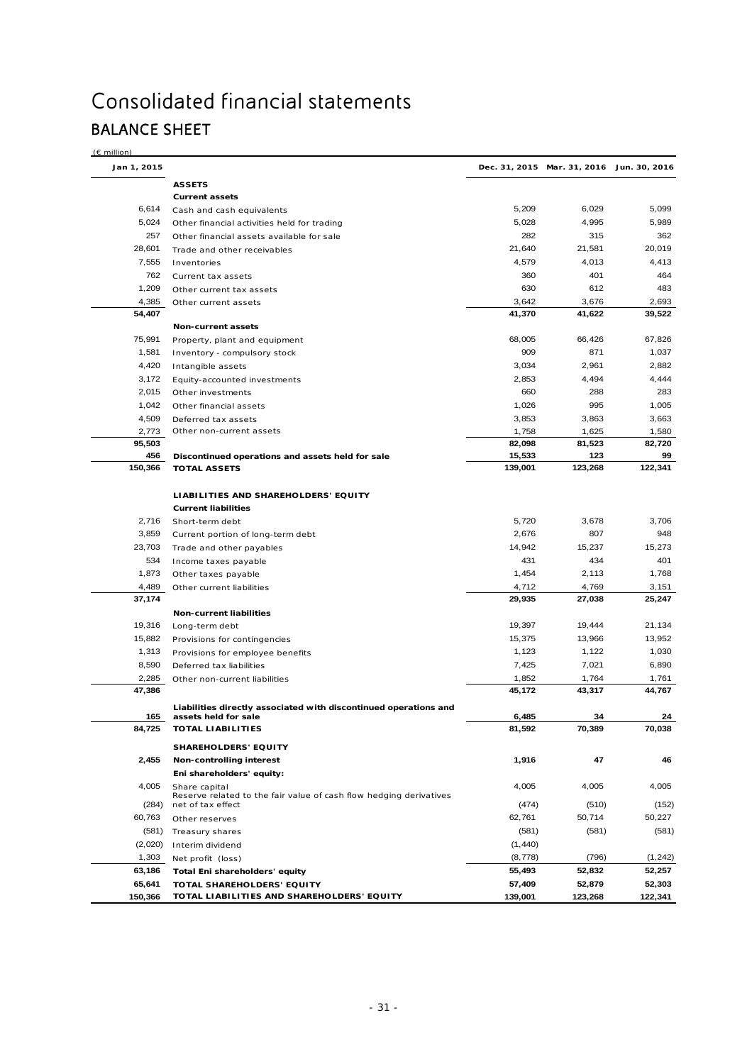# Consolidated financial statements

## BALANCE SHEET

(€ million)

| Jan 1, 2015 | | Dec. 31, 2015 | Mar. 31, 2016 | Jun. 30, 2016 |
|---|---|---|---|---|
| | **ASSETS** | | | |
| | **Current assets** | | | |
| 6,614 | Cash and cash equivalents | 5,209 | 6,029 | 5,099 |
| 5,024 | Other financial activities held for trading | 5,028 | 4,995 | 5,989 |
| 257 | Other financial assets available for sale | 282 | 315 | 362 |
| 28,601 | Trade and other receivables | 21,640 | 21,581 | 20,019 |
| 7,555 | Inventories | 4,579 | 4,013 | 4,413 |
| 762 | Current tax assets | 360 | 401 | 464 |
| 1,209 | Other current tax assets | 630 | 612 | 483 |
| 4,385 | Other current assets | 3,642 | 3,676 | 2,693 |
| **54,407** | | **41,370** | **41,622** | **39,522** |
| | **Non-current assets** | | | |
| 75,991 | Property, plant and equipment | 68,005 | 66,426 | 67,826 |
| 1,581 | Inventory - compulsory stock | 909 | 871 | 1,037 |
| 4,420 | Intangible assets | 3,034 | 2,961 | 2,882 |
| 3,172 | Equity-accounted investments | 2,853 | 4,494 | 4,444 |
| 2,015 | Other investments | 660 | 288 | 283 |
| 1,042 | Other financial assets | 1,026 | 995 | 1,005 |
| 4,509 | Deferred tax assets | 3,853 | 3,863 | 3,663 |
| 2,773 | Other non-current assets | 1,758 | 1,625 | 1,580 |
| **95,503** | | **82,098** | **81,523** | **82,720** |
| **456** | **Discontinued operations and assets held for sale** | **15,533** | **123** | **99** |
| **150,366** | **TOTAL ASSETS** | **139,001** | **123,268** | **122,341** |
| | **LIABILITIES AND SHAREHOLDERS' EQUITY** | | | |
| | **Current liabilities** | | | |
| 2,716 | Short-term debt | 5,720 | 3,678 | 3,706 |
| 3,859 | Current portion of long-term debt | 2,676 | 807 | 948 |
| 23,703 | Trade and other payables | 14,942 | 15,237 | 15,273 |
| 534 | Income taxes payable | 431 | 434 | 401 |
| 1,873 | Other taxes payable | 1,454 | 2,113 | 1,768 |
| 4,489 | Other current liabilities | 4,712 | 4,769 | 3,151 |
| **37,174** | | **29,935** | **27,038** | **25,247** |
| | **Non-current liabilities** | | | |
| 19,316 | Long-term debt | 19,397 | 19,444 | 21,134 |
| 15,882 | Provisions for contingencies | 15,375 | 13,966 | 13,952 |
| 1,313 | Provisions for employee benefits | 1,123 | 1,122 | 1,030 |
| 8,590 | Deferred tax liabilities | 7,425 | 7,021 | 6,890 |
| 2,285 | Other non-current liabilities | 1,852 | 1,764 | 1,761 |
| **47,386** | | **45,172** | **43,317** | **44,767** |
| **165** | **Liabilities directly associated with discontinued operations and assets held for sale** | **6,485** | **34** | **24** |
| **84,725** | **TOTAL LIABILITIES** | **81,592** | **70,389** | **70,038** |
| | **SHAREHOLDERS' EQUITY** | | | |
| **2,455** | **Non-controlling interest** | **1,916** | **47** | **46** |
| | **Eni shareholders' equity:** | | | |
| 4,005 | Share capital | 4,005 | 4,005 | 4,005 |
| (284) | Reserve related to the fair value of cash flow hedging derivatives net of tax effect | (474) | (510) | (152) |
| 60,763 | Other reserves | 62,761 | 50,714 | 50,227 |
| (581) | Treasury shares | (581) | (581) | (581) |
| (2,020) | Interim dividend | (1,440) | | |
| 1,303 | Net profit (loss) | (8,778) | (796) | (1,242) |
| **63,186** | **Total Eni shareholders' equity** | **55,493** | **52,832** | **52,257** |
| **65,641** | **TOTAL SHAREHOLDERS' EQUITY** | **57,409** | **52,879** | **52,303** |
| **150,366** | **TOTAL LIABILITIES AND SHAREHOLDERS' EQUITY** | **139,001** | **123,268** | **122,341** |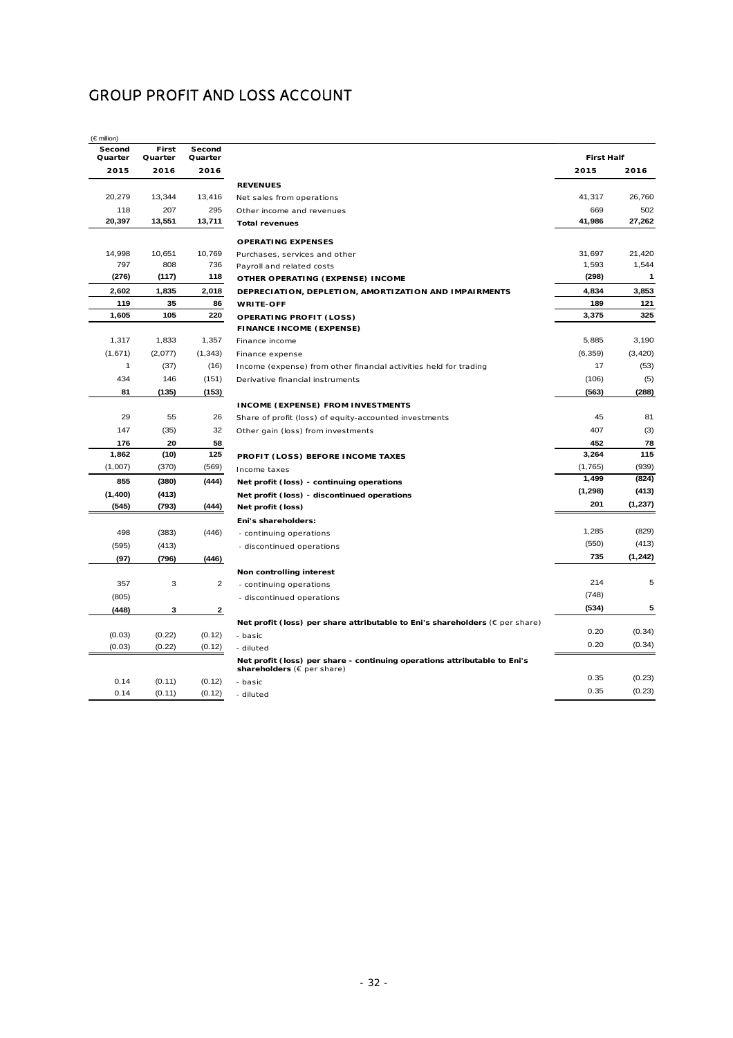# GROUP PROFIT AND LOSS ACCOUNT

(€ million)

| Second Quarter 2015 | First Quarter 2016 | Second Quarter 2016 | | First Half 2015 | First Half 2016 |
|---|---|---|---|---|---|
| | | | **REVENUES** | | |
| 20,279 | 13,344 | 13,416 | Net sales from operations | 41,317 | 26,760 |
| 118 | 207 | 295 | Other income and revenues | 669 | 502 |
| **20,397** | **13,551** | **13,711** | **Total revenues** | **41,986** | **27,262** |
| | | | **OPERATING EXPENSES** | | |
| 14,998 | 10,651 | 10,769 | Purchases, services and other | 31,697 | 21,420 |
| 797 | 808 | 736 | Payroll and related costs | 1,593 | 1,544 |
| **(276)** | **(117)** | **118** | **OTHER OPERATING (EXPENSE) INCOME** | **(298)** | **1** |
| **2,602** | **1,835** | **2,018** | **DEPRECIATION, DEPLETION, AMORTIZATION AND IMPAIRMENTS** | **4,834** | **3,853** |
| **119** | **35** | **86** | **WRITE-OFF** | **189** | **121** |
| **1,605** | **105** | **220** | **OPERATING PROFIT (LOSS)** | **3,375** | **325** |
| | | | **FINANCE INCOME (EXPENSE)** | | |
| 1,317 | 1,833 | 1,357 | Finance income | 5,885 | 3,190 |
| (1,671) | (2,077) | (1,343) | Finance expense | (6,359) | (3,420) |
| 1 | (37) | (16) | Income (expense) from other financial activities held for trading | 17 | (53) |
| 434 | 146 | (151) | Derivative financial instruments | (106) | (5) |
| **81** | **(135)** | **(153)** | | **(563)** | **(288)** |
| | | | **INCOME (EXPENSE) FROM INVESTMENTS** | | |
| 29 | 55 | 26 | Share of profit (loss) of equity-accounted investments | 45 | 81 |
| 147 | (35) | 32 | Other gain (loss) from investments | 407 | (3) |
| **176** | **20** | **58** | | **452** | **78** |
| **1,862** | **(10)** | **125** | **PROFIT (LOSS) BEFORE INCOME TAXES** | **3,264** | **115** |
| (1,007) | (370) | (569) | Income taxes | (1,765) | (939) |
| **855** | **(380)** | **(444)** | **Net profit (loss) - continuing operations** | **1,499** | **(824)** |
| **(1,400)** | **(413)** | | **Net profit (loss) - discontinued operations** | **(1,298)** | **(413)** |
| **(545)** | **(793)** | **(444)** | **Net profit (loss)** | **201** | **(1,237)** |
| | | | **Eni's shareholders:** | | |
| 498 | (383) | (446) | - continuing operations | 1,285 | (829) |
| (595) | (413) | | - discontinued operations | (550) | (413) |
| **(97)** | **(796)** | **(446)** | | **735** | **(1,242)** |
| | | | **Non controlling interest** | | |
| 357 | 3 | 2 | - continuing operations | 214 | 5 |
| (805) | | | - discontinued operations | (748) | |
| **(448)** | **3** | **2** | | **(534)** | **5** |
| | | | **Net profit (loss) per share attributable to Eni's shareholders** (€ per share) | | |
| (0.03) | (0.22) | (0.12) | - basic | 0.20 | (0.34) |
| (0.03) | (0.22) | (0.12) | - diluted | 0.20 | (0.34) |
| | | | **Net profit (loss) per share - continuing operations attributable to Eni's shareholders** (€ per share) | | |
| 0.14 | (0.11) | (0.12) | - basic | 0.35 | (0.23) |
| 0.14 | (0.11) | (0.12) | - diluted | 0.35 | (0.23) |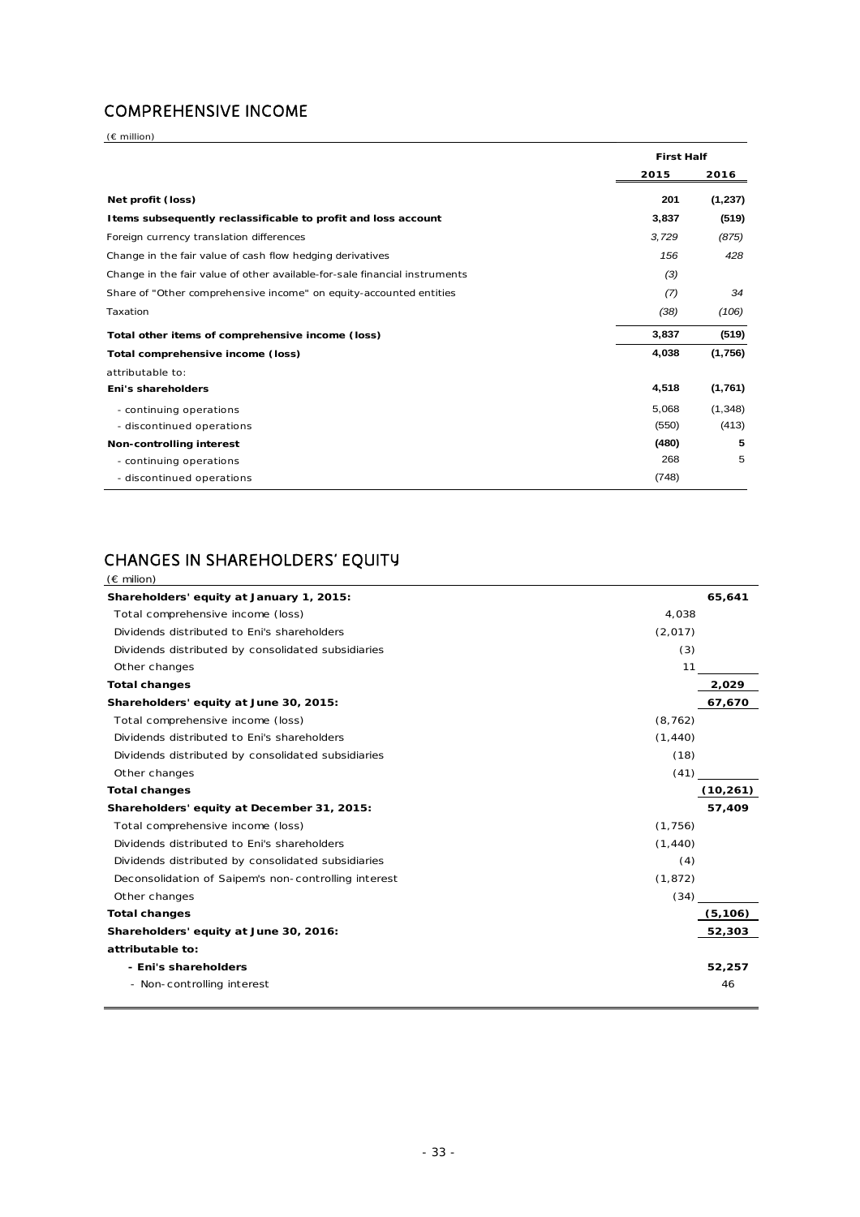## COMPREHENSIVE INCOME

(€ million)

| | First Half | |
|---|---|---|
| | 2015 | 2016 |
| **Net profit (loss)** | **201** | **(1,237)** |
| **Items subsequently reclassificable to profit and loss account** | **3,837** | **(519)** |
| Foreign currency translation differences | *3,729* | *(875)* |
| Change in the fair value of cash flow hedging derivatives | *156* | *428* |
| Change in the fair value of other available-for-sale financial instruments | *(3)* | |
| Share of "Other comprehensive income" on equity-accounted entities | *(7)* | *34* |
| Taxation | *(38)* | *(106)* |
| **Total other items of comprehensive income (loss)** | **3,837** | **(519)** |
| **Total comprehensive income (loss)** | **4,038** | **(1,756)** |
| attributable to: | | |
| **Eni's shareholders** | **4,518** | **(1,761)** |
| - continuing operations | 5,068 | (1,348) |
| - discontinued operations | (550) | (413) |
| **Non-controlling interest** | **(480)** | **5** |
| - continuing operations | 268 | 5 |
| - discontinued operations | (748) | |

## CHANGES IN SHAREHOLDERS' EQUITY

(€ milion)

| | | |
|---|---|---|
| **Shareholders' equity at January 1, 2015:** | | **65,641** |
| Total comprehensive income (loss) | 4,038 | |
| Dividends distributed to Eni's shareholders | (2,017) | |
| Dividends distributed by consolidated subsidiaries | (3) | |
| Other changes | 11 | |
| **Total changes** | | **2,029** |
| **Shareholders' equity at June 30, 2015:** | | **67,670** |
| Total comprehensive income (loss) | (8,762) | |
| Dividends distributed to Eni's shareholders | (1,440) | |
| Dividends distributed by consolidated subsidiaries | (18) | |
| Other changes | (41) | |
| **Total changes** | | **(10,261)** |
| **Shareholders' equity at December 31, 2015:** | | **57,409** |
| Total comprehensive income (loss) | (1,756) | |
| Dividends distributed to Eni's shareholders | (1,440) | |
| Dividends distributed by consolidated subsidiaries | (4) | |
| Deconsolidation of Saipem's non-controlling interest | (1,872) | |
| Other changes | (34) | |
| **Total changes** | | **(5,106)** |
| **Shareholders' equity at June 30, 2016:** | | **52,303** |
| **attributable to:** | | |
| **- Eni's shareholders** | | **52,257** |
| - Non-controlling interest | | 46 |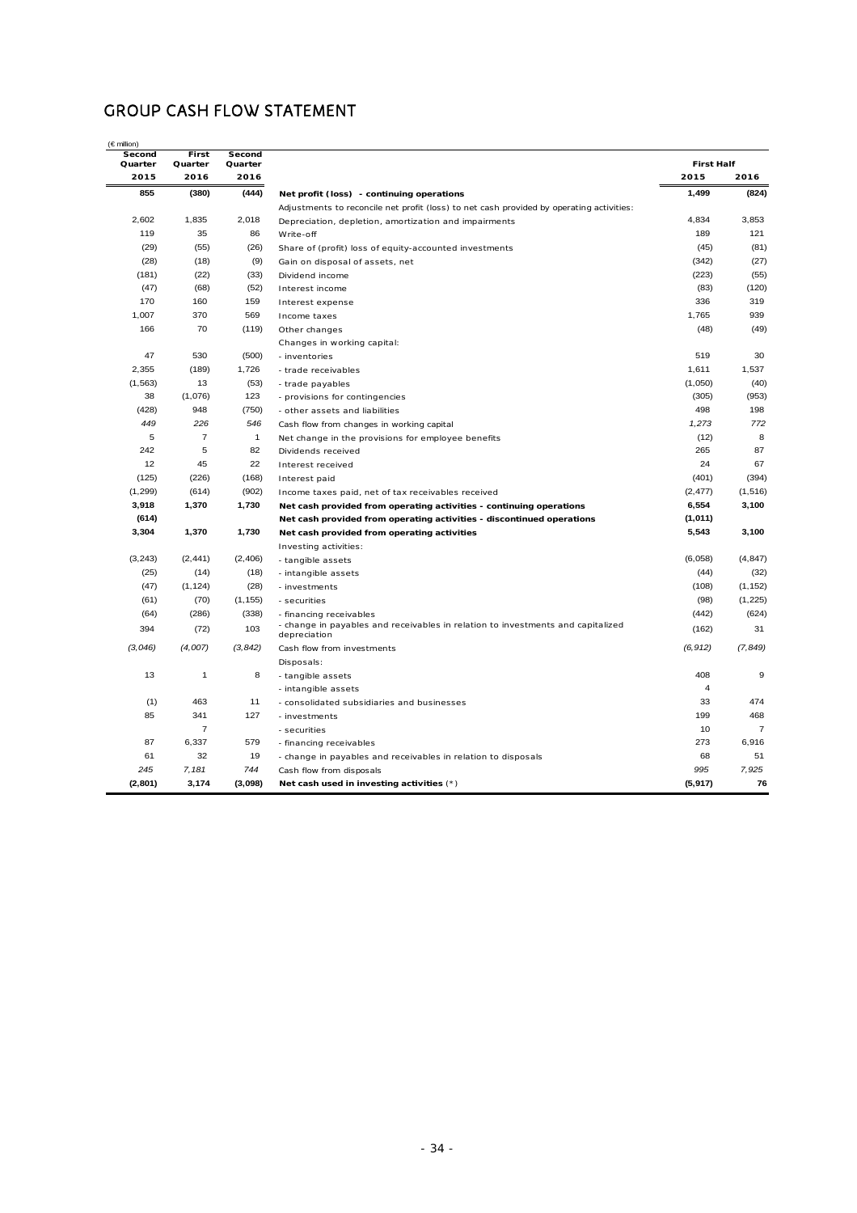# GROUP CASH FLOW STATEMENT

(€ million)

| Second Quarter 2015 | First Quarter 2016 | Second Quarter 2016 | | First Half 2015 | First Half 2016 |
|---|---|---|---|---|---|
| **855** | **(380)** | **(444)** | **Net profit (loss) - continuing operations** | **1,499** | **(824)** |
| | | | Adjustments to reconcile net profit (loss) to net cash provided by operating activities: | | |
| 2,602 | 1,835 | 2,018 | Depreciation, depletion, amortization and impairments | 4,834 | 3,853 |
| 119 | 35 | 86 | Write-off | 189 | 121 |
| (29) | (55) | (26) | Share of (profit) loss of equity-accounted investments | (45) | (81) |
| (28) | (18) | (9) | Gain on disposal of assets, net | (342) | (27) |
| (181) | (22) | (33) | Dividend income | (223) | (55) |
| (47) | (68) | (52) | Interest income | (83) | (120) |
| 170 | 160 | 159 | Interest expense | 336 | 319 |
| 1,007 | 370 | 569 | Income taxes | 1,765 | 939 |
| 166 | 70 | (119) | Other changes | (48) | (49) |
| | | | Changes in working capital: | | |
| 47 | 530 | (500) | - inventories | 519 | 30 |
| 2,355 | (189) | 1,726 | - trade receivables | 1,611 | 1,537 |
| (1,563) | 13 | (53) | - trade payables | (1,050) | (40) |
| 38 | (1,076) | 123 | - provisions for contingencies | (305) | (953) |
| (428) | 948 | (750) | - other assets and liabilities | 498 | 198 |
| *449* | *226* | *546* | Cash flow from changes in working capital | *1,273* | *772* |
| 5 | 7 | 1 | Net change in the provisions for employee benefits | (12) | 8 |
| 242 | 5 | 82 | Dividends received | 265 | 87 |
| 12 | 45 | 22 | Interest received | 24 | 67 |
| (125) | (226) | (168) | Interest paid | (401) | (394) |
| (1,299) | (614) | (902) | Income taxes paid, net of tax receivables received | (2,477) | (1,516) |
| **3,918** | **1,370** | **1,730** | **Net cash provided from operating activities - continuing operations** | **6,554** | **3,100** |
| **(614)** | | | **Net cash provided from operating activities - discontinued operations** | **(1,011)** | |
| **3,304** | **1,370** | **1,730** | **Net cash provided from operating activities** | **5,543** | **3,100** |
| | | | Investing activities: | | |
| (3,243) | (2,441) | (2,406) | - tangible assets | (6,058) | (4,847) |
| (25) | (14) | (18) | - intangible assets | (44) | (32) |
| (47) | (1,124) | (28) | - investments | (108) | (1,152) |
| (61) | (70) | (1,155) | - securities | (98) | (1,225) |
| (64) | (286) | (338) | - financing receivables | (442) | (624) |
| 394 | (72) | 103 | - change in payables and receivables in relation to investments and capitalized depreciation | (162) | 31 |
| *(3,046)* | *(4,007)* | *(3,842)* | Cash flow from investments | *(6,912)* | *(7,849)* |
| | | | Disposals: | | |
| 13 | 1 | 8 | - tangible assets | 408 | 9 |
| | | | - intangible assets | 4 | |
| (1) | 463 | 11 | - consolidated subsidiaries and businesses | 33 | 474 |
| 85 | 341 | 127 | - investments | 199 | 468 |
| | 7 | | - securities | 10 | 7 |
| 87 | 6,337 | 579 | - financing receivables | 273 | 6,916 |
| 61 | 32 | 19 | - change in payables and receivables in relation to disposals | 68 | 51 |
| *245* | *7,181* | *744* | Cash flow from disposals | *995* | *7,925* |
| **(2,801)** | **3,174** | **(3,098)** | **Net cash used in investing activities** (*) | **(5,917)** | **76** |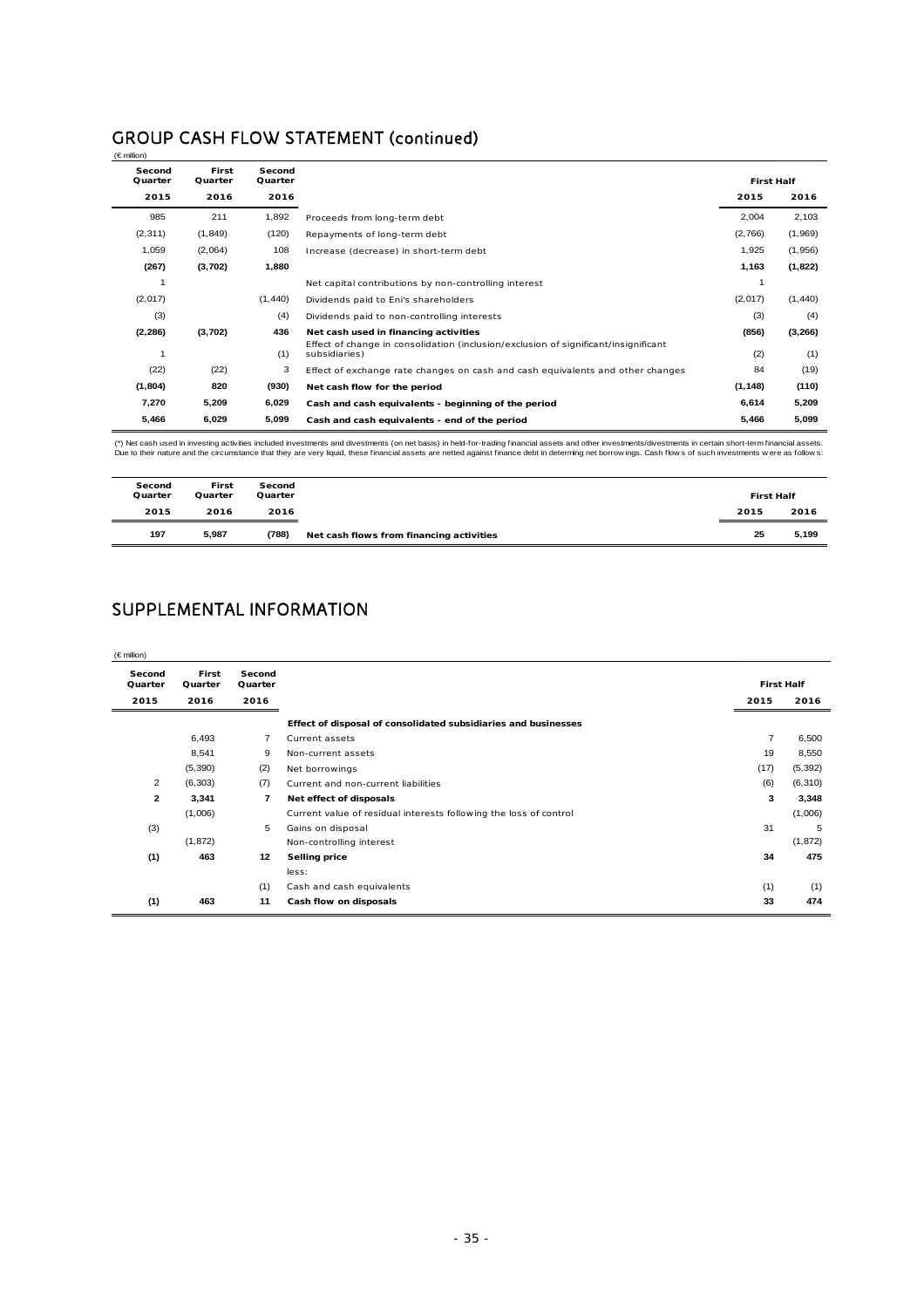## GROUP CASH FLOW STATEMENT (continued)

(€ million)

| Second Quarter 2015 | First Quarter 2016 | Second Quarter 2016 | | First Half 2015 | First Half 2016 |
|---|---|---|---|---|---|
| 985 | 211 | 1,892 | Proceeds from long-term debt | 2,004 | 2,103 |
| (2,311) | (1,849) | (120) | Repayments of long-term debt | (2,766) | (1,969) |
| 1,059 | (2,064) | 108 | Increase (decrease) in short-term debt | 1,925 | (1,956) |
| **(267)** | **(3,702)** | **1,880** | | **1,163** | **(1,822)** |
| 1 | | | Net capital contributions by non-controlling interest | 1 | |
| (2,017) | | (1,440) | Dividends paid to Eni's shareholders | (2,017) | (1,440) |
| (3) | | (4) | Dividends paid to non-controlling interests | (3) | (4) |
| **(2,286)** | **(3,702)** | **436** | **Net cash used in financing activities** | **(856)** | **(3,266)** |
| 1 | | (1) | Effect of change in consolidation (inclusion/exclusion of significant/insignificant subsidiaries) | (2) | (1) |
| (22) | (22) | 3 | Effect of exchange rate changes on cash and cash equivalents and other changes | 84 | (19) |
| **(1,804)** | **820** | **(930)** | **Net cash flow for the period** | **(1,148)** | **(110)** |
| **7,270** | **5,209** | **6,029** | **Cash and cash equivalents - beginning of the period** | **6,614** | **5,209** |
| **5,466** | **6,029** | **5,099** | **Cash and cash equivalents - end of the period** | **5,466** | **5,099** |

(*) Net cash used in investing activities included investments and divestments (on net basis) in held-for-trading financial assets and other investments/divestments in certain short-term financial assets. Due to their nature and the circumstance that they are very liquid, these financial assets are netted against finance debt in determing net borrowings. Cash flows of such investments were as follows:

| Second Quarter 2015 | First Quarter 2016 | Second Quarter 2016 | | First Half 2015 | First Half 2016 |
|---|---|---|---|---|---|
| 197 | 5,987 | (788) | **Net cash flows from financing activities** | 25 | 5,199 |

## SUPPLEMENTAL INFORMATION

(€ million)

| Second Quarter 2015 | First Quarter 2016 | Second Quarter 2016 | | First Half 2015 | First Half 2016 |
|---|---|---|---|---|---|
| | | | **Effect of disposal of consolidated subsidiaries and businesses** | | |
| | 6,493 | 7 | Current assets | 7 | 6,500 |
| | 8,541 | 9 | Non-current assets | 19 | 8,550 |
| | (5,390) | (2) | Net borrowings | (17) | (5,392) |
| 2 | (6,303) | (7) | Current and non-current liabilities | (6) | (6,310) |
| **2** | **3,341** | **7** | **Net effect of disposals** | **3** | **3,348** |
| | (1,006) | | Current value of residual interests following the loss of control | | (1,006) |
| (3) | | 5 | Gains on disposal | 31 | 5 |
| | (1,872) | | Non-controlling interest | | (1,872) |
| **(1)** | **463** | **12** | **Selling price** | **34** | **475** |
| | | | less: | | |
| | | (1) | Cash and cash equivalents | (1) | (1) |
| **(1)** | **463** | **11** | **Cash flow on disposals** | **33** | **474** |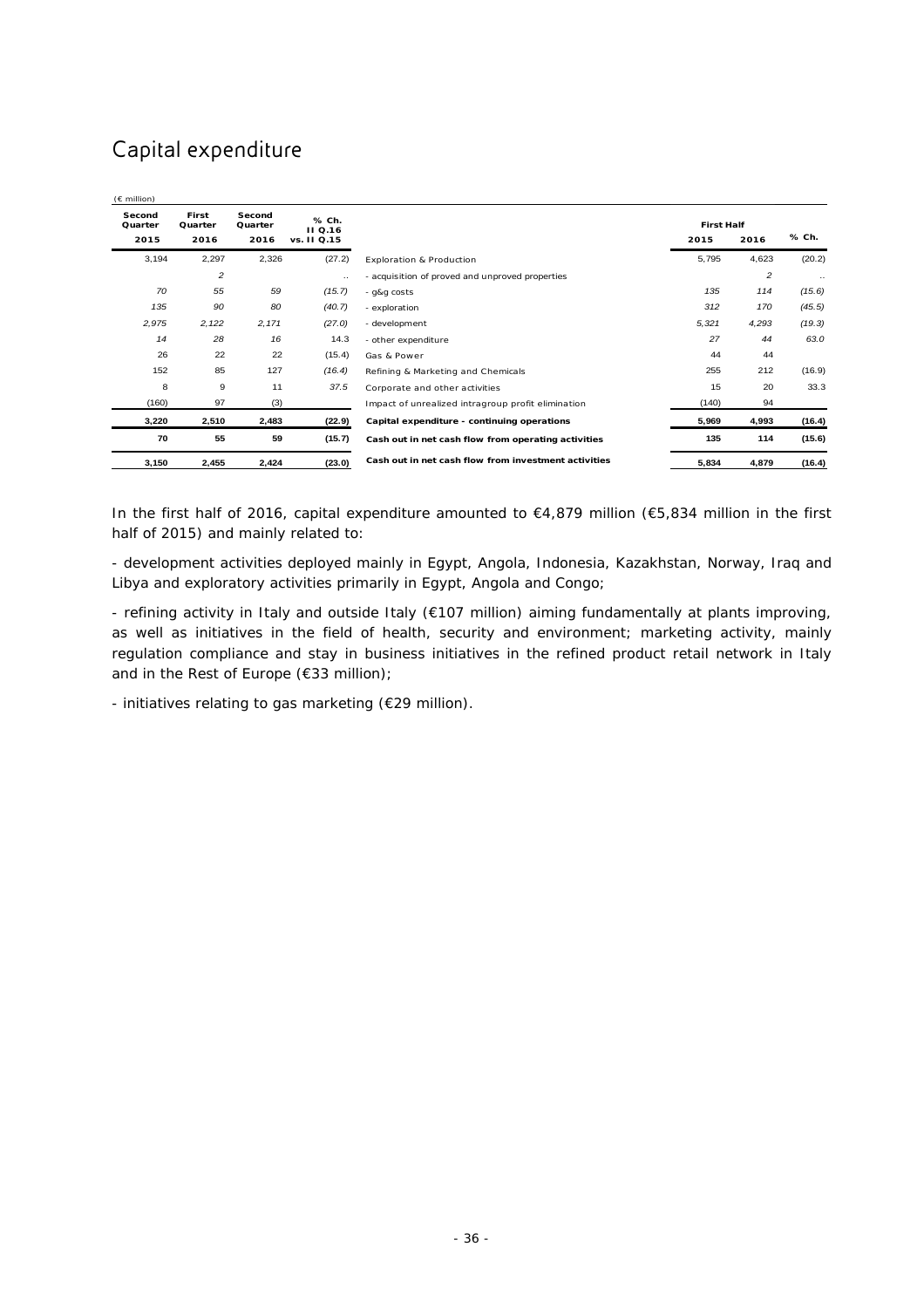# Capital expenditure

(€ million)

| Second Quarter 2015 | First Quarter 2016 | Second Quarter 2016 | % Ch. II Q.16 vs. II Q.15 | | First Half 2015 | First Half 2016 | % Ch. |
|---|---|---|---|---|---|---|---|
| 3,194 | 2,297 | 2,326 | (27.2) | Exploration & Production | 5,795 | 4,623 | (20.2) |
| | *2* | | .. | - acquisition of proved and unproved properties | | *2* | .. |
| *70* | *55* | *59* | *(15.7)* | - g&g costs | *135* | *114* | *(15.6)* |
| *135* | *90* | *80* | *(40.7)* | - exploration | *312* | *170* | *(45.5)* |
| *2,975* | *2,122* | *2,171* | *(27.0)* | - development | *5,321* | *4,293* | *(19.3)* |
| *14* | *28* | *16* | *14.3* | - other expenditure | *27* | *44* | *63.0* |
| 26 | 22 | 22 | (15.4) | Gas & Power | 44 | 44 | |
| 152 | 85 | 127 | *(16.4)* | Refining & Marketing and Chemicals | 255 | 212 | (16.9) |
| 8 | 9 | 11 | *37.5* | Corporate and other activities | 15 | 20 | 33.3 |
| (160) | 97 | (3) | | Impact of unrealized intragroup profit elimination | (140) | 94 | |
| **3,220** | **2,510** | **2,483** | **(22.9)** | **Capital expenditure - continuing operations** | **5,969** | **4,993** | **(16.4)** |
| **70** | **55** | **59** | **(15.7)** | **Cash out in net cash flow from operating activities** | **135** | **114** | **(15.6)** |
| **3,150** | **2,455** | **2,424** | **(23.0)** | **Cash out in net cash flow from investment activities** | **5,834** | **4,879** | **(16.4)** |

In the first half of 2016, capital expenditure amounted to €4,879 million (€5,834 million in the first half of 2015) and mainly related to:

- development activities deployed mainly in Egypt, Angola, Indonesia, Kazakhstan, Norway, Iraq and Libya and exploratory activities primarily in Egypt, Angola and Congo;

- refining activity in Italy and outside Italy (€107 million) aiming fundamentally at plants improving, as well as initiatives in the field of health, security and environment; marketing activity, mainly regulation compliance and stay in business initiatives in the refined product retail network in Italy and in the Rest of Europe (€33 million);

- initiatives relating to gas marketing (€29 million).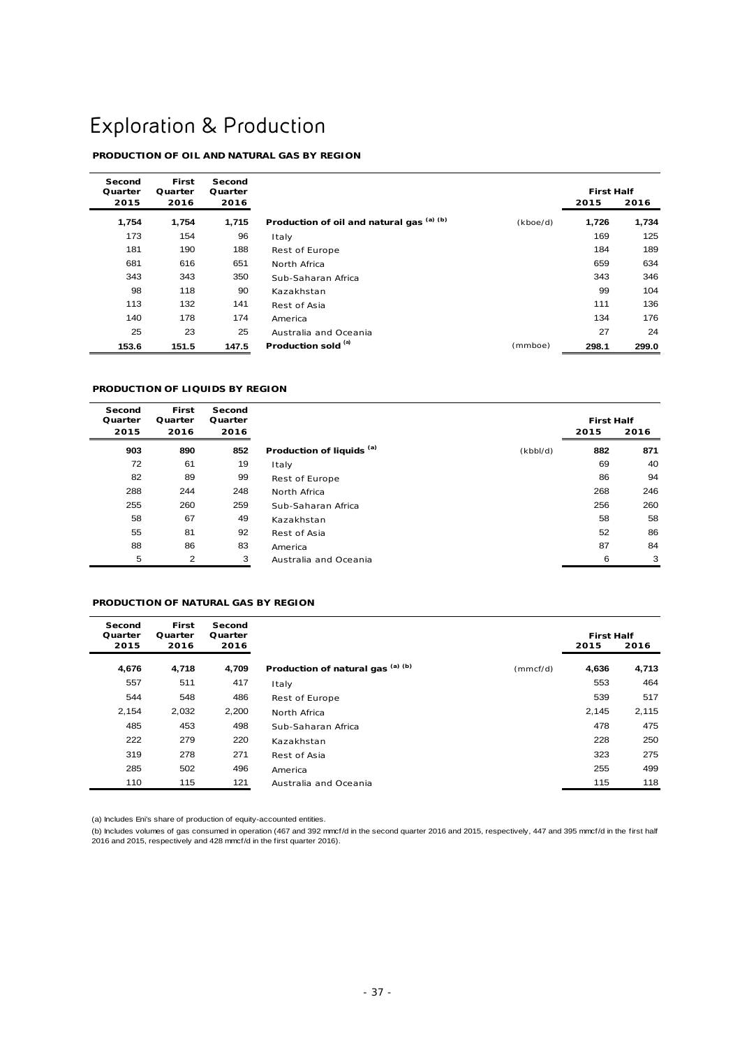# Exploration & Production

## PRODUCTION OF OIL AND NATURAL GAS BY REGION

| Second Quarter 2015 | First Quarter 2016 | Second Quarter 2016 | | | First Half 2015 | First Half 2016 |
|---|---|---|---|---|---|---|
| **1,754** | **1,754** | **1,715** | **Production of oil and natural gas [(a) (b)]** | (kboe/d) | **1,726** | **1,734** |
| 173 | 154 | 96 | Italy | | 169 | 125 |
| 181 | 190 | 188 | Rest of Europe | | 184 | 189 |
| 681 | 616 | 651 | North Africa | | 659 | 634 |
| 343 | 343 | 350 | Sub-Saharan Africa | | 343 | 346 |
| 98 | 118 | 90 | Kazakhstan | | 99 | 104 |
| 113 | 132 | 141 | Rest of Asia | | 111 | 136 |
| 140 | 178 | 174 | America | | 134 | 176 |
| 25 | 23 | 25 | Australia and Oceania | | 27 | 24 |
| **153.6** | **151.5** | **147.5** | **Production sold [(a)]** | (mmboe) | **298.1** | **299.0** |

## PRODUCTION OF LIQUIDS BY REGION

| Second Quarter 2015 | First Quarter 2016 | Second Quarter 2016 | | | First Half 2015 | First Half 2016 |
|---|---|---|---|---|---|---|
| **903** | **890** | **852** | **Production of liquids [(a)]** | (kbbl/d) | **882** | **871** |
| 72 | 61 | 19 | Italy | | 69 | 40 |
| 82 | 89 | 99 | Rest of Europe | | 86 | 94 |
| 288 | 244 | 248 | North Africa | | 268 | 246 |
| 255 | 260 | 259 | Sub-Saharan Africa | | 256 | 260 |
| 58 | 67 | 49 | Kazakhstan | | 58 | 58 |
| 55 | 81 | 92 | Rest of Asia | | 52 | 86 |
| 88 | 86 | 83 | America | | 87 | 84 |
| 5 | 2 | 3 | Australia and Oceania | | 6 | 3 |

## PRODUCTION OF NATURAL GAS BY REGION

| Second Quarter 2015 | First Quarter 2016 | Second Quarter 2016 | | | First Half 2015 | First Half 2016 |
|---|---|---|---|---|---|---|
| **4,676** | **4,718** | **4,709** | **Production of natural gas [(a) (b)]** | (mmcf/d) | **4,636** | **4,713** |
| 557 | 511 | 417 | Italy | | 553 | 464 |
| 544 | 548 | 486 | Rest of Europe | | 539 | 517 |
| 2,154 | 2,032 | 2,200 | North Africa | | 2,145 | 2,115 |
| 485 | 453 | 498 | Sub-Saharan Africa | | 478 | 475 |
| 222 | 279 | 220 | Kazakhstan | | 228 | 250 |
| 319 | 278 | 271 | Rest of Asia | | 323 | 275 |
| 285 | 502 | 496 | America | | 255 | 499 |
| 110 | 115 | 121 | Australia and Oceania | | 115 | 118 |

(a) Includes Eni's share of production of equity-accounted entities.

(b) Includes volumes of gas consumed in operation (467 and 392 mmcf/d in the second quarter 2016 and 2015, respectively, 447 and 395 mmcf/d in the first half 2016 and 2015, respectively and 428 mmcf/d in the first quarter 2016).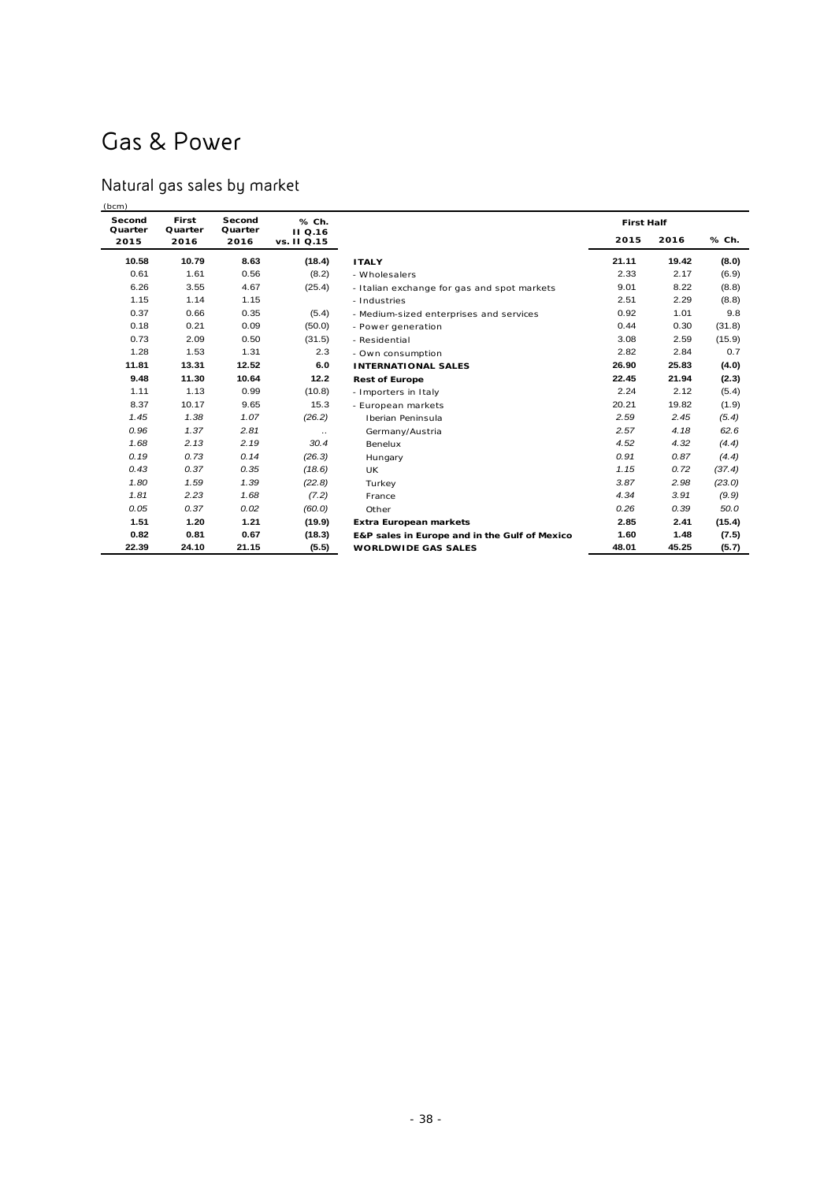# Gas & Power

## Natural gas sales by market

(bcm)

| Second Quarter 2015 | First Quarter 2016 | Second Quarter 2016 | % Ch. II Q.16 vs. II Q.15 | | First Half 2015 | First Half 2016 | % Ch. |
|---|---|---|---|---|---|---|---|
| **10.58** | **10.79** | **8.63** | **(18.4)** | **ITALY** | **21.11** | **19.42** | **(8.0)** |
| 0.61 | 1.61 | 0.56 | (8.2) | - Wholesalers | 2.33 | 2.17 | (6.9) |
| 6.26 | 3.55 | 4.67 | (25.4) | - Italian exchange for gas and spot markets | 9.01 | 8.22 | (8.8) |
| 1.15 | 1.14 | 1.15 | | - Industries | 2.51 | 2.29 | (8.8) |
| 0.37 | 0.66 | 0.35 | (5.4) | - Medium-sized enterprises and services | 0.92 | 1.01 | 9.8 |
| 0.18 | 0.21 | 0.09 | (50.0) | - Power generation | 0.44 | 0.30 | (31.8) |
| 0.73 | 2.09 | 0.50 | (31.5) | - Residential | 3.08 | 2.59 | (15.9) |
| 1.28 | 1.53 | 1.31 | 2.3 | - Own consumption | 2.82 | 2.84 | 0.7 |
| **11.81** | **13.31** | **12.52** | **6.0** | **INTERNATIONAL SALES** | **26.90** | **25.83** | **(4.0)** |
| **9.48** | **11.30** | **10.64** | **12.2** | **Rest of Europe** | **22.45** | **21.94** | **(2.3)** |
| 1.11 | 1.13 | 0.99 | (10.8) | - Importers in Italy | 2.24 | 2.12 | (5.4) |
| 8.37 | 10.17 | 9.65 | 15.3 | - European markets | 20.21 | 19.82 | (1.9) |
| *1.45* | *1.38* | *1.07* | *(26.2)* | Iberian Peninsula | *2.59* | *2.45* | *(5.4)* |
| *0.96* | *1.37* | *2.81* | .. | Germany/Austria | *2.57* | *4.18* | *62.6* |
| *1.68* | *2.13* | *2.19* | *30.4* | Benelux | *4.52* | *4.32* | *(4.4)* |
| *0.19* | *0.73* | *0.14* | *(26.3)* | Hungary | *0.91* | *0.87* | *(4.4)* |
| *0.43* | *0.37* | *0.35* | *(18.6)* | UK | *1.15* | *0.72* | *(37.4)* |
| *1.80* | *1.59* | *1.39* | *(22.8)* | Turkey | *3.87* | *2.98* | *(23.0)* |
| *1.81* | *2.23* | *1.68* | *(7.2)* | France | *4.34* | *3.91* | *(9.9)* |
| *0.05* | *0.37* | *0.02* | *(60.0)* | Other | *0.26* | *0.39* | *50.0* |
| **1.51** | **1.20** | **1.21** | **(19.9)** | **Extra European markets** | **2.85** | **2.41** | **(15.4)** |
| **0.82** | **0.81** | **0.67** | **(18.3)** | **E&P sales in Europe and in the Gulf of Mexico** | **1.60** | **1.48** | **(7.5)** |
| **22.39** | **24.10** | **21.15** | **(5.5)** | **WORLDWIDE GAS SALES** | **48.01** | **45.25** | **(5.7)** |